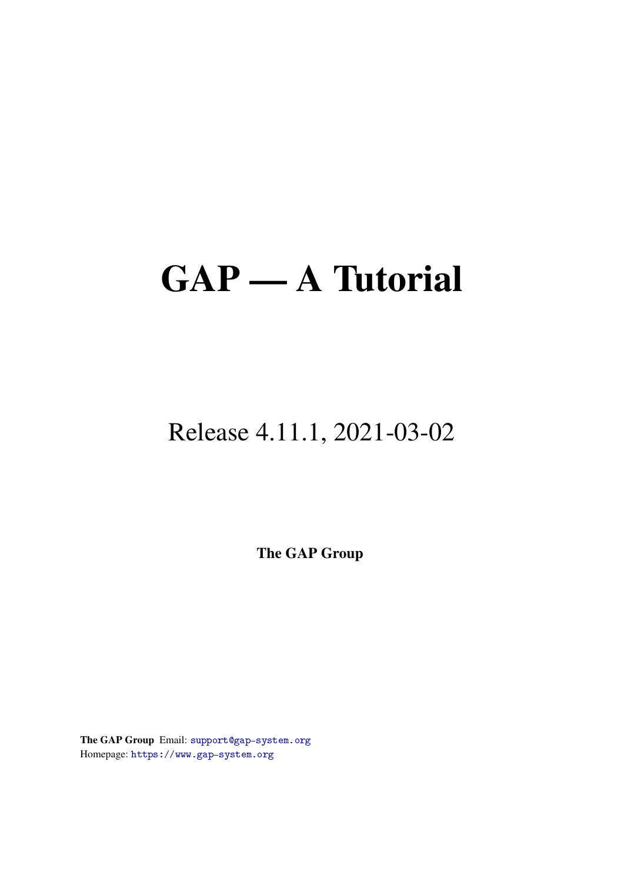# GAP — A Tutorial

Release 4.11.1, 2021-03-02

**The GAP Group**

**The GAP Group** Email: support@gap-system.org
Homepage: https://www.gap-system.org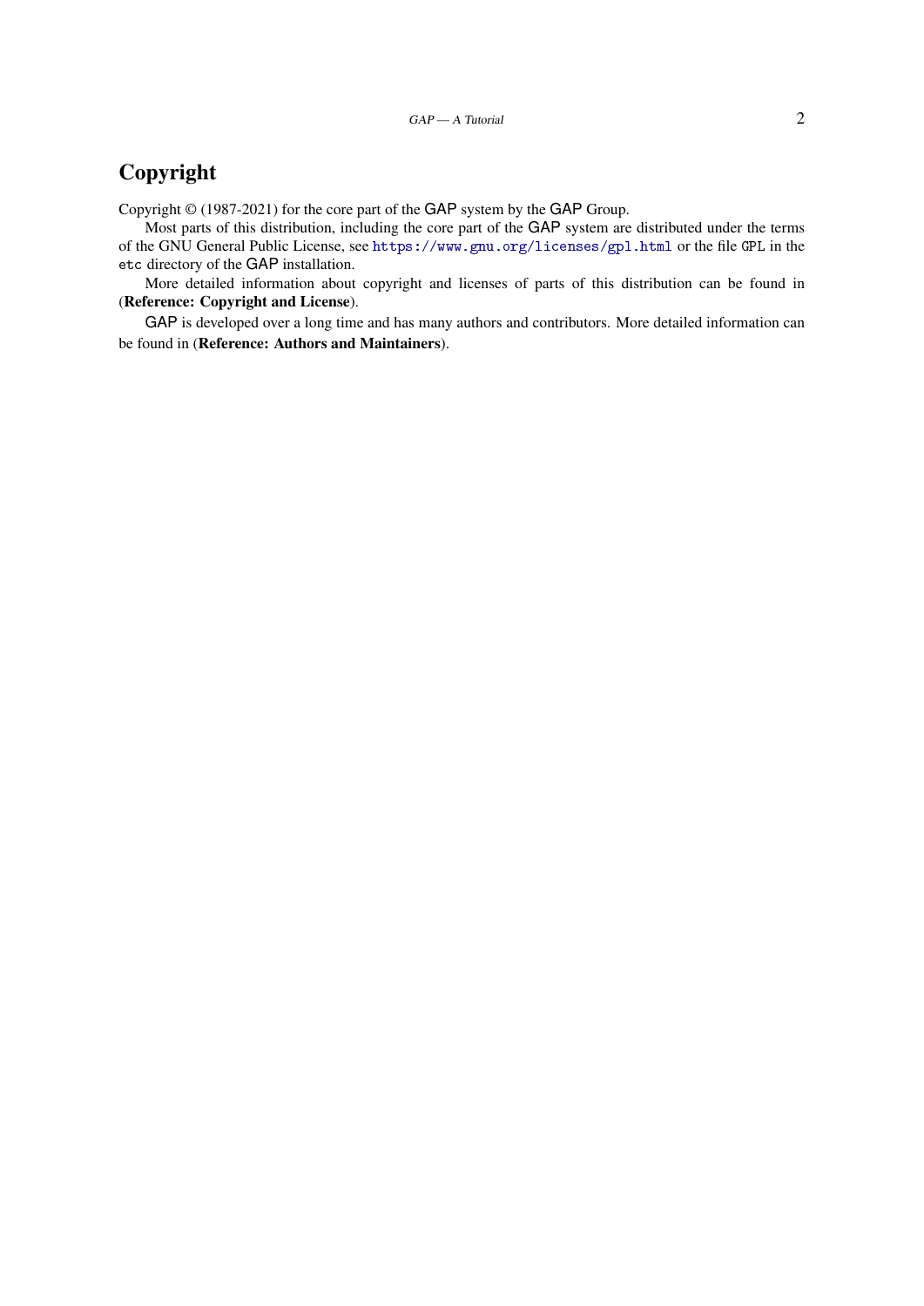# Copyright

Copyright © (1987-2021) for the core part of the GAP system by the GAP Group.

Most parts of this distribution, including the core part of the GAP system are distributed under the terms of the GNU General Public License, see `https://www.gnu.org/licenses/gpl.html` or the file `GPL` in the `etc` directory of the GAP installation.

More detailed information about copyright and licenses of parts of this distribution can be found in (**Reference: Copyright and License**).

GAP is developed over a long time and has many authors and contributors. More detailed information can be found in (**Reference: Authors and Maintainers**).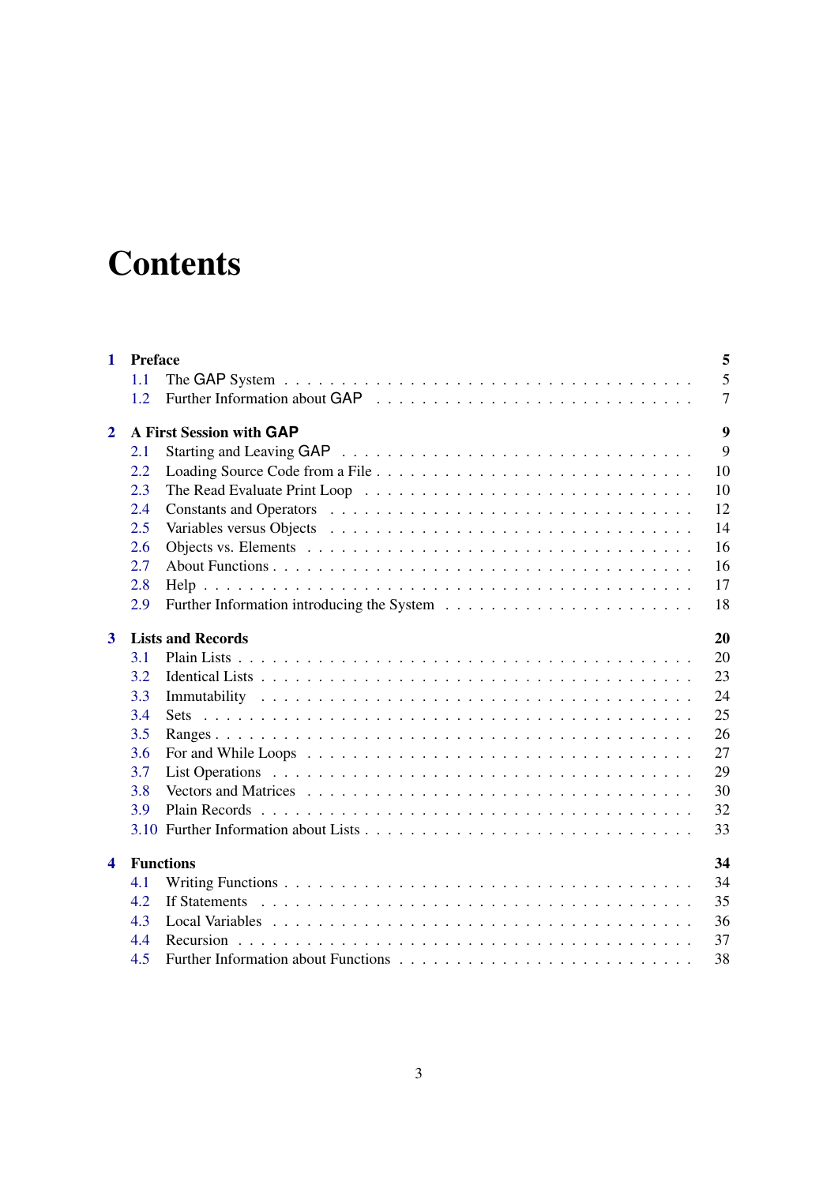# Contents

**1 Preface** — **5**
- 1.1 The GAP System — 5
- 1.2 Further Information about GAP — 7

**2 A First Session with GAP** — **9**
- 2.1 Starting and Leaving GAP — 9
- 2.2 Loading Source Code from a File — 10
- 2.3 The Read Evaluate Print Loop — 10
- 2.4 Constants and Operators — 12
- 2.5 Variables versus Objects — 14
- 2.6 Objects vs. Elements — 16
- 2.7 About Functions — 16
- 2.8 Help — 17
- 2.9 Further Information introducing the System — 18

**3 Lists and Records** — **20**
- 3.1 Plain Lists — 20
- 3.2 Identical Lists — 23
- 3.3 Immutability — 24
- 3.4 Sets — 25
- 3.5 Ranges — 26
- 3.6 For and While Loops — 27
- 3.7 List Operations — 29
- 3.8 Vectors and Matrices — 30
- 3.9 Plain Records — 32
- 3.10 Further Information about Lists — 33

**4 Functions** — **34**
- 4.1 Writing Functions — 34
- 4.2 If Statements — 35
- 4.3 Local Variables — 36
- 4.4 Recursion — 37
- 4.5 Further Information about Functions — 38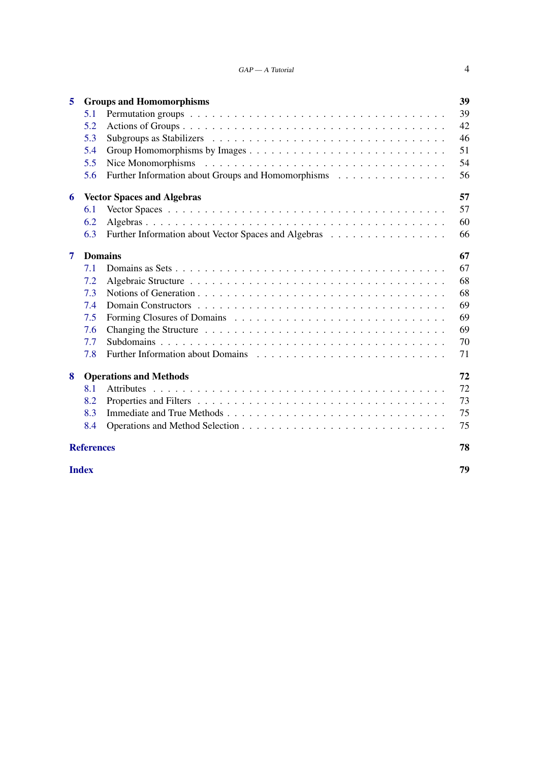**5 Groups and Homomorphisms** **39**

- 5.1 Permutation groups . . . 39
- 5.2 Actions of Groups . . . 42
- 5.3 Subgroups as Stabilizers . . . 46
- 5.4 Group Homomorphisms by Images . . . 51
- 5.5 Nice Monomorphisms . . . 54
- 5.6 Further Information about Groups and Homomorphisms . . . 56

**6 Vector Spaces and Algebras** **57**

- 6.1 Vector Spaces . . . 57
- 6.2 Algebras . . . 60
- 6.3 Further Information about Vector Spaces and Algebras . . . 66

**7 Domains** **67**

- 7.1 Domains as Sets . . . 67
- 7.2 Algebraic Structure . . . 68
- 7.3 Notions of Generation . . . 68
- 7.4 Domain Constructors . . . 69
- 7.5 Forming Closures of Domains . . . 69
- 7.6 Changing the Structure . . . 69
- 7.7 Subdomains . . . 70
- 7.8 Further Information about Domains . . . 71

**8 Operations and Methods** **72**

- 8.1 Attributes . . . 72
- 8.2 Properties and Filters . . . 73
- 8.3 Immediate and True Methods . . . 75
- 8.4 Operations and Method Selection . . . 75

**References** **78**

**Index** **79**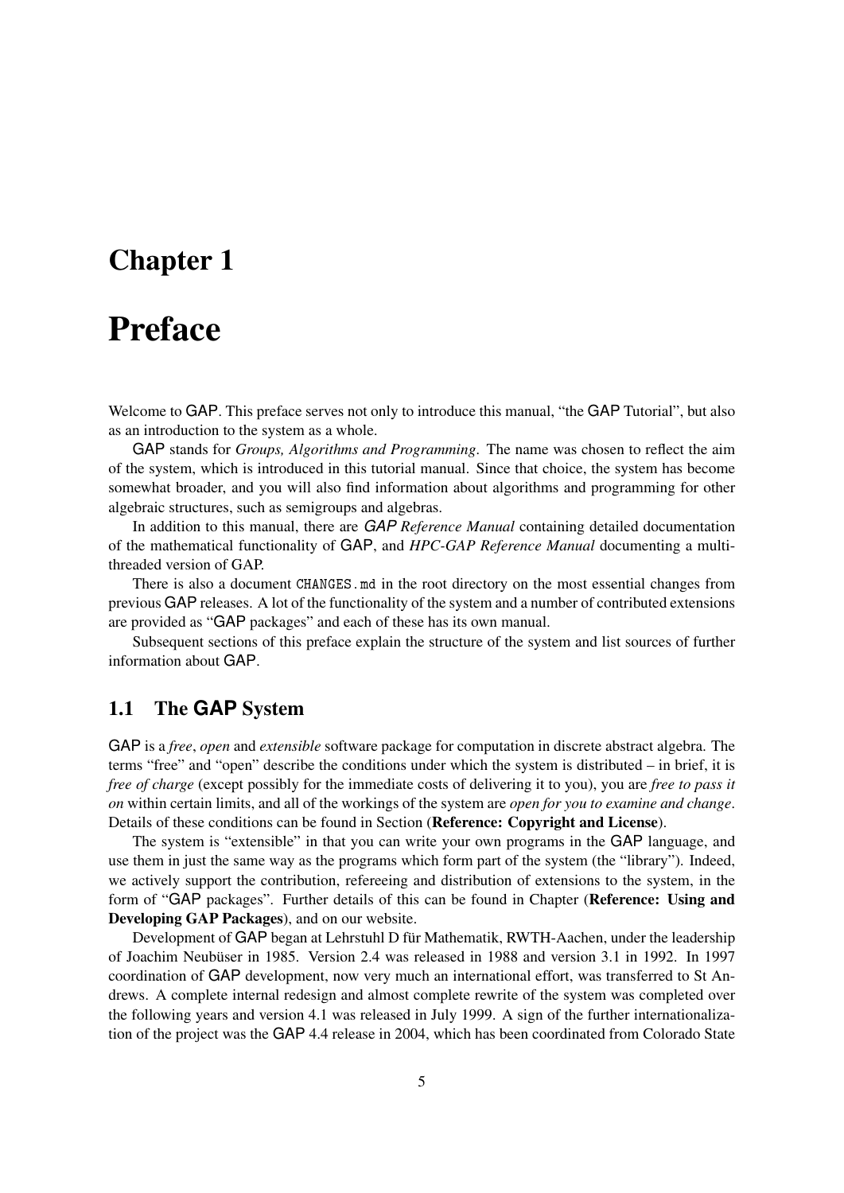# Chapter 1

# Preface

Welcome to GAP. This preface serves not only to introduce this manual, "the GAP Tutorial", but also as an introduction to the system as a whole.

GAP stands for *Groups, Algorithms and Programming*. The name was chosen to reflect the aim of the system, which is introduced in this tutorial manual. Since that choice, the system has become somewhat broader, and you will also find information about algorithms and programming for other algebraic structures, such as semigroups and algebras.

In addition to this manual, there are *GAP Reference Manual* containing detailed documentation of the mathematical functionality of GAP, and *HPC-GAP Reference Manual* documenting a multi-threaded version of GAP.

There is also a document `CHANGES.md` in the root directory on the most essential changes from previous GAP releases. A lot of the functionality of the system and a number of contributed extensions are provided as "GAP packages" and each of these has its own manual.

Subsequent sections of this preface explain the structure of the system and list sources of further information about GAP.

## 1.1 The GAP System

GAP is a *free*, *open* and *extensible* software package for computation in discrete abstract algebra. The terms "free" and "open" describe the conditions under which the system is distributed – in brief, it is *free of charge* (except possibly for the immediate costs of delivering it to you), you are *free to pass it on* within certain limits, and all of the workings of the system are *open for you to examine and change*. Details of these conditions can be found in Section (**Reference: Copyright and License**).

The system is "extensible" in that you can write your own programs in the GAP language, and use them in just the same way as the programs which form part of the system (the "library"). Indeed, we actively support the contribution, refereeing and distribution of extensions to the system, in the form of "GAP packages". Further details of this can be found in Chapter (**Reference: Using and Developing GAP Packages**), and on our website.

Development of GAP began at Lehrstuhl D für Mathematik, RWTH-Aachen, under the leadership of Joachim Neubüser in 1985. Version 2.4 was released in 1988 and version 3.1 in 1992. In 1997 coordination of GAP development, now very much an international effort, was transferred to St Andrews. A complete internal redesign and almost complete rewrite of the system was completed over the following years and version 4.1 was released in July 1999. A sign of the further internationalization of the project was the GAP 4.4 release in 2004, which has been coordinated from Colorado State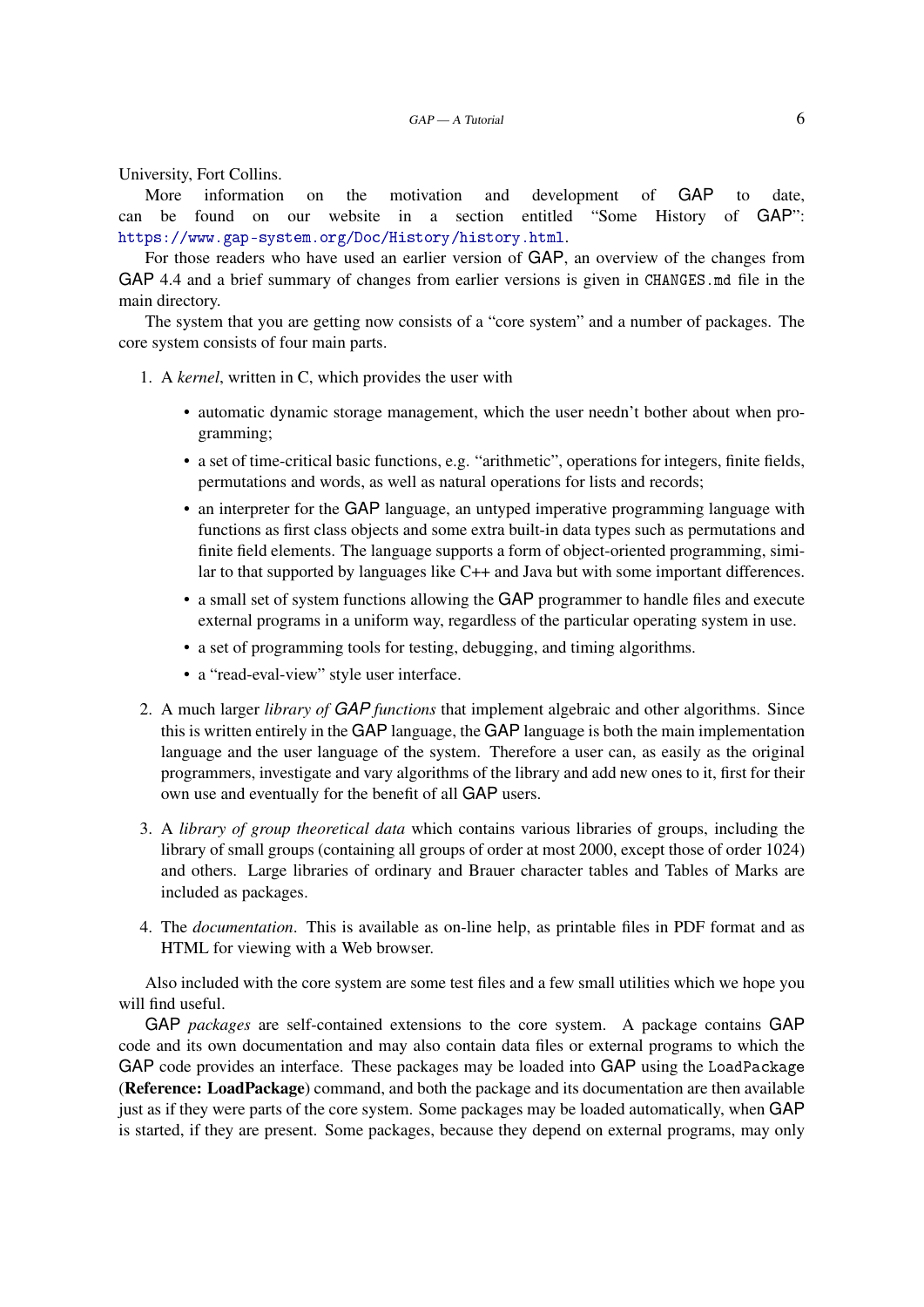University, Fort Collins.

More information on the motivation and development of GAP to date, can be found on our website in a section entitled “Some History of GAP”: https://www.gap-system.org/Doc/History/history.html.

For those readers who have used an earlier version of GAP, an overview of the changes from GAP 4.4 and a brief summary of changes from earlier versions is given in `CHANGES.md` file in the main directory.

The system that you are getting now consists of a “core system” and a number of packages. The core system consists of four main parts.

1. A *kernel*, written in C, which provides the user with

   - automatic dynamic storage management, which the user needn’t bother about when programming;
   - a set of time-critical basic functions, e.g. “arithmetic”, operations for integers, finite fields, permutations and words, as well as natural operations for lists and records;
   - an interpreter for the GAP language, an untyped imperative programming language with functions as first class objects and some extra built-in data types such as permutations and finite field elements. The language supports a form of object-oriented programming, similar to that supported by languages like C++ and Java but with some important differences.
   - a small set of system functions allowing the GAP programmer to handle files and execute external programs in a uniform way, regardless of the particular operating system in use.
   - a set of programming tools for testing, debugging, and timing algorithms.
   - a “read-eval-view” style user interface.

2. A much larger *library of GAP functions* that implement algebraic and other algorithms. Since this is written entirely in the GAP language, the GAP language is both the main implementation language and the user language of the system. Therefore a user can, as easily as the original programmers, investigate and vary algorithms of the library and add new ones to it, first for their own use and eventually for the benefit of all GAP users.

3. A *library of group theoretical data* which contains various libraries of groups, including the library of small groups (containing all groups of order at most 2000, except those of order 1024) and others. Large libraries of ordinary and Brauer character tables and Tables of Marks are included as packages.

4. The *documentation*. This is available as on-line help, as printable files in PDF format and as HTML for viewing with a Web browser.

Also included with the core system are some test files and a few small utilities which we hope you will find useful.

GAP *packages* are self-contained extensions to the core system. A package contains GAP code and its own documentation and may also contain data files or external programs to which the GAP code provides an interface. These packages may be loaded into GAP using the `LoadPackage` (**Reference: LoadPackage**) command, and both the package and its documentation are then available just as if they were parts of the core system. Some packages may be loaded automatically, when GAP is started, if they are present. Some packages, because they depend on external programs, may only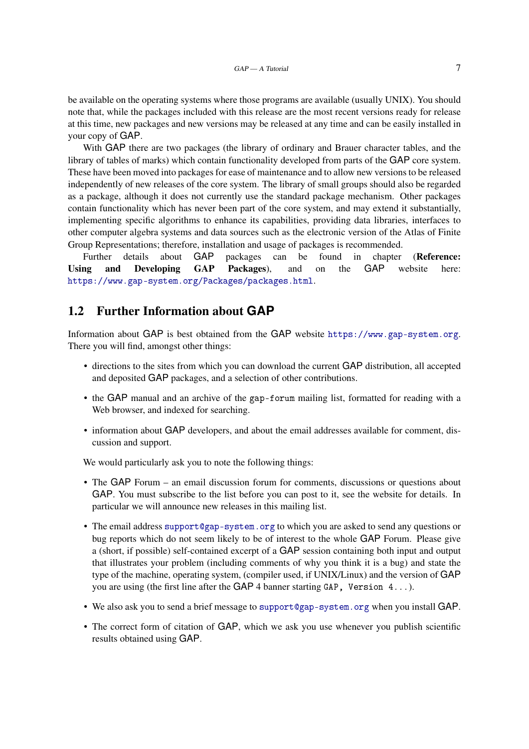be available on the operating systems where those programs are available (usually UNIX). You should note that, while the packages included with this release are the most recent versions ready for release at this time, new packages and new versions may be released at any time and can be easily installed in your copy of GAP.

With GAP there are two packages (the library of ordinary and Brauer character tables, and the library of tables of marks) which contain functionality developed from parts of the GAP core system. These have been moved into packages for ease of maintenance and to allow new versions to be released independently of new releases of the core system. The library of small groups should also be regarded as a package, although it does not currently use the standard package mechanism. Other packages contain functionality which has never been part of the core system, and may extend it substantially, implementing specific algorithms to enhance its capabilities, providing data libraries, interfaces to other computer algebra systems and data sources such as the electronic version of the Atlas of Finite Group Representations; therefore, installation and usage of packages is recommended.

Further details about GAP packages can be found in chapter (**Reference: Using and Developing GAP Packages**), and on the GAP website here: https://www.gap-system.org/Packages/packages.html.

## 1.2 Further Information about GAP

Information about GAP is best obtained from the GAP website https://www.gap-system.org. There you will find, amongst other things:

- directions to the sites from which you can download the current GAP distribution, all accepted and deposited GAP packages, and a selection of other contributions.
- the GAP manual and an archive of the `gap-forum` mailing list, formatted for reading with a Web browser, and indexed for searching.
- information about GAP developers, and about the email addresses available for comment, discussion and support.

We would particularly ask you to note the following things:

- The GAP Forum – an email discussion forum for comments, discussions or questions about GAP. You must subscribe to the list before you can post to it, see the website for details. In particular we will announce new releases in this mailing list.
- The email address support@gap-system.org to which you are asked to send any questions or bug reports which do not seem likely to be of interest to the whole GAP Forum. Please give a (short, if possible) self-contained excerpt of a GAP session containing both input and output that illustrates your problem (including comments of why you think it is a bug) and state the type of the machine, operating system, (compiler used, if UNIX/Linux) and the version of GAP you are using (the first line after the GAP 4 banner starting `GAP, Version 4...`).
- We also ask you to send a brief message to support@gap-system.org when you install GAP.
- The correct form of citation of GAP, which we ask you use whenever you publish scientific results obtained using GAP.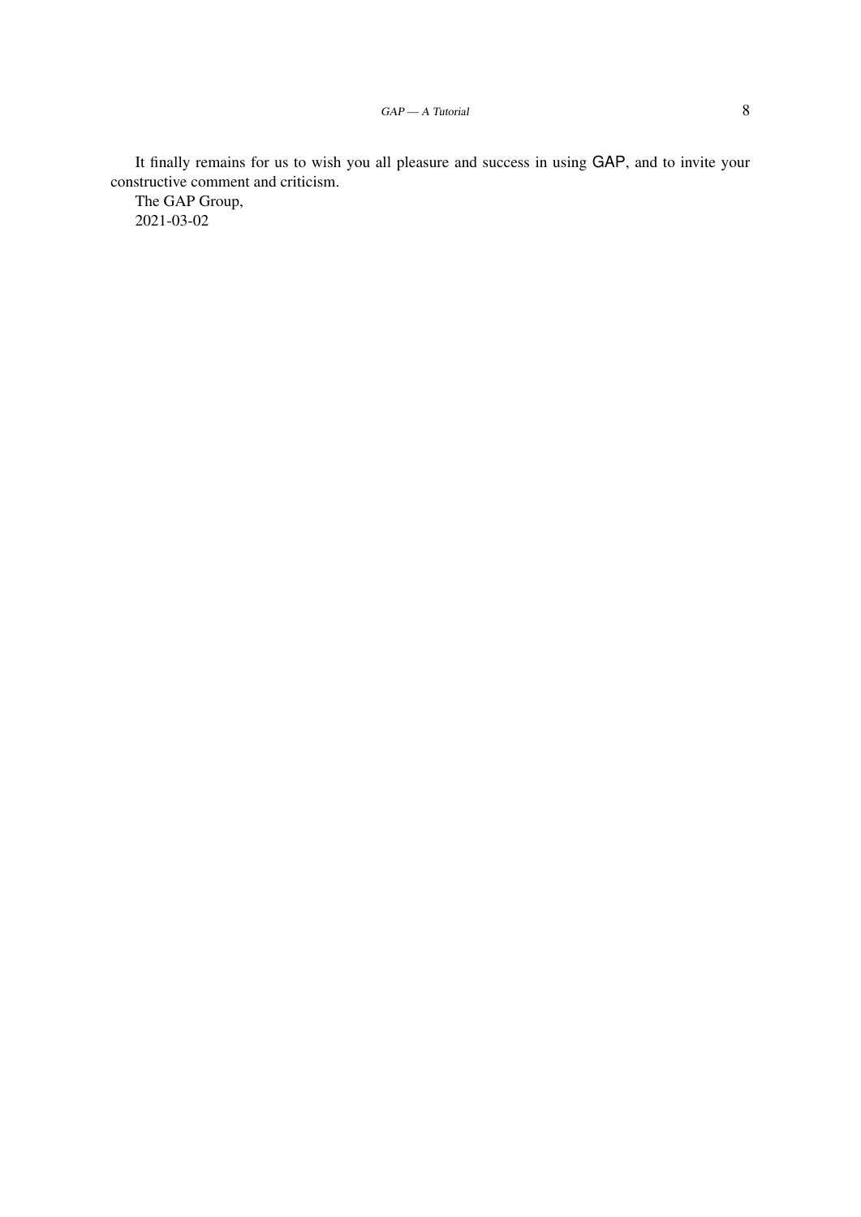It finally remains for us to wish you all pleasure and success in using GAP, and to invite your constructive comment and criticism.

The GAP Group,
2021-03-02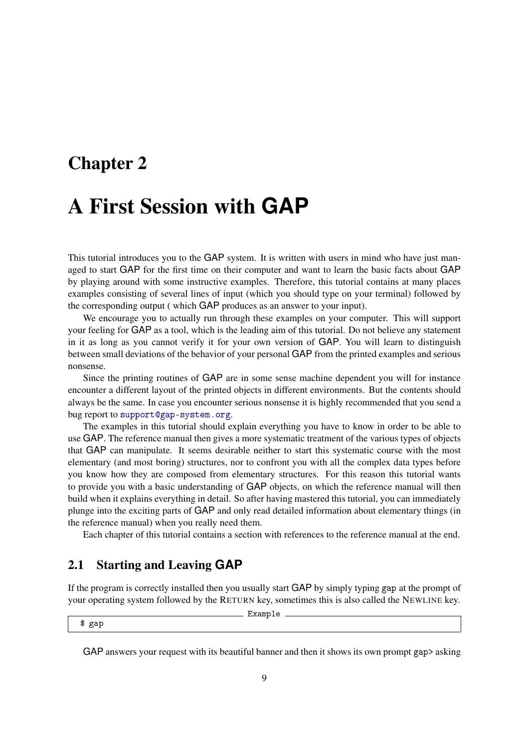# Chapter 2

# A First Session with GAP

This tutorial introduces you to the GAP system. It is written with users in mind who have just managed to start GAP for the first time on their computer and want to learn the basic facts about GAP by playing around with some instructive examples. Therefore, this tutorial contains at many places examples consisting of several lines of input (which you should type on your terminal) followed by the corresponding output ( which GAP produces as an answer to your input).

We encourage you to actually run through these examples on your computer. This will support your feeling for GAP as a tool, which is the leading aim of this tutorial. Do not believe any statement in it as long as you cannot verify it for your own version of GAP. You will learn to distinguish between small deviations of the behavior of your personal GAP from the printed examples and serious nonsense.

Since the printing routines of GAP are in some sense machine dependent you will for instance encounter a different layout of the printed objects in different environments. But the contents should always be the same. In case you encounter serious nonsense it is highly recommended that you send a bug report to support@gap-system.org.

The examples in this tutorial should explain everything you have to know in order to be able to use GAP. The reference manual then gives a more systematic treatment of the various types of objects that GAP can manipulate. It seems desirable neither to start this systematic course with the most elementary (and most boring) structures, nor to confront you with all the complex data types before you know how they are composed from elementary structures. For this reason this tutorial wants to provide you with a basic understanding of GAP objects, on which the reference manual will then build when it explains everything in detail. So after having mastered this tutorial, you can immediately plunge into the exciting parts of GAP and only read detailed information about elementary things (in the reference manual) when you really need them.

Each chapter of this tutorial contains a section with references to the reference manual at the end.

## 2.1 Starting and Leaving GAP

If the program is correctly installed then you usually start GAP by simply typing gap at the prompt of your operating system followed by the RETURN key, sometimes this is also called the NEWLINE key.

Example
```
$ gap
```

GAP answers your request with its beautiful banner and then it shows its own prompt gap> asking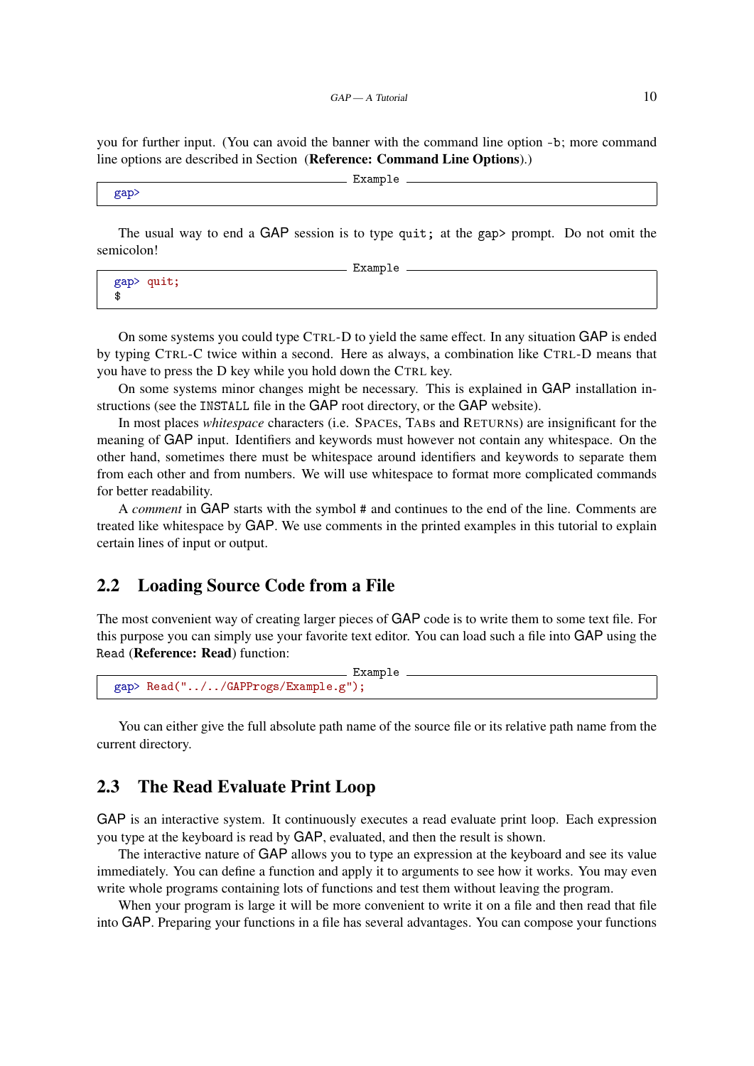you for further input. (You can avoid the banner with the command line option `-b`; more command line options are described in Section (**Reference: Command Line Options**).)

```
gap>
```

The usual way to end a GAP session is to type `quit;` at the `gap>` prompt. Do not omit the semicolon!

```
gap> quit;
$
```

On some systems you could type CTRL-D to yield the same effect. In any situation GAP is ended by typing CTRL-C twice within a second. Here as always, a combination like CTRL-D means that you have to press the D key while you hold down the CTRL key.

On some systems minor changes might be necessary. This is explained in GAP installation instructions (see the `INSTALL` file in the GAP root directory, or the GAP website).

In most places *whitespace* characters (i.e. SPACEs, TABs and RETURNs) are insignificant for the meaning of GAP input. Identifiers and keywords must however not contain any whitespace. On the other hand, sometimes there must be whitespace around identifiers and keywords to separate them from each other and from numbers. We will use whitespace to format more complicated commands for better readability.

A *comment* in GAP starts with the symbol # and continues to the end of the line. Comments are treated like whitespace by GAP. We use comments in the printed examples in this tutorial to explain certain lines of input or output.

## 2.2 Loading Source Code from a File

The most convenient way of creating larger pieces of GAP code is to write them to some text file. For this purpose you can simply use your favorite text editor. You can load such a file into GAP using the `Read` (**Reference: Read**) function:

```
gap> Read("../../GAPProgs/Example.g");
```

You can either give the full absolute path name of the source file or its relative path name from the current directory.

## 2.3 The Read Evaluate Print Loop

GAP is an interactive system. It continuously executes a read evaluate print loop. Each expression you type at the keyboard is read by GAP, evaluated, and then the result is shown.

The interactive nature of GAP allows you to type an expression at the keyboard and see its value immediately. You can define a function and apply it to arguments to see how it works. You may even write whole programs containing lots of functions and test them without leaving the program.

When your program is large it will be more convenient to write it on a file and then read that file into GAP. Preparing your functions in a file has several advantages. You can compose your functions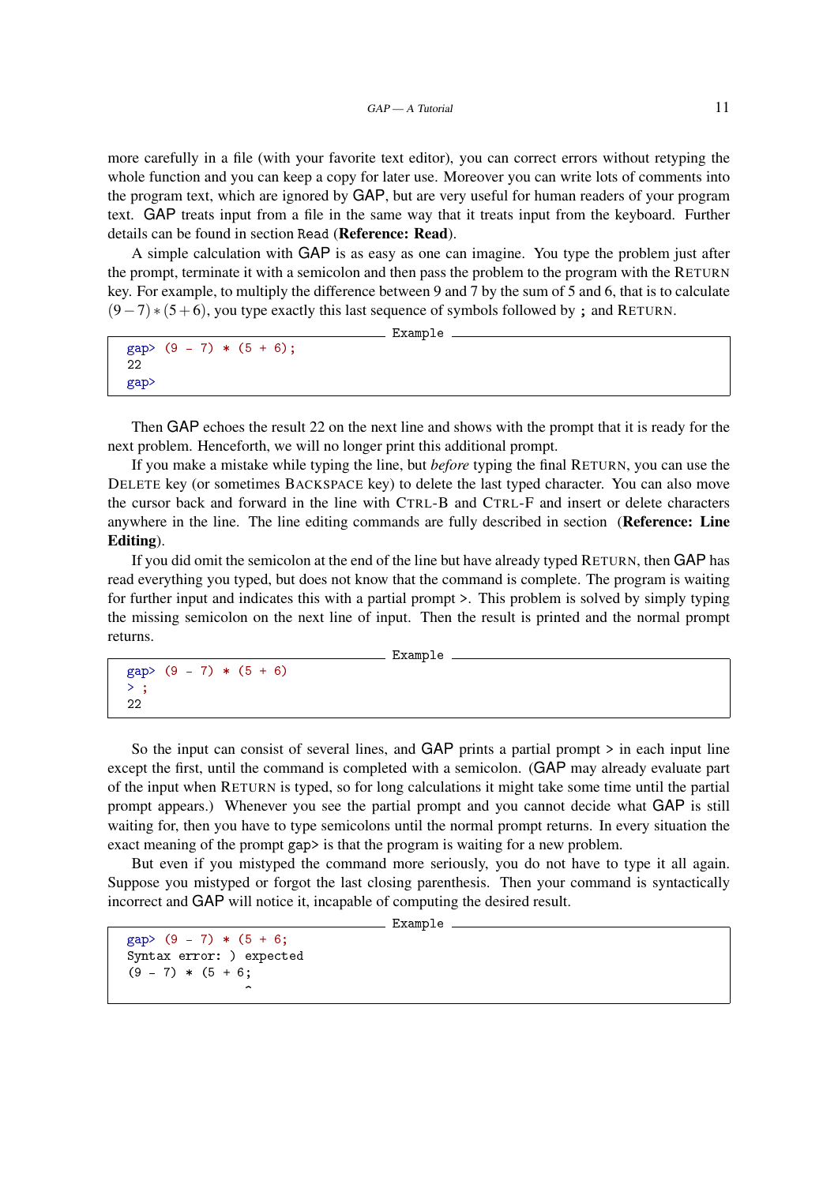more carefully in a file (with your favorite text editor), you can correct errors without retyping the whole function and you can keep a copy for later use. Moreover you can write lots of comments into the program text, which are ignored by GAP, but are very useful for human readers of your program text. GAP treats input from a file in the same way that it treats input from the keyboard. Further details can be found in section Read (**Reference: Read**).

A simple calculation with GAP is as easy as one can imagine. You type the problem just after the prompt, terminate it with a semicolon and then pass the problem to the program with the RETURN key. For example, to multiply the difference between 9 and 7 by the sum of 5 and 6, that is to calculate $(9-7)*(5+6)$, you type exactly this last sequence of symbols followed by ; and RETURN.

Example

```
gap> (9 - 7) * (5 + 6);
22
gap>
```

Then GAP echoes the result 22 on the next line and shows with the prompt that it is ready for the next problem. Henceforth, we will no longer print this additional prompt.

If you make a mistake while typing the line, but *before* typing the final RETURN, you can use the DELETE key (or sometimes BACKSPACE key) to delete the last typed character. You can also move the cursor back and forward in the line with CTRL-B and CTRL-F and insert or delete characters anywhere in the line. The line editing commands are fully described in section (**Reference: Line Editing**).

If you did omit the semicolon at the end of the line but have already typed RETURN, then GAP has read everything you typed, but does not know that the command is complete. The program is waiting for further input and indicates this with a partial prompt >. This problem is solved by simply typing the missing semicolon on the next line of input. Then the result is printed and the normal prompt returns.

Example

```
gap> (9 - 7) * (5 + 6)
> ;
22
```

So the input can consist of several lines, and GAP prints a partial prompt > in each input line except the first, until the command is completed with a semicolon. (GAP may already evaluate part of the input when RETURN is typed, so for long calculations it might take some time until the partial prompt appears.) Whenever you see the partial prompt and you cannot decide what GAP is still waiting for, then you have to type semicolons until the normal prompt returns. In every situation the exact meaning of the prompt gap> is that the program is waiting for a new problem.

But even if you mistyped the command more seriously, you do not have to type it all again. Suppose you mistyped or forgot the last closing parenthesis. Then your command is syntactically incorrect and GAP will notice it, incapable of computing the desired result.

Example

```
gap> (9 - 7) * (5 + 6;
Syntax error: ) expected
(9 - 7) * (5 + 6;
                ^
```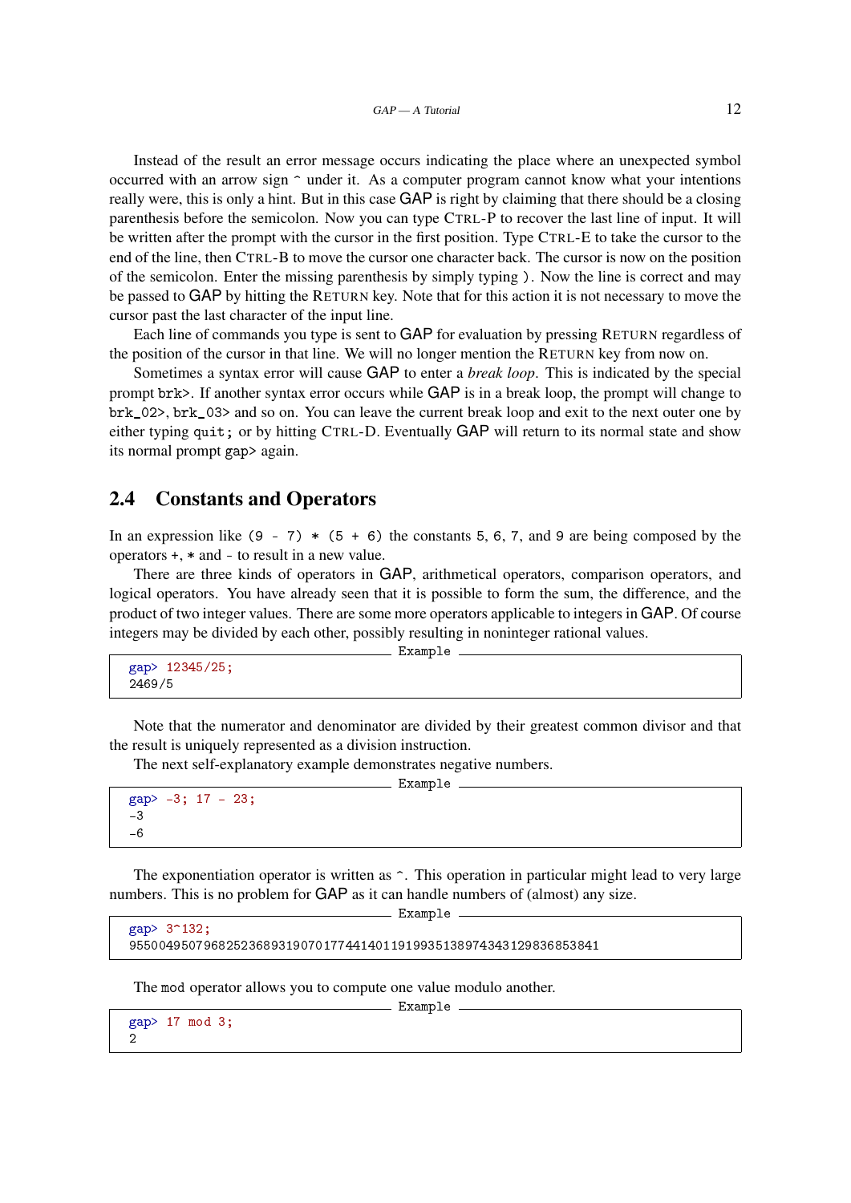Instead of the result an error message occurs indicating the place where an unexpected symbol occurred with an arrow sign ^ under it. As a computer program cannot know what your intentions really were, this is only a hint. But in this case GAP is right by claiming that there should be a closing parenthesis before the semicolon. Now you can type CTRL-P to recover the last line of input. It will be written after the prompt with the cursor in the first position. Type CTRL-E to take the cursor to the end of the line, then CTRL-B to move the cursor one character back. The cursor is now on the position of the semicolon. Enter the missing parenthesis by simply typing `)`. Now the line is correct and may be passed to GAP by hitting the RETURN key. Note that for this action it is not necessary to move the cursor past the last character of the input line.

Each line of commands you type is sent to GAP for evaluation by pressing RETURN regardless of the position of the cursor in that line. We will no longer mention the RETURN key from now on.

Sometimes a syntax error will cause GAP to enter a *break loop*. This is indicated by the special prompt `brk>`. If another syntax error occurs while GAP is in a break loop, the prompt will change to `brk_02>`, `brk_03>` and so on. You can leave the current break loop and exit to the next outer one by either typing `quit;` or by hitting CTRL-D. Eventually GAP will return to its normal state and show its normal prompt `gap>` again.

## 2.4 Constants and Operators

In an expression like `(9 - 7) * (5 + 6)` the constants `5`, `6`, `7`, and `9` are being composed by the operators `+`, `*` and `-` to result in a new value.

There are three kinds of operators in GAP, arithmetical operators, comparison operators, and logical operators. You have already seen that it is possible to form the sum, the difference, and the product of two integer values. There are some more operators applicable to integers in GAP. Of course integers may be divided by each other, possibly resulting in noninteger rational values.

Example

```
gap> 12345/25;
2469/5
```

Note that the numerator and denominator are divided by their greatest common divisor and that the result is uniquely represented as a division instruction.

The next self-explanatory example demonstrates negative numbers.

Example

```
gap> -3; 17 - 23;
-3
-6
```

The exponentiation operator is written as `^`. This operation in particular might lead to very large numbers. This is no problem for GAP as it can handle numbers of (almost) any size.

Example

```
gap> 3^132;
955004950796825236893190701774414011919935138974343129836853841
```

The `mod` operator allows you to compute one value modulo another.

Example

```
gap> 17 mod 3;
2
```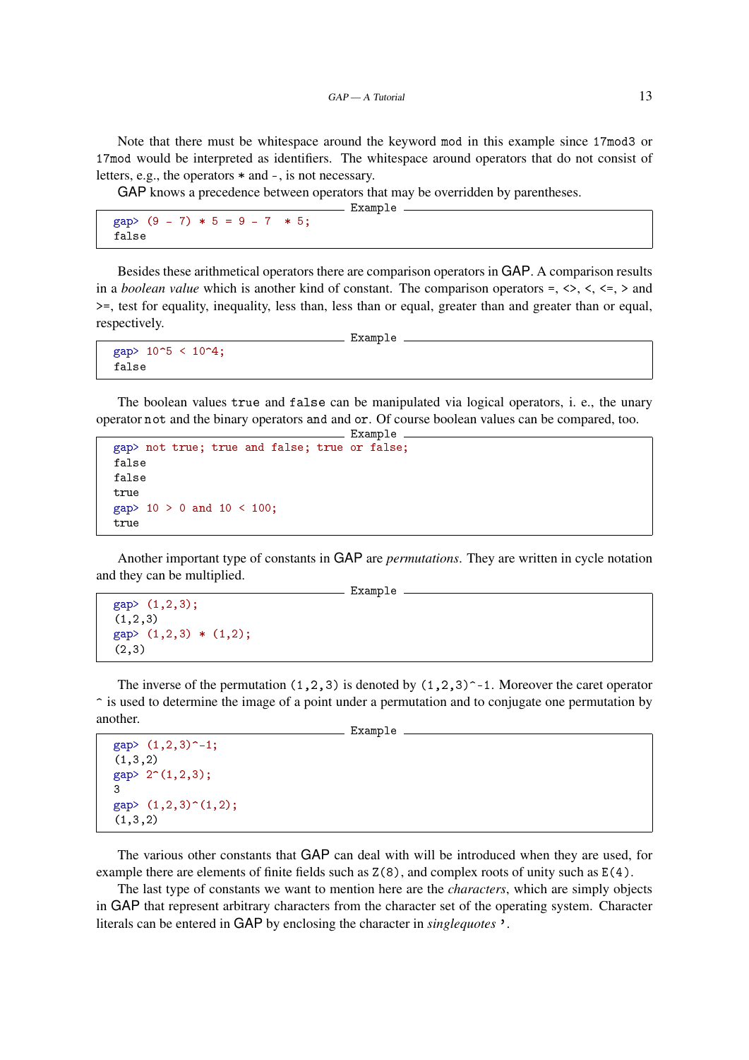Note that there must be whitespace around the keyword `mod` in this example since `17mod3` or `17mod` would be interpreted as identifiers. The whitespace around operators that do not consist of letters, e.g., the operators `*` and `-`, is not necessary.

GAP knows a precedence between operators that may be overridden by parentheses.

```
gap> (9 - 7) * 5 = 9 - 7  * 5;
false
```

Besides these arithmetical operators there are comparison operators in GAP. A comparison results in a *boolean value* which is another kind of constant. The comparison operators `=`, `<>`, `<`, `<=`, `>` and `>=`, test for equality, inequality, less than, less than or equal, greater than and greater than or equal, respectively.

```
gap> 10^5 < 10^4;
false
```

The boolean values `true` and `false` can be manipulated via logical operators, i. e., the unary operator `not` and the binary operators `and` and `or`. Of course boolean values can be compared, too.

```
gap> not true; true and false; true or false;
false
false
true
gap> 10 > 0 and 10 < 100;
true
```

Another important type of constants in GAP are *permutations*. They are written in cycle notation and they can be multiplied.

```
gap> (1,2,3);
(1,2,3)
gap> (1,2,3) * (1,2);
(2,3)
```

The inverse of the permutation `(1,2,3)` is denoted by `(1,2,3)^-1`. Moreover the caret operator `^` is used to determine the image of a point under a permutation and to conjugate one permutation by another.

```
gap> (1,2,3)^-1;
(1,3,2)
gap> 2^(1,2,3);
3
gap> (1,2,3)^(1,2);
(1,3,2)
```

The various other constants that GAP can deal with will be introduced when they are used, for example there are elements of finite fields such as `Z(8)`, and complex roots of unity such as `E(4)`.

The last type of constants we want to mention here are the *characters*, which are simply objects in GAP that represent arbitrary characters from the character set of the operating system. Character literals can be entered in GAP by enclosing the character in *singlequotes* `'`.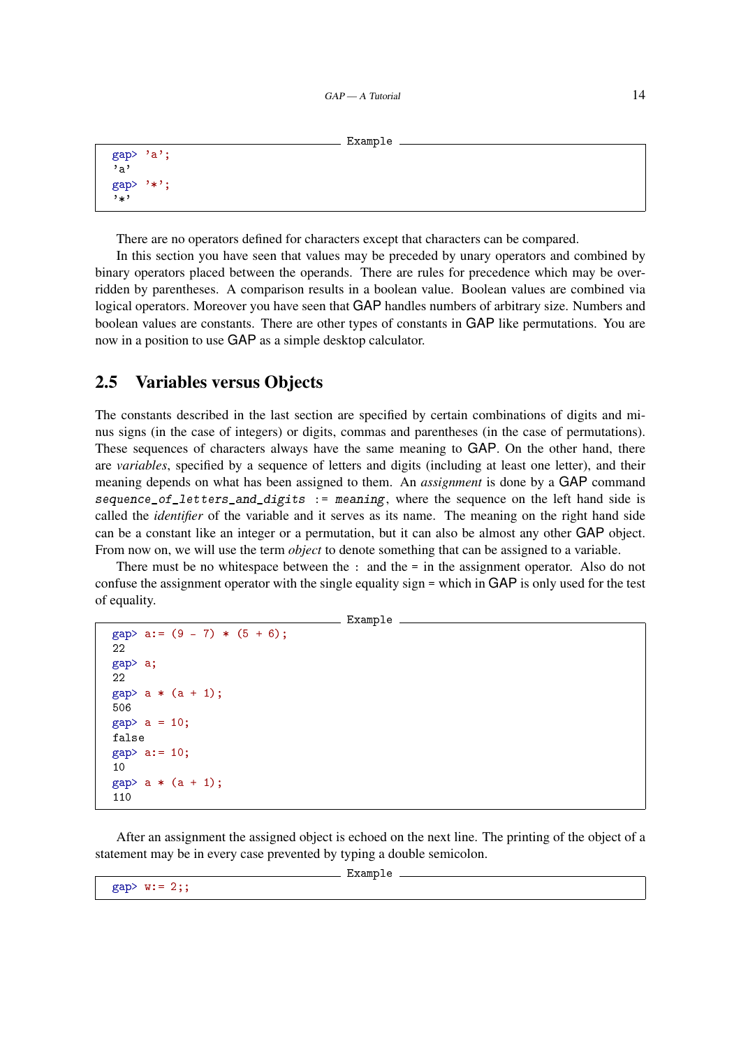Example

```
gap> 'a';
'a'
gap> '*';
'*'
```

There are no operators defined for characters except that characters can be compared.

In this section you have seen that values may be preceded by unary operators and combined by binary operators placed between the operands. There are rules for precedence which may be overridden by parentheses. A comparison results in a boolean value. Boolean values are combined via logical operators. Moreover you have seen that GAP handles numbers of arbitrary size. Numbers and boolean values are constants. There are other types of constants in GAP like permutations. You are now in a position to use GAP as a simple desktop calculator.

## 2.5 Variables versus Objects

The constants described in the last section are specified by certain combinations of digits and minus signs (in the case of integers) or digits, commas and parentheses (in the case of permutations). These sequences of characters always have the same meaning to GAP. On the other hand, there are *variables*, specified by a sequence of letters and digits (including at least one letter), and their meaning depends on what has been assigned to them. An *assignment* is done by a GAP command `sequence_of_letters_and_digits := meaning`, where the sequence on the left hand side is called the *identifier* of the variable and it serves as its name. The meaning on the right hand side can be a constant like an integer or a permutation, but it can also be almost any other GAP object. From now on, we will use the term *object* to denote something that can be assigned to a variable.

There must be no whitespace between the `:` and the `=` in the assignment operator. Also do not confuse the assignment operator with the single equality sign `=` which in GAP is only used for the test of equality.

Example

```
gap> a:= (9 - 7) * (5 + 6);
22
gap> a;
22
gap> a * (a + 1);
506
gap> a = 10;
false
gap> a:= 10;
10
gap> a * (a + 1);
110
```

After an assignment the assigned object is echoed on the next line. The printing of the object of a statement may be in every case prevented by typing a double semicolon.

Example

```
gap> w:= 2;;
```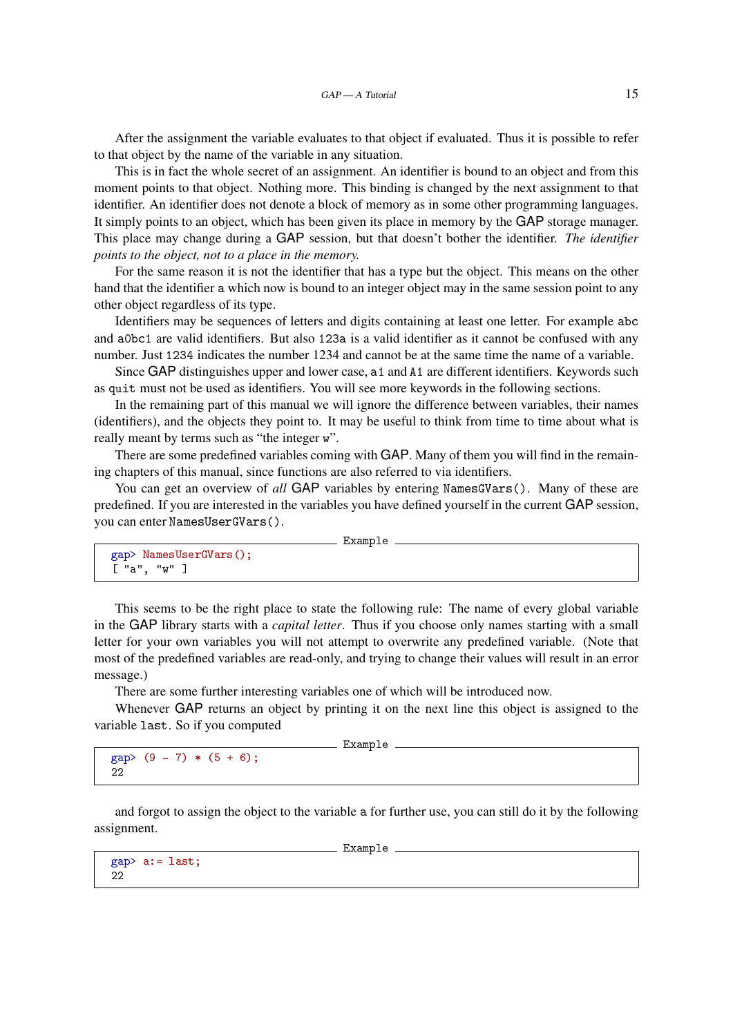After the assignment the variable evaluates to that object if evaluated. Thus it is possible to refer to that object by the name of the variable in any situation.

This is in fact the whole secret of an assignment. An identifier is bound to an object and from this moment points to that object. Nothing more. This binding is changed by the next assignment to that identifier. An identifier does not denote a block of memory as in some other programming languages. It simply points to an object, which has been given its place in memory by the GAP storage manager. This place may change during a GAP session, but that doesn't bother the identifier. *The identifier points to the object, not to a place in the memory.*

For the same reason it is not the identifier that has a type but the object. This means on the other hand that the identifier `a` which now is bound to an integer object may in the same session point to any other object regardless of its type.

Identifiers may be sequences of letters and digits containing at least one letter. For example `abc` and `a0bc1` are valid identifiers. But also `123a` is a valid identifier as it cannot be confused with any number. Just `1234` indicates the number 1234 and cannot be at the same time the name of a variable.

Since GAP distinguishes upper and lower case, `a1` and `A1` are different identifiers. Keywords such as `quit` must not be used as identifiers. You will see more keywords in the following sections.

In the remaining part of this manual we will ignore the difference between variables, their names (identifiers), and the objects they point to. It may be useful to think from time to time about what is really meant by terms such as "the integer `w`".

There are some predefined variables coming with GAP. Many of them you will find in the remaining chapters of this manual, since functions are also referred to via identifiers.

You can get an overview of *all* GAP variables by entering `NamesGVars()`. Many of these are predefined. If you are interested in the variables you have defined yourself in the current GAP session, you can enter `NamesUserGVars()`.

```
gap> NamesUserGVars();
[ "a", "w" ]
```

This seems to be the right place to state the following rule: The name of every global variable in the GAP library starts with a *capital letter*. Thus if you choose only names starting with a small letter for your own variables you will not attempt to overwrite any predefined variable. (Note that most of the predefined variables are read-only, and trying to change their values will result in an error message.)

There are some further interesting variables one of which will be introduced now.

Whenever GAP returns an object by printing it on the next line this object is assigned to the variable `last`. So if you computed

```
gap> (9 - 7) * (5 + 6);
22
```

and forgot to assign the object to the variable `a` for further use, you can still do it by the following assignment.

```
gap> a:= last;
22
```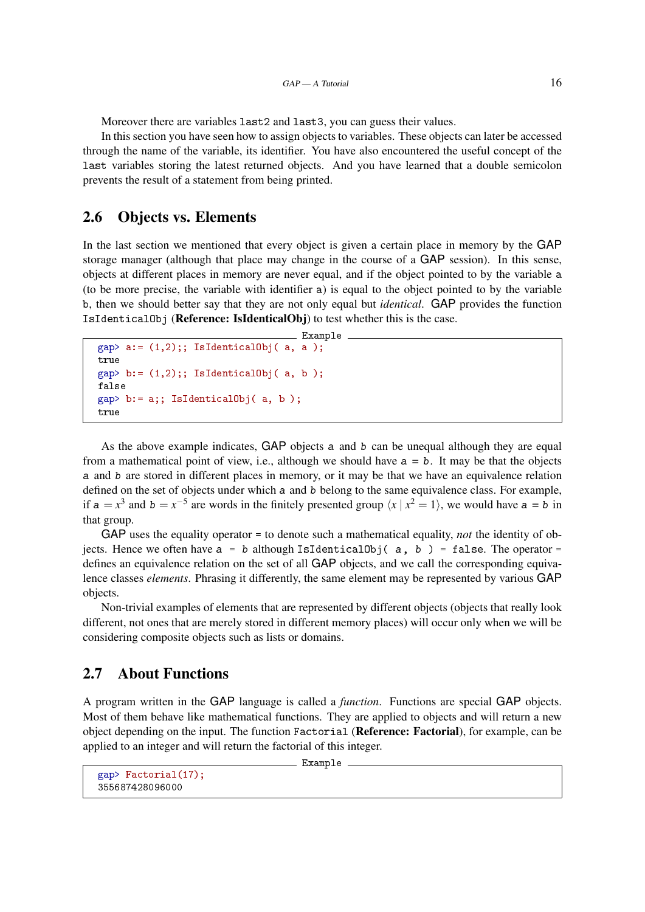Moreover there are variables `last2` and `last3`, you can guess their values.

In this section you have seen how to assign objects to variables. These objects can later be accessed through the name of the variable, its identifier. You have also encountered the useful concept of the `last` variables storing the latest returned objects. And you have learned that a double semicolon prevents the result of a statement from being printed.

## 2.6 Objects vs. Elements

In the last section we mentioned that every object is given a certain place in memory by the GAP storage manager (although that place may change in the course of a GAP session). In this sense, objects at different places in memory are never equal, and if the object pointed to by the variable `a` (to be more precise, the variable with identifier `a`) is equal to the object pointed to by the variable `b`, then we should better say that they are not only equal but *identical*. GAP provides the function `IsIdenticalObj` (**Reference: IsIdenticalObj**) to test whether this is the case.

```
gap> a:= (1,2);; IsIdenticalObj( a, a );
true
gap> b:= (1,2);; IsIdenticalObj( a, b );
false
gap> b:= a;; IsIdenticalObj( a, b );
true
```

As the above example indicates, GAP objects `a` and `b` can be unequal although they are equal from a mathematical point of view, i.e., although we should have `a = b`. It may be that the objects `a` and `b` are stored in different places in memory, or it may be that we have an equivalence relation defined on the set of objects under which `a` and `b` belong to the same equivalence class. For example, if `a` $= x^3$ and `b` $= x^{-5}$ are words in the finitely presented group $\langle x \mid x^2 = 1 \rangle$, we would have `a = b` in that group.

GAP uses the equality operator `=` to denote such a mathematical equality, *not* the identity of objects. Hence we often have `a = b` although `IsIdenticalObj( a, b ) = false`. The operator `=` defines an equivalence relation on the set of all GAP objects, and we call the corresponding equivalence classes *elements*. Phrasing it differently, the same element may be represented by various GAP objects.

Non-trivial examples of elements that are represented by different objects (objects that really look different, not ones that are merely stored in different memory places) will occur only when we will be considering composite objects such as lists or domains.

## 2.7 About Functions

A program written in the GAP language is called a *function*. Functions are special GAP objects. Most of them behave like mathematical functions. They are applied to objects and will return a new object depending on the input. The function `Factorial` (**Reference: Factorial**), for example, can be applied to an integer and will return the factorial of this integer.

```
gap> Factorial(17);
355687428096000
```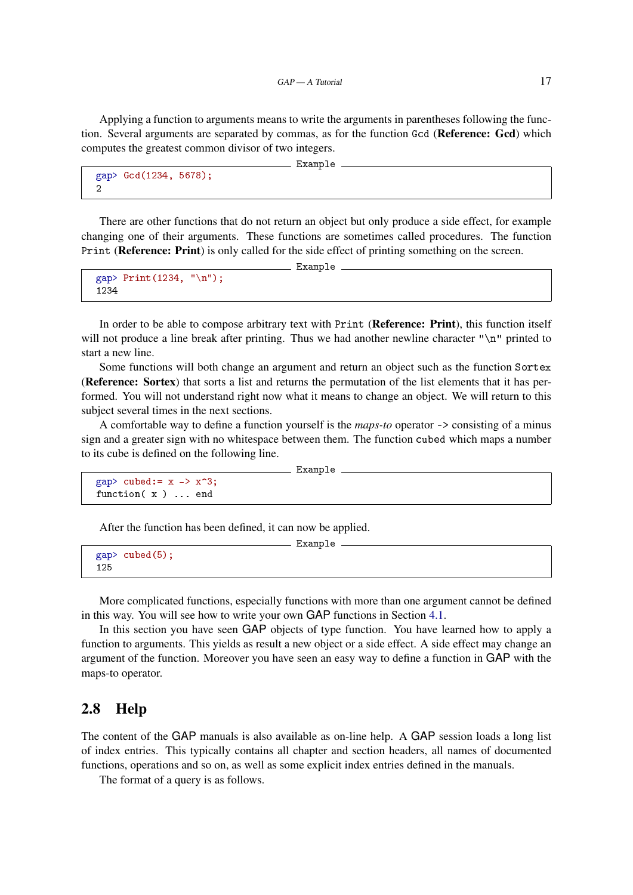Applying a function to arguments means to write the arguments in parentheses following the function. Several arguments are separated by commas, as for the function `Gcd` (**Reference: Gcd**) which computes the greatest common divisor of two integers.

```
gap> Gcd(1234, 5678);
2
```

There are other functions that do not return an object but only produce a side effect, for example changing one of their arguments. These functions are sometimes called procedures. The function `Print` (**Reference: Print**) is only called for the side effect of printing something on the screen.

```
gap> Print(1234, "\n");
1234
```

In order to be able to compose arbitrary text with `Print` (**Reference: Print**), this function itself will not produce a line break after printing. Thus we had another newline character `"\n"` printed to start a new line.

Some functions will both change an argument and return an object such as the function `Sortex` (**Reference: Sortex**) that sorts a list and returns the permutation of the list elements that it has performed. You will not understand right now what it means to change an object. We will return to this subject several times in the next sections.

A comfortable way to define a function yourself is the *maps-to* operator `->` consisting of a minus sign and a greater sign with no whitespace between them. The function `cubed` which maps a number to its cube is defined on the following line.

```
gap> cubed:= x -> x^3;
function( x ) ... end
```

After the function has been defined, it can now be applied.

```
gap> cubed(5);
125
```

More complicated functions, especially functions with more than one argument cannot be defined in this way. You will see how to write your own GAP functions in Section 4.1.

In this section you have seen GAP objects of type function. You have learned how to apply a function to arguments. This yields as result a new object or a side effect. A side effect may change an argument of the function. Moreover you have seen an easy way to define a function in GAP with the maps-to operator.

## 2.8 Help

The content of the GAP manuals is also available as on-line help. A GAP session loads a long list of index entries. This typically contains all chapter and section headers, all names of documented functions, operations and so on, as well as some explicit index entries defined in the manuals.

The format of a query is as follows.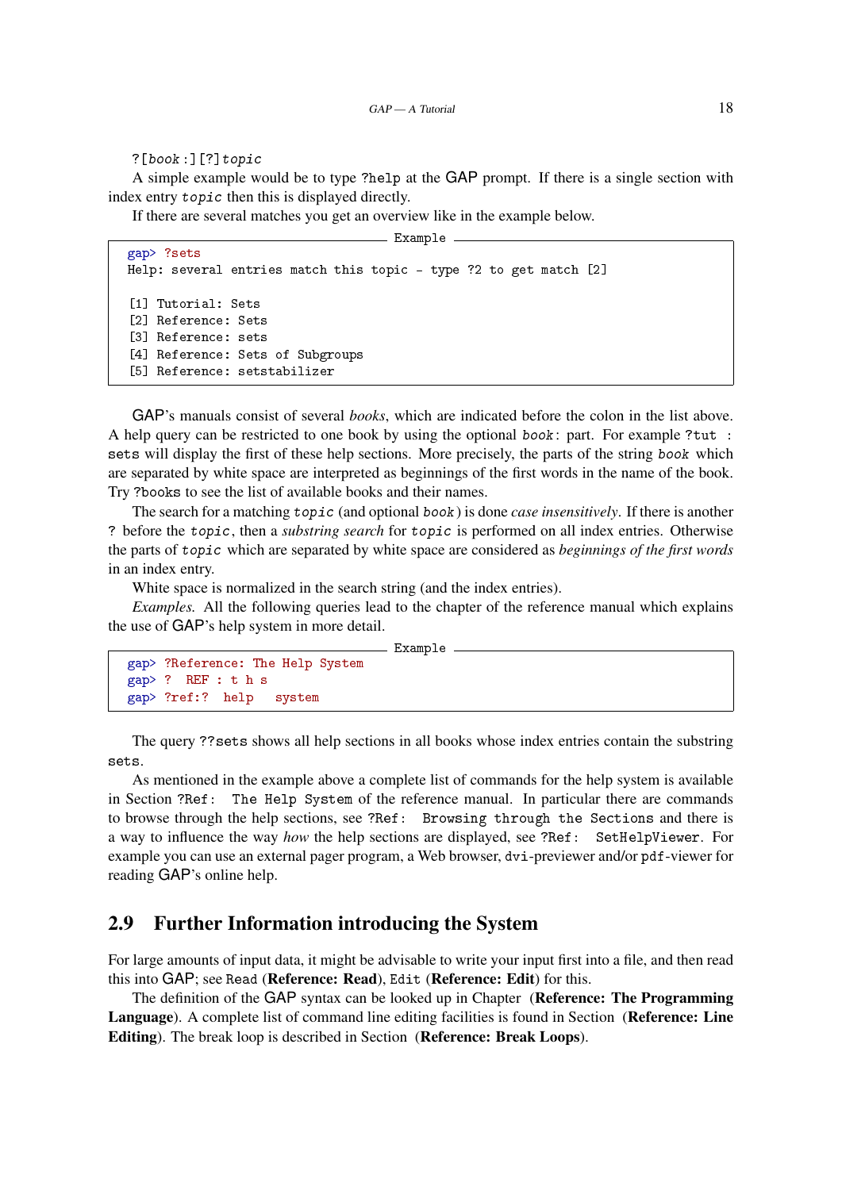`?[book:][?]topic`

A simple example would be to type `?help` at the GAP prompt. If there is a single section with index entry *topic* then this is displayed directly.

If there are several matches you get an overview like in the example below.

```
gap> ?sets
Help: several entries match this topic - type ?2 to get match [2]

[1] Tutorial: Sets
[2] Reference: Sets
[3] Reference: sets
[4] Reference: Sets of Subgroups
[5] Reference: setstabilizer
```

GAP's manuals consist of several *books*, which are indicated before the colon in the list above. A help query can be restricted to one book by using the optional *book*: part. For example `?tut : sets` will display the first of these help sections. More precisely, the parts of the string *book* which are separated by white space are interpreted as beginnings of the first words in the name of the book. Try `?books` to see the list of available books and their names.

The search for a matching *topic* (and optional *book*) is done *case insensitively*. If there is another `?` before the *topic*, then a *substring search* for *topic* is performed on all index entries. Otherwise the parts of *topic* which are separated by white space are considered as *beginnings of the first words* in an index entry.

White space is normalized in the search string (and the index entries).

*Examples.* All the following queries lead to the chapter of the reference manual which explains the use of GAP's help system in more detail.

```
gap> ?Reference: The Help System
gap> ?  REF : t h s
gap> ?ref:? help   system
```

The query `??sets` shows all help sections in all books whose index entries contain the substring `sets`.

As mentioned in the example above a complete list of commands for the help system is available in Section `?Ref: The Help System` of the reference manual. In particular there are commands to browse through the help sections, see `?Ref: Browsing through the Sections` and there is a way to influence the way *how* the help sections are displayed, see `?Ref: SetHelpViewer`. For example you can use an external pager program, a Web browser, `dvi`-previewer and/or `pdf`-viewer for reading GAP's online help.

## 2.9 Further Information introducing the System

For large amounts of input data, it might be advisable to write your input first into a file, and then read this into GAP; see `Read` (**Reference: Read**), `Edit` (**Reference: Edit**) for this.

The definition of the GAP syntax can be looked up in Chapter (**Reference: The Programming Language**). A complete list of command line editing facilities is found in Section (**Reference: Line Editing**). The break loop is described in Section (**Reference: Break Loops**).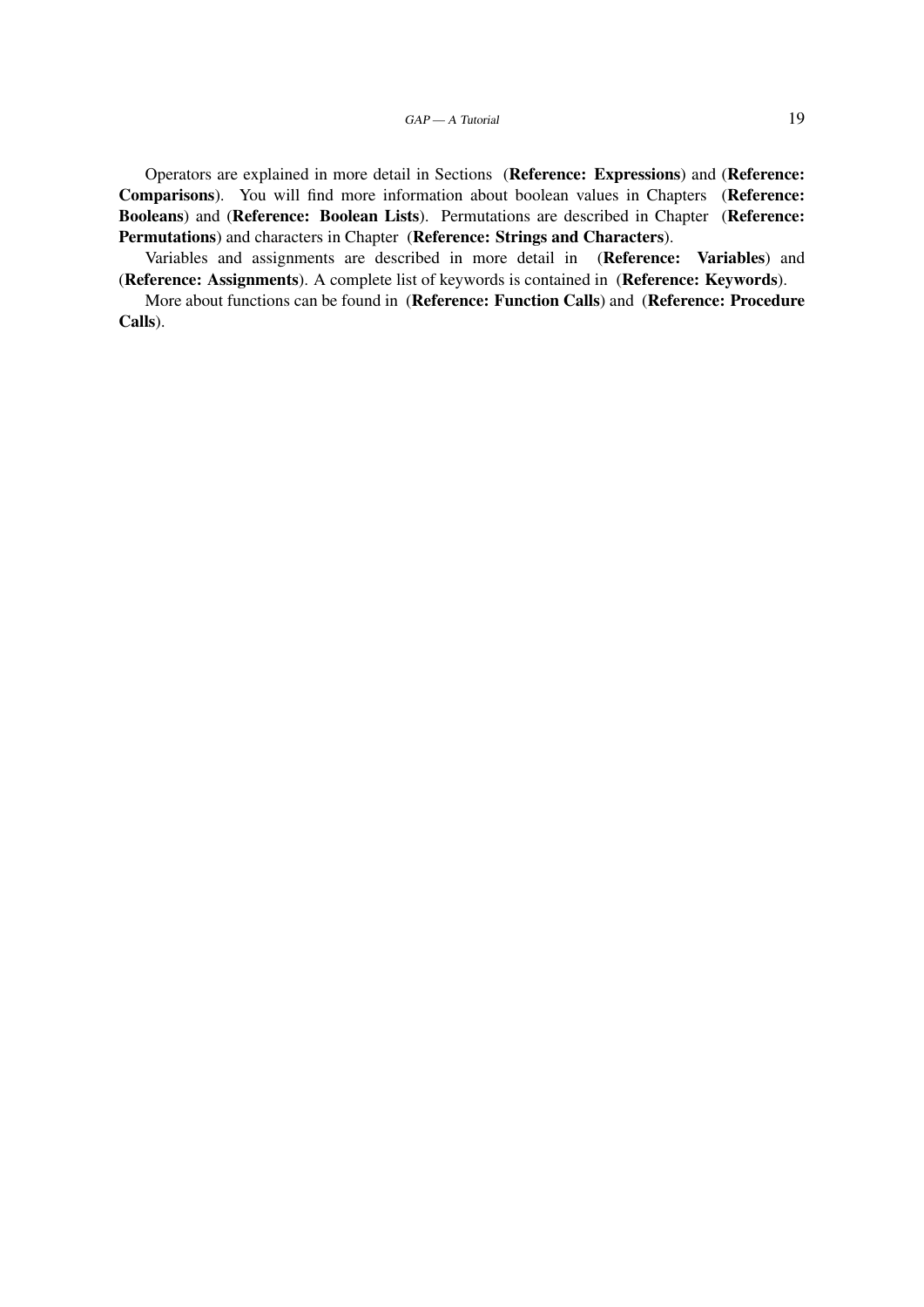Operators are explained in more detail in Sections (**Reference: Expressions**) and (**Reference: Comparisons**). You will find more information about boolean values in Chapters (**Reference: Booleans**) and (**Reference: Boolean Lists**). Permutations are described in Chapter (**Reference: Permutations**) and characters in Chapter (**Reference: Strings and Characters**).

Variables and assignments are described in more detail in (**Reference: Variables**) and (**Reference: Assignments**). A complete list of keywords is contained in (**Reference: Keywords**).

More about functions can be found in (**Reference: Function Calls**) and (**Reference: Procedure Calls**).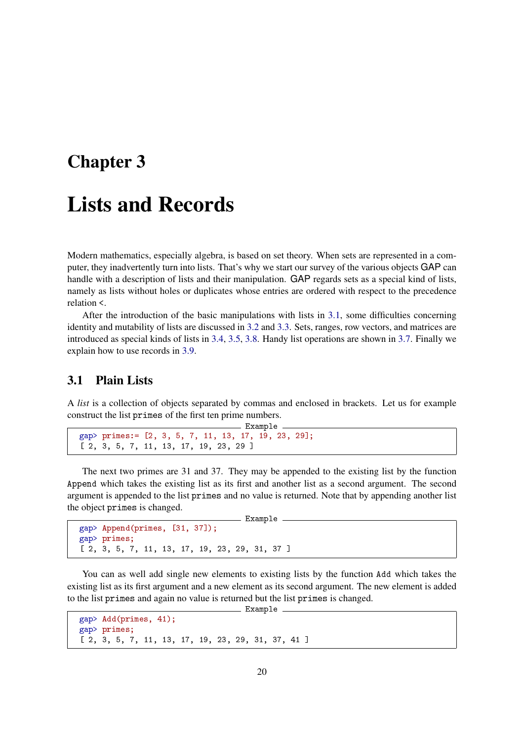# Chapter 3

# Lists and Records

Modern mathematics, especially algebra, is based on set theory. When sets are represented in a computer, they inadvertently turn into lists. That's why we start our survey of the various objects GAP can handle with a description of lists and their manipulation. GAP regards sets as a special kind of lists, namely as lists without holes or duplicates whose entries are ordered with respect to the precedence relation <.

After the introduction of the basic manipulations with lists in 3.1, some difficulties concerning identity and mutability of lists are discussed in 3.2 and 3.3. Sets, ranges, row vectors, and matrices are introduced as special kinds of lists in 3.4, 3.5, 3.8. Handy list operations are shown in 3.7. Finally we explain how to use records in 3.9.

## 3.1 Plain Lists

A *list* is a collection of objects separated by commas and enclosed in brackets. Let us for example construct the list `primes` of the first ten prime numbers.

```
gap> primes:= [2, 3, 5, 7, 11, 13, 17, 19, 23, 29];
[ 2, 3, 5, 7, 11, 13, 17, 19, 23, 29 ]
```

The next two primes are 31 and 37. They may be appended to the existing list by the function `Append` which takes the existing list as its first and another list as a second argument. The second argument is appended to the list `primes` and no value is returned. Note that by appending another list the object `primes` is changed.

```
gap> Append(primes, [31, 37]);
gap> primes;
[ 2, 3, 5, 7, 11, 13, 17, 19, 23, 29, 31, 37 ]
```

You can as well add single new elements to existing lists by the function `Add` which takes the existing list as its first argument and a new element as its second argument. The new element is added to the list `primes` and again no value is returned but the list `primes` is changed.

```
gap> Add(primes, 41);
gap> primes;
[ 2, 3, 5, 7, 11, 13, 17, 19, 23, 29, 31, 37, 41 ]
```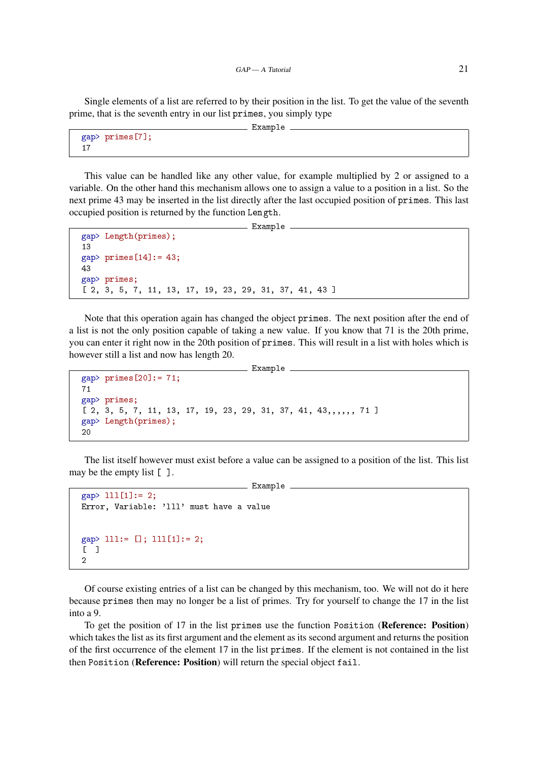Single elements of a list are referred to by their position in the list. To get the value of the seventh prime, that is the seventh entry in our list `primes`, you simply type

```
gap> primes[7];
17
```

This value can be handled like any other value, for example multiplied by 2 or assigned to a variable. On the other hand this mechanism allows one to assign a value to a position in a list. So the next prime 43 may be inserted in the list directly after the last occupied position of `primes`. This last occupied position is returned by the function `Length`.

```
gap> Length(primes);
13
gap> primes[14]:= 43;
43
gap> primes;
[ 2, 3, 5, 7, 11, 13, 17, 19, 23, 29, 31, 37, 41, 43 ]
```

Note that this operation again has changed the object `primes`. The next position after the end of a list is not the only position capable of taking a new value. If you know that 71 is the 20th prime, you can enter it right now in the 20th position of `primes`. This will result in a list with holes which is however still a list and now has length 20.

```
gap> primes[20]:= 71;
71
gap> primes;
[ 2, 3, 5, 7, 11, 13, 17, 19, 23, 29, 31, 37, 41, 43,,,,,, 71 ]
gap> Length(primes);
20
```

The list itself however must exist before a value can be assigned to a position of the list. This list may be the empty list `[ ]`.

```
gap> lll[1]:= 2;
Error, Variable: 'lll' must have a value


gap> lll:= []; lll[1]:= 2;
[  ]
2
```

Of course existing entries of a list can be changed by this mechanism, too. We will not do it here because `primes` then may no longer be a list of primes. Try for yourself to change the 17 in the list into a 9.

To get the position of 17 in the list `primes` use the function `Position` (**Reference: Position**) which takes the list as its first argument and the element as its second argument and returns the position of the first occurrence of the element 17 in the list `primes`. If the element is not contained in the list then `Position` (**Reference: Position**) will return the special object `fail`.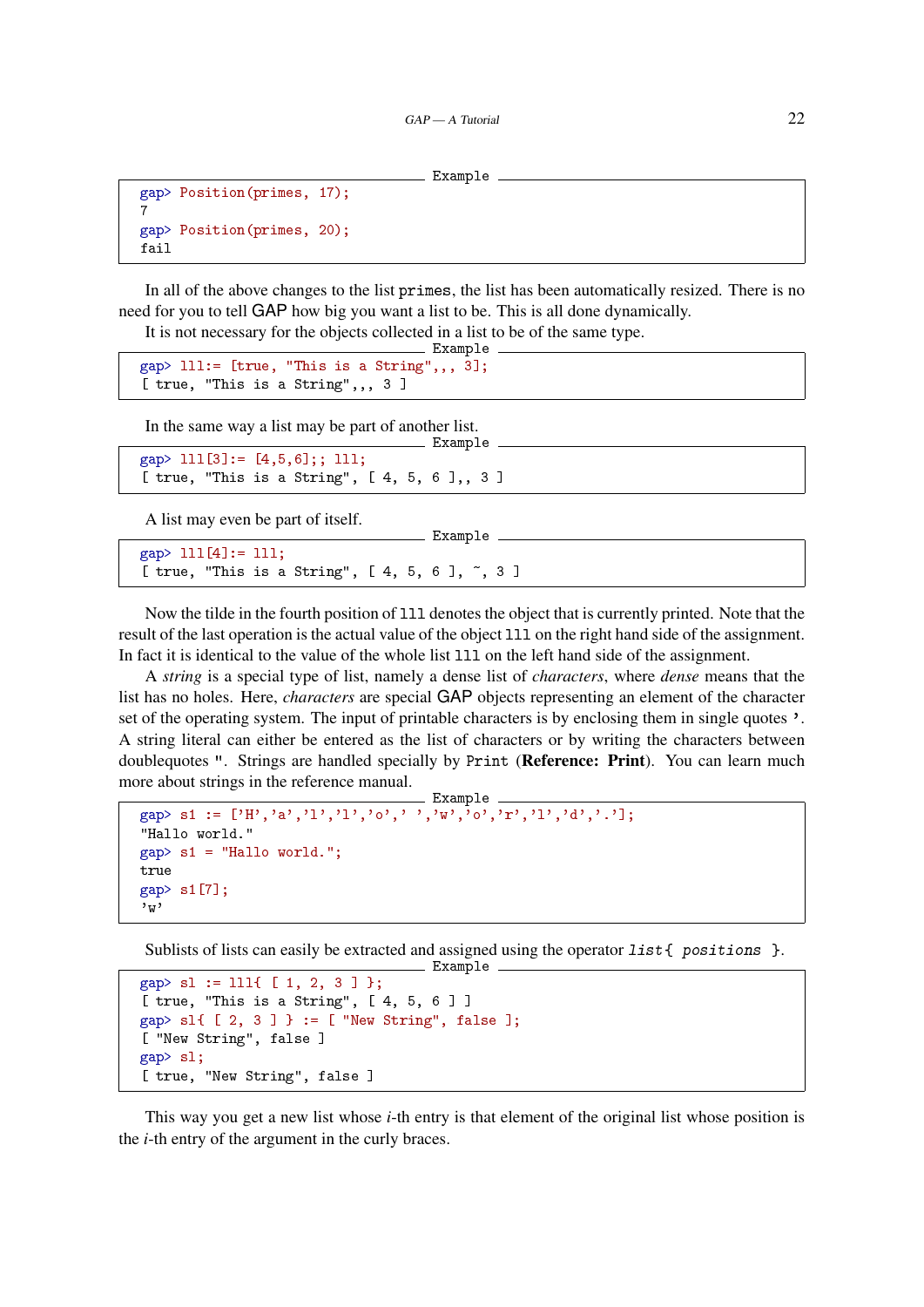```
gap> Position(primes, 17);
7
gap> Position(primes, 20);
fail
```

In all of the above changes to the list `primes`, the list has been automatically resized. There is no need for you to tell GAP how big you want a list to be. This is all done dynamically.

It is not necessary for the objects collected in a list to be of the same type.

```
gap> lll:= [true, "This is a String",,, 3];
[ true, "This is a String",,, 3 ]
```

In the same way a list may be part of another list.

```
gap> lll[3]:= [4,5,6];; lll;
[ true, "This is a String", [ 4, 5, 6 ],, 3 ]
```

A list may even be part of itself.

```
gap> lll[4]:= lll;
[ true, "This is a String", [ 4, 5, 6 ], ~, 3 ]
```

Now the tilde in the fourth position of `lll` denotes the object that is currently printed. Note that the result of the last operation is the actual value of the object `lll` on the right hand side of the assignment. In fact it is identical to the value of the whole list `lll` on the left hand side of the assignment.

A *string* is a special type of list, namely a dense list of *characters*, where *dense* means that the list has no holes. Here, *characters* are special GAP objects representing an element of the character set of the operating system. The input of printable characters is by enclosing them in single quotes **'**. A string literal can either be entered as the list of characters or by writing the characters between doublequotes ". Strings are handled specially by `Print` (**Reference: Print**). You can learn much more about strings in the reference manual.

```
gap> s1 := ['H','a','l','l','o',' ','w','o','r','l','d','.'];
"Hallo world."
gap> s1 = "Hallo world.";
true
gap> s1[7];
'w'
```

Sublists of lists can easily be extracted and assigned using the operator `list{ positions }`.

```
gap> sl := lll{ [ 1, 2, 3 ] };
[ true, "This is a String", [ 4, 5, 6 ] ]
gap> sl{ [ 2, 3 ] } := [ "New String", false ];
[ "New String", false ]
gap> sl;
[ true, "New String", false ]
```

This way you get a new list whose $i$-th entry is that element of the original list whose position is the $i$-th entry of the argument in the curly braces.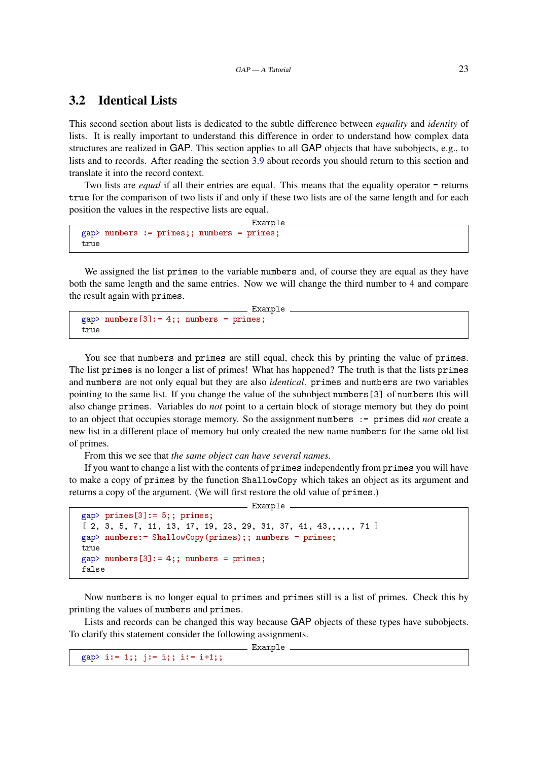## 3.2 Identical Lists

This second section about lists is dedicated to the subtle difference between *equality* and *identity* of lists. It is really important to understand this difference in order to understand how complex data structures are realized in GAP. This section applies to all GAP objects that have subobjects, e.g., to lists and to records. After reading the section 3.9 about records you should return to this section and translate it into the record context.

Two lists are *equal* if all their entries are equal. This means that the equality operator = returns `true` for the comparison of two lists if and only if these two lists are of the same length and for each position the values in the respective lists are equal.

```
gap> numbers := primes;; numbers = primes;
true
```

We assigned the list `primes` to the variable `numbers` and, of course they are equal as they have both the same length and the same entries. Now we will change the third number to 4 and compare the result again with `primes`.

```
gap> numbers[3]:= 4;; numbers = primes;
true
```

You see that `numbers` and `primes` are still equal, check this by printing the value of `primes`. The list `primes` is no longer a list of primes! What has happened? The truth is that the lists `primes` and `numbers` are not only equal but they are also *identical*. `primes` and `numbers` are two variables pointing to the same list. If you change the value of the subobject `numbers[3]` of `numbers` this will also change `primes`. Variables do *not* point to a certain block of storage memory but they do point to an object that occupies storage memory. So the assignment `numbers := primes` did *not* create a new list in a different place of memory but only created the new name `numbers` for the same old list of primes.

From this we see that *the same object can have several names.*

If you want to change a list with the contents of `primes` independently from `primes` you will have to make a copy of `primes` by the function `ShallowCopy` which takes an object as its argument and returns a copy of the argument. (We will first restore the old value of `primes`.)

```
gap> primes[3]:= 5;; primes;
[ 2, 3, 5, 7, 11, 13, 17, 19, 23, 29, 31, 37, 41, 43,,,,,, 71 ]
gap> numbers:= ShallowCopy(primes);; numbers = primes;
true
gap> numbers[3]:= 4;; numbers = primes;
false
```

Now `numbers` is no longer equal to `primes` and `primes` still is a list of primes. Check this by printing the values of `numbers` and `primes`.

Lists and records can be changed this way because GAP objects of these types have subobjects. To clarify this statement consider the following assignments.

```
gap> i:= 1;; j:= i;; i:= i+1;;
```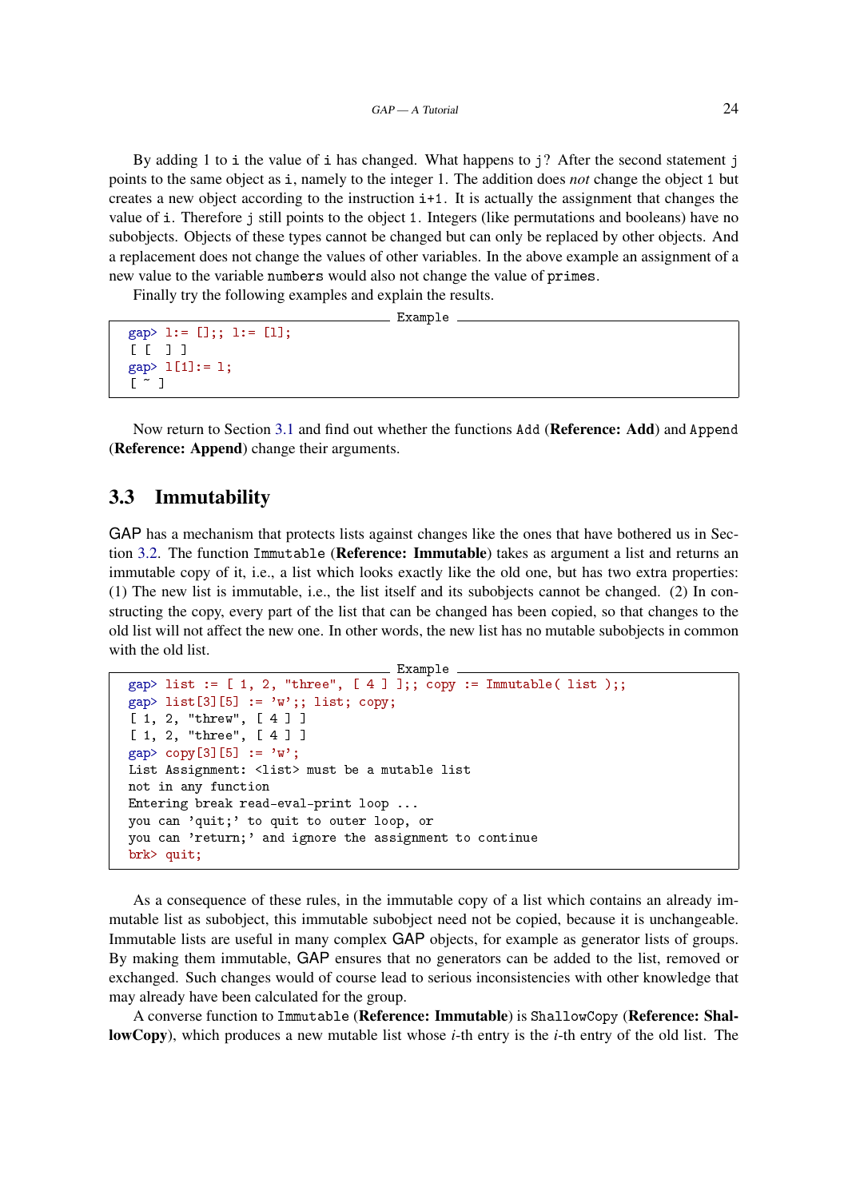By adding 1 to `i` the value of `i` has changed. What happens to `j`? After the second statement `j` points to the same object as `i`, namely to the integer 1. The addition does *not* change the object `1` but creates a new object according to the instruction `i+1`. It is actually the assignment that changes the value of `i`. Therefore `j` still points to the object `1`. Integers (like permutations and booleans) have no subobjects. Objects of these types cannot be changed but can only be replaced by other objects. And a replacement does not change the values of other variables. In the above example an assignment of a new value to the variable `numbers` would also not change the value of `primes`.

Finally try the following examples and explain the results.

```
gap> l:= [];; l:= [l];
[ [  ] ]
gap> l[1]:= l;
[ ~ ]
```

Now return to Section 3.1 and find out whether the functions `Add` (**Reference: Add**) and `Append` (**Reference: Append**) change their arguments.

## 3.3 Immutability

GAP has a mechanism that protects lists against changes like the ones that have bothered us in Section 3.2. The function `Immutable` (**Reference: Immutable**) takes as argument a list and returns an immutable copy of it, i.e., a list which looks exactly like the old one, but has two extra properties: (1) The new list is immutable, i.e., the list itself and its subobjects cannot be changed. (2) In constructing the copy, every part of the list that can be changed has been copied, so that changes to the old list will not affect the new one. In other words, the new list has no mutable subobjects in common with the old list.

```
gap> list := [ 1, 2, "three", [ 4 ] ];; copy := Immutable( list );;
gap> list[3][5] := 'w';; list; copy;
[ 1, 2, "threw", [ 4 ] ]
[ 1, 2, "three", [ 4 ] ]
gap> copy[3][5] := 'w';
List Assignment: <list> must be a mutable list
not in any function
Entering break read-eval-print loop ...
you can 'quit;' to quit to outer loop, or
you can 'return;' and ignore the assignment to continue
brk> quit;
```

As a consequence of these rules, in the immutable copy of a list which contains an already immutable list as subobject, this immutable subobject need not be copied, because it is unchangeable. Immutable lists are useful in many complex GAP objects, for example as generator lists of groups. By making them immutable, GAP ensures that no generators can be added to the list, removed or exchanged. Such changes would of course lead to serious inconsistencies with other knowledge that may already have been calculated for the group.

A converse function to `Immutable` (**Reference: Immutable**) is `ShallowCopy` (**Reference: ShallowCopy**), which produces a new mutable list whose $i$-th entry is the $i$-th entry of the old list. The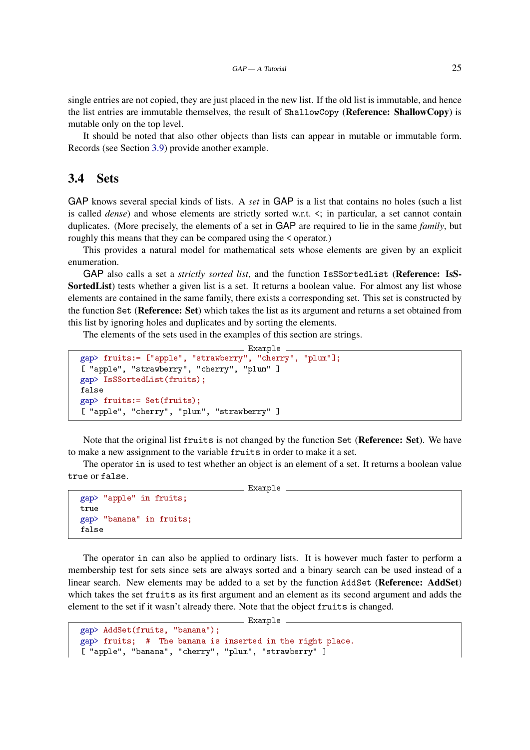single entries are not copied, they are just placed in the new list. If the old list is immutable, and hence the list entries are immutable themselves, the result of `ShallowCopy` (**Reference: ShallowCopy**) is mutable only on the top level.

It should be noted that also other objects than lists can appear in mutable or immutable form. Records (see Section 3.9) provide another example.

## 3.4 Sets

GAP knows several special kinds of lists. A *set* in GAP is a list that contains no holes (such a list is called *dense*) and whose elements are strictly sorted w.r.t. <; in particular, a set cannot contain duplicates. (More precisely, the elements of a set in GAP are required to lie in the same *family*, but roughly this means that they can be compared using the < operator.)

This provides a natural model for mathematical sets whose elements are given by an explicit enumeration.

GAP also calls a set a *strictly sorted list*, and the function `IsSSortedList` (**Reference: IsSSortedList**) tests whether a given list is a set. It returns a boolean value. For almost any list whose elements are contained in the same family, there exists a corresponding set. This set is constructed by the function `Set` (**Reference: Set**) which takes the list as its argument and returns a set obtained from this list by ignoring holes and duplicates and by sorting the elements.

The elements of the sets used in the examples of this section are strings.

```
gap> fruits:= ["apple", "strawberry", "cherry", "plum"];
[ "apple", "strawberry", "cherry", "plum" ]
gap> IsSSortedList(fruits);
false
gap> fruits:= Set(fruits);
[ "apple", "cherry", "plum", "strawberry" ]
```

Note that the original list `fruits` is not changed by the function `Set` (**Reference: Set**). We have to make a new assignment to the variable `fruits` in order to make it a set.

The operator `in` is used to test whether an object is an element of a set. It returns a boolean value `true` or `false`.

```
gap> "apple" in fruits;
true
gap> "banana" in fruits;
false
```

The operator `in` can also be applied to ordinary lists. It is however much faster to perform a membership test for sets since sets are always sorted and a binary search can be used instead of a linear search. New elements may be added to a set by the function `AddSet` (**Reference: AddSet**) which takes the set `fruits` as its first argument and an element as its second argument and adds the element to the set if it wasn't already there. Note that the object `fruits` is changed.

```
gap> AddSet(fruits, "banana");
gap> fruits;  #  The banana is inserted in the right place.
[ "apple", "banana", "cherry", "plum", "strawberry" ]
```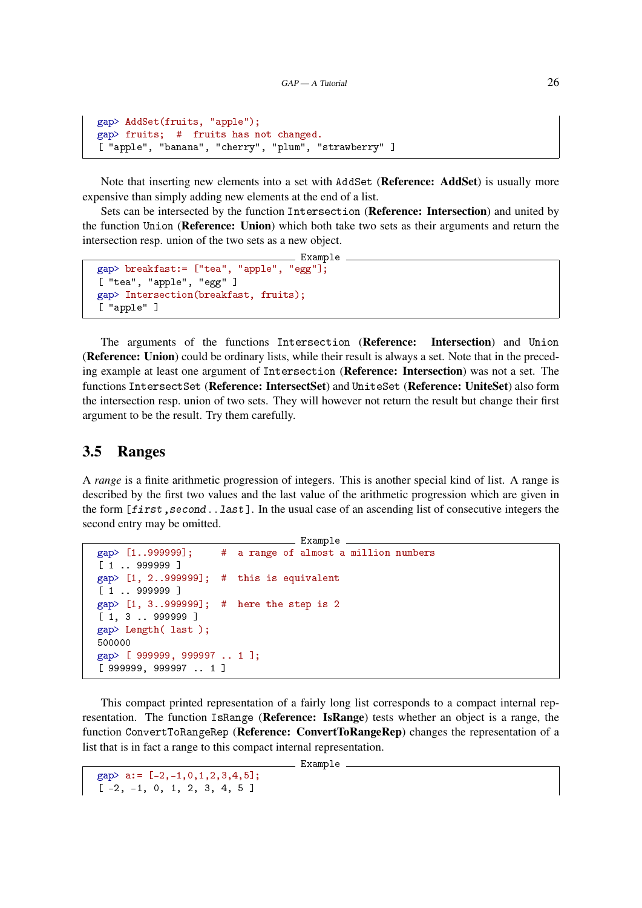```
gap> AddSet(fruits, "apple");
gap> fruits;  #  fruits has not changed.
[ "apple", "banana", "cherry", "plum", "strawberry" ]
```

Note that inserting new elements into a set with AddSet (**Reference: AddSet**) is usually more expensive than simply adding new elements at the end of a list.

Sets can be intersected by the function Intersection (**Reference: Intersection**) and united by the function Union (**Reference: Union**) which both take two sets as their arguments and return the intersection resp. union of the two sets as a new object.

```
gap> breakfast:= ["tea", "apple", "egg"];
[ "tea", "apple", "egg" ]
gap> Intersection(breakfast, fruits);
[ "apple" ]
```

The arguments of the functions Intersection (**Reference: Intersection**) and Union (**Reference: Union**) could be ordinary lists, while their result is always a set. Note that in the preceding example at least one argument of Intersection (**Reference: Intersection**) was not a set. The functions IntersectSet (**Reference: IntersectSet**) and UniteSet (**Reference: UniteSet**) also form the intersection resp. union of two sets. They will however not return the result but change their first argument to be the result. Try them carefully.

## 3.5 Ranges

A *range* is a finite arithmetic progression of integers. This is another special kind of list. A range is described by the first two values and the last value of the arithmetic progression which are given in the form [*first*,*second*..*last*]. In the usual case of an ascending list of consecutive integers the second entry may be omitted.

```
gap> [1..999999];     #  a range of almost a million numbers
[ 1 .. 999999 ]
gap> [1, 2..999999];  #  this is equivalent
[ 1 .. 999999 ]
gap> [1, 3..999999];  #  here the step is 2
[ 1, 3 .. 999999 ]
gap> Length( last );
500000
gap> [ 999999, 999997 .. 1 ];
[ 999999, 999997 .. 1 ]
```

This compact printed representation of a fairly long list corresponds to a compact internal representation. The function IsRange (**Reference: IsRange**) tests whether an object is a range, the function ConvertToRangeRep (**Reference: ConvertToRangeRep**) changes the representation of a list that is in fact a range to this compact internal representation.

```
gap> a:= [-2,-1,0,1,2,3,4,5];
[ -2, -1, 0, 1, 2, 3, 4, 5 ]
```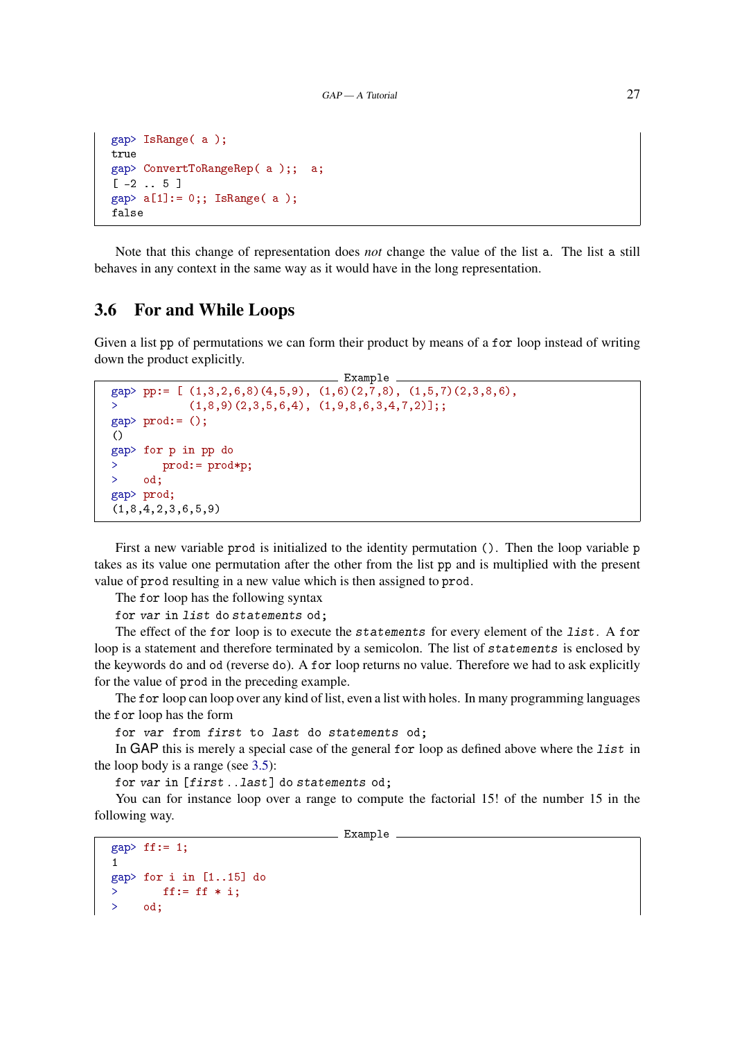```
gap> IsRange( a );
true
gap> ConvertToRangeRep( a );;  a;
[ -2 .. 5 ]
gap> a[1]:= 0;; IsRange( a );
false
```

Note that this change of representation does *not* change the value of the list `a`. The list `a` still behaves in any context in the same way as it would have in the long representation.

## 3.6 For and While Loops

Given a list `pp` of permutations we can form their product by means of a `for` loop instead of writing down the product explicitly.

Example

```
gap> pp:= [ (1,3,2,6,8)(4,5,9), (1,6)(2,7,8), (1,5,7)(2,3,8,6),
>          (1,8,9)(2,3,5,6,4), (1,9,8,6,3,4,7,2)];;
gap> prod:= ();
()
gap> for p in pp do
>       prod:= prod*p;
>    od;
gap> prod;
(1,8,4,2,3,6,5,9)
```

First a new variable `prod` is initialized to the identity permutation `()`. Then the loop variable `p` takes as its value one permutation after the other from the list `pp` and is multiplied with the present value of `prod` resulting in a new value which is then assigned to `prod`.

The `for` loop has the following syntax

`for` *var* `in` *list* `do` *statements* `od;`

The effect of the `for` loop is to execute the *statements* for every element of the *list*. A `for` loop is a statement and therefore terminated by a semicolon. The list of *statements* is enclosed by the keywords `do` and `od` (reverse `do`). A `for` loop returns no value. Therefore we had to ask explicitly for the value of `prod` in the preceding example.

The `for` loop can loop over any kind of list, even a list with holes. In many programming languages the `for` loop has the form

`for` *var* `from` *first* `to` *last* `do` *statements* `od;`

In GAP this is merely a special case of the general `for` loop as defined above where the *list* in the loop body is a range (see 3.5):

`for` *var* `in [`*first* `..`*last*`] do` *statements* `od;`

You can for instance loop over a range to compute the factorial 15! of the number 15 in the following way.

Example

```
gap> ff:= 1;
1
gap> for i in [1..15] do
>       ff:= ff * i;
>    od;
```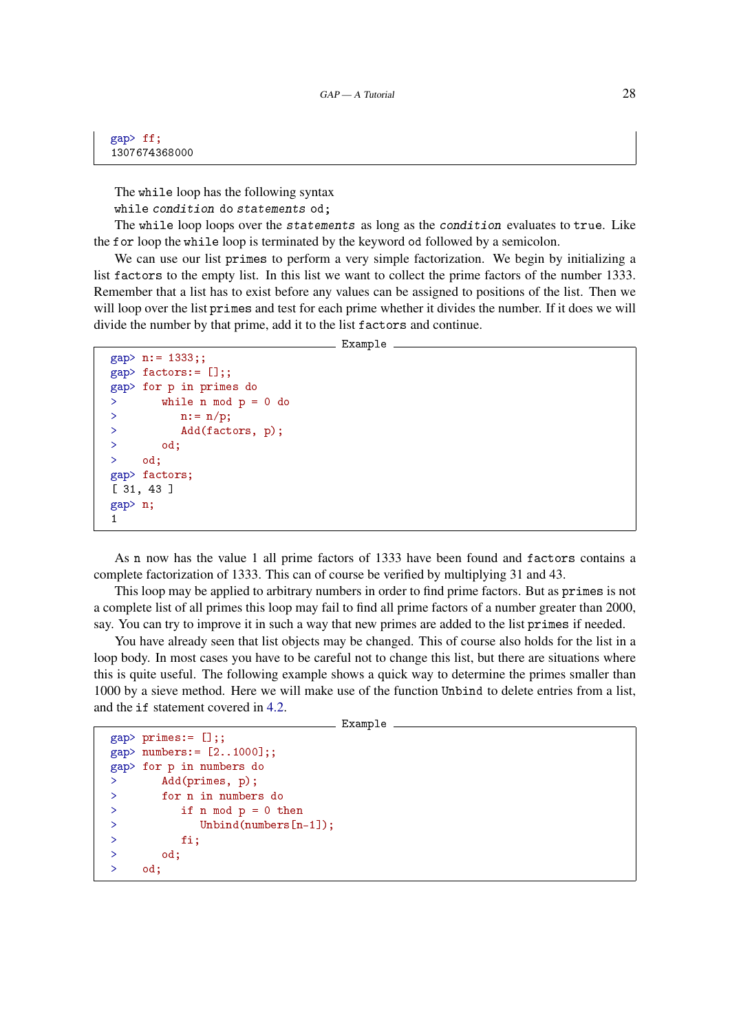```
gap> ff;
1307674368000
```

The `while` loop has the following syntax

`while` *condition* `do` *statements* `od;`

The `while` loop loops over the *statements* as long as the *condition* evaluates to `true`. Like the `for` loop the `while` loop is terminated by the keyword `od` followed by a semicolon.

We can use our list `primes` to perform a very simple factorization. We begin by initializing a list `factors` to the empty list. In this list we want to collect the prime factors of the number 1333. Remember that a list has to exist before any values can be assigned to positions of the list. Then we will loop over the list `primes` and test for each prime whether it divides the number. If it does we will divide the number by that prime, add it to the list `factors` and continue.

Example

```
gap> n:= 1333;;
gap> factors:= [];;
gap> for p in primes do
>      while n mod p = 0 do
>         n:= n/p;
>         Add(factors, p);
>      od;
>    od;
gap> factors;
[ 31, 43 ]
gap> n;
1
```

As `n` now has the value 1 all prime factors of 1333 have been found and `factors` contains a complete factorization of 1333. This can of course be verified by multiplying 31 and 43.

This loop may be applied to arbitrary numbers in order to find prime factors. But as `primes` is not a complete list of all primes this loop may fail to find all prime factors of a number greater than 2000, say. You can try to improve it in such a way that new primes are added to the list `primes` if needed.

You have already seen that list objects may be changed. This of course also holds for the list in a loop body. In most cases you have to be careful not to change this list, but there are situations where this is quite useful. The following example shows a quick way to determine the primes smaller than 1000 by a sieve method. Here we will make use of the function `Unbind` to delete entries from a list, and the `if` statement covered in 4.2.

Example

```
gap> primes:= [];;
gap> numbers:= [2..1000];;
gap> for p in numbers do
>      Add(primes, p);
>      for n in numbers do
>         if n mod p = 0 then
>            Unbind(numbers[n-1]);
>         fi;
>      od;
>    od;
```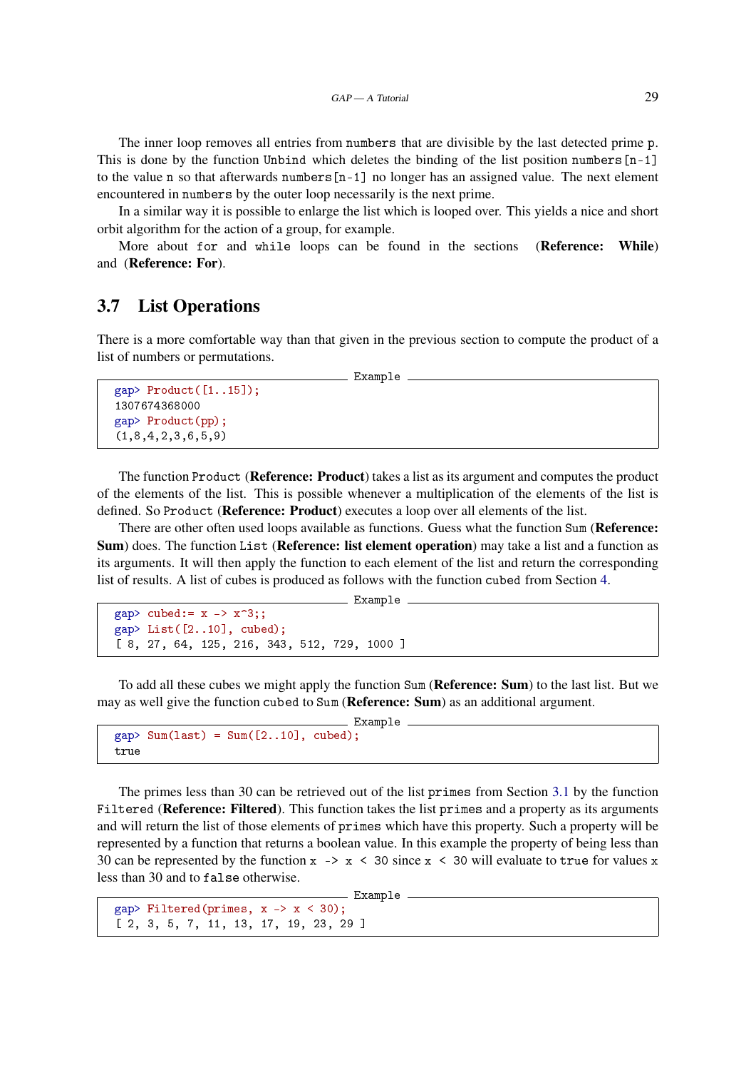The inner loop removes all entries from `numbers` that are divisible by the last detected prime `p`. This is done by the function `Unbind` which deletes the binding of the list position `numbers[n-1]` to the value `n` so that afterwards `numbers[n-1]` no longer has an assigned value. The next element encountered in `numbers` by the outer loop necessarily is the next prime.

In a similar way it is possible to enlarge the list which is looped over. This yields a nice and short orbit algorithm for the action of a group, for example.

More about `for` and `while` loops can be found in the sections (**Reference: While**) and (**Reference: For**).

## 3.7 List Operations

There is a more comfortable way than that given in the previous section to compute the product of a list of numbers or permutations.

```
gap> Product([1..15]);
1307674368000
gap> Product(pp);
(1,8,4,2,3,6,5,9)
```

The function `Product` (**Reference: Product**) takes a list as its argument and computes the product of the elements of the list. This is possible whenever a multiplication of the elements of the list is defined. So `Product` (**Reference: Product**) executes a loop over all elements of the list.

There are other often used loops available as functions. Guess what the function `Sum` (**Reference: Sum**) does. The function `List` (**Reference: list element operation**) may take a list and a function as its arguments. It will then apply the function to each element of the list and return the corresponding list of results. A list of cubes is produced as follows with the function `cubed` from Section 4.

```
gap> cubed:= x -> x^3;;
gap> List([2..10], cubed);
[ 8, 27, 64, 125, 216, 343, 512, 729, 1000 ]
```

To add all these cubes we might apply the function `Sum` (**Reference: Sum**) to the last list. But we may as well give the function `cubed` to `Sum` (**Reference: Sum**) as an additional argument.

```
gap> Sum(last) = Sum([2..10], cubed);
true
```

The primes less than 30 can be retrieved out of the list `primes` from Section 3.1 by the function `Filtered` (**Reference: Filtered**). This function takes the list `primes` and a property as its arguments and will return the list of those elements of `primes` which have this property. Such a property will be represented by a function that returns a boolean value. In this example the property of being less than 30 can be represented by the function `x -> x < 30` since `x < 30` will evaluate to `true` for values `x` less than 30 and to `false` otherwise.

```
gap> Filtered(primes, x -> x < 30);
[ 2, 3, 5, 7, 11, 13, 17, 19, 23, 29 ]
```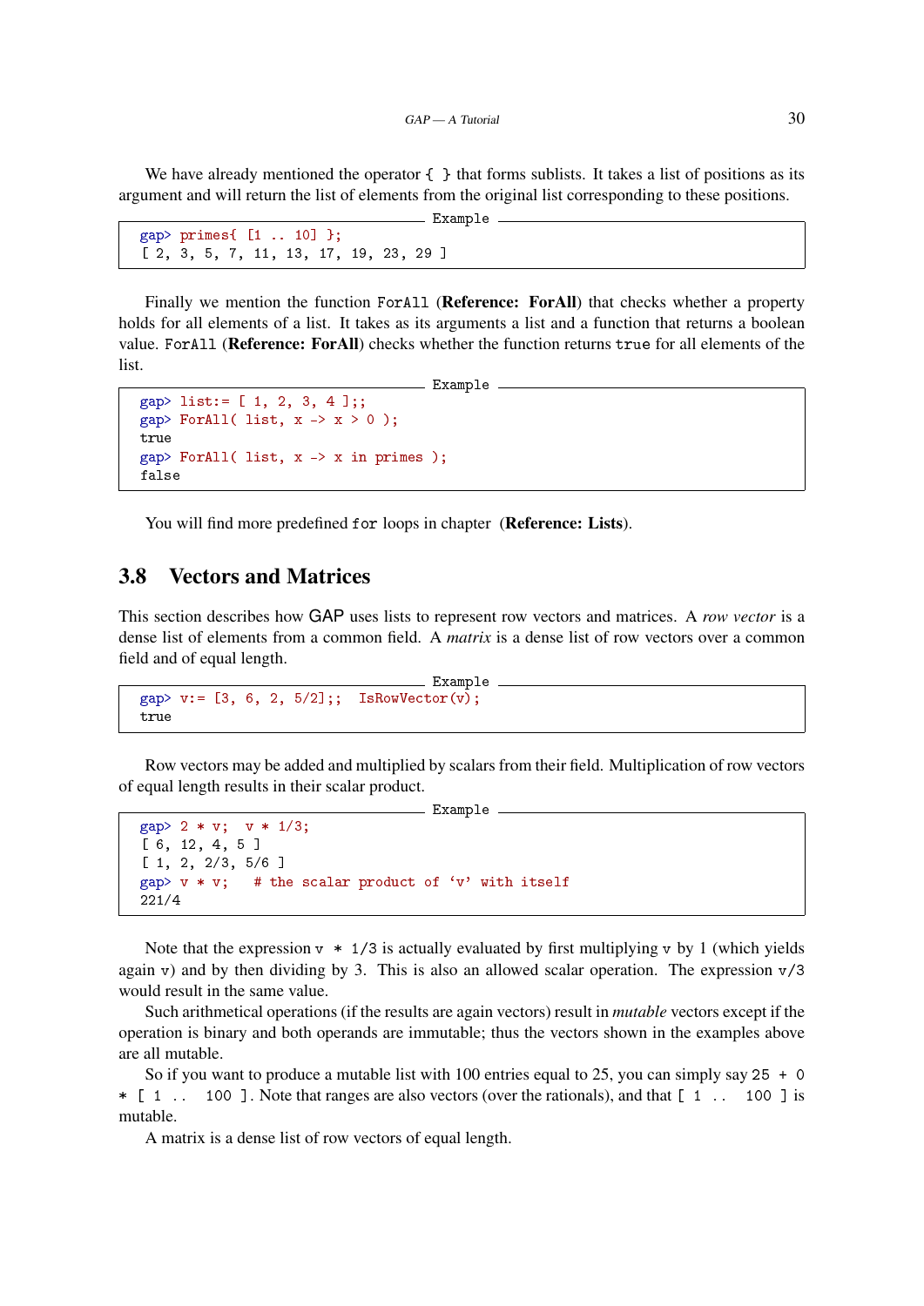We have already mentioned the operator `{ }` that forms sublists. It takes a list of positions as its argument and will return the list of elements from the original list corresponding to these positions.

```
gap> primes{ [1 .. 10] };
[ 2, 3, 5, 7, 11, 13, 17, 19, 23, 29 ]
```

Finally we mention the function `ForAll` (**Reference: ForAll**) that checks whether a property holds for all elements of a list. It takes as its arguments a list and a function that returns a boolean value. `ForAll` (**Reference: ForAll**) checks whether the function returns `true` for all elements of the list.

```
gap> list:= [ 1, 2, 3, 4 ];;
gap> ForAll( list, x -> x > 0 );
true
gap> ForAll( list, x -> x in primes );
false
```

You will find more predefined `for` loops in chapter (**Reference: Lists**).

## 3.8 Vectors and Matrices

This section describes how GAP uses lists to represent row vectors and matrices. A *row vector* is a dense list of elements from a common field. A *matrix* is a dense list of row vectors over a common field and of equal length.

```
gap> v:= [3, 6, 2, 5/2];;  IsRowVector(v);
true
```

Row vectors may be added and multiplied by scalars from their field. Multiplication of row vectors of equal length results in their scalar product.

```
gap> 2 * v;  v * 1/3;
[ 6, 12, 4, 5 ]
[ 1, 2, 2/3, 5/6 ]
gap> v * v;   # the scalar product of `v' with itself
221/4
```

Note that the expression `v * 1/3` is actually evaluated by first multiplying `v` by 1 (which yields again `v`) and by then dividing by 3. This is also an allowed scalar operation. The expression `v/3` would result in the same value.

Such arithmetical operations (if the results are again vectors) result in *mutable* vectors except if the operation is binary and both operands are immutable; thus the vectors shown in the examples above are all mutable.

So if you want to produce a mutable list with 100 entries equal to 25, you can simply say `25 + 0 * [ 1 .. 100 ]`. Note that ranges are also vectors (over the rationals), and that `[ 1 .. 100 ]` is mutable.

A matrix is a dense list of row vectors of equal length.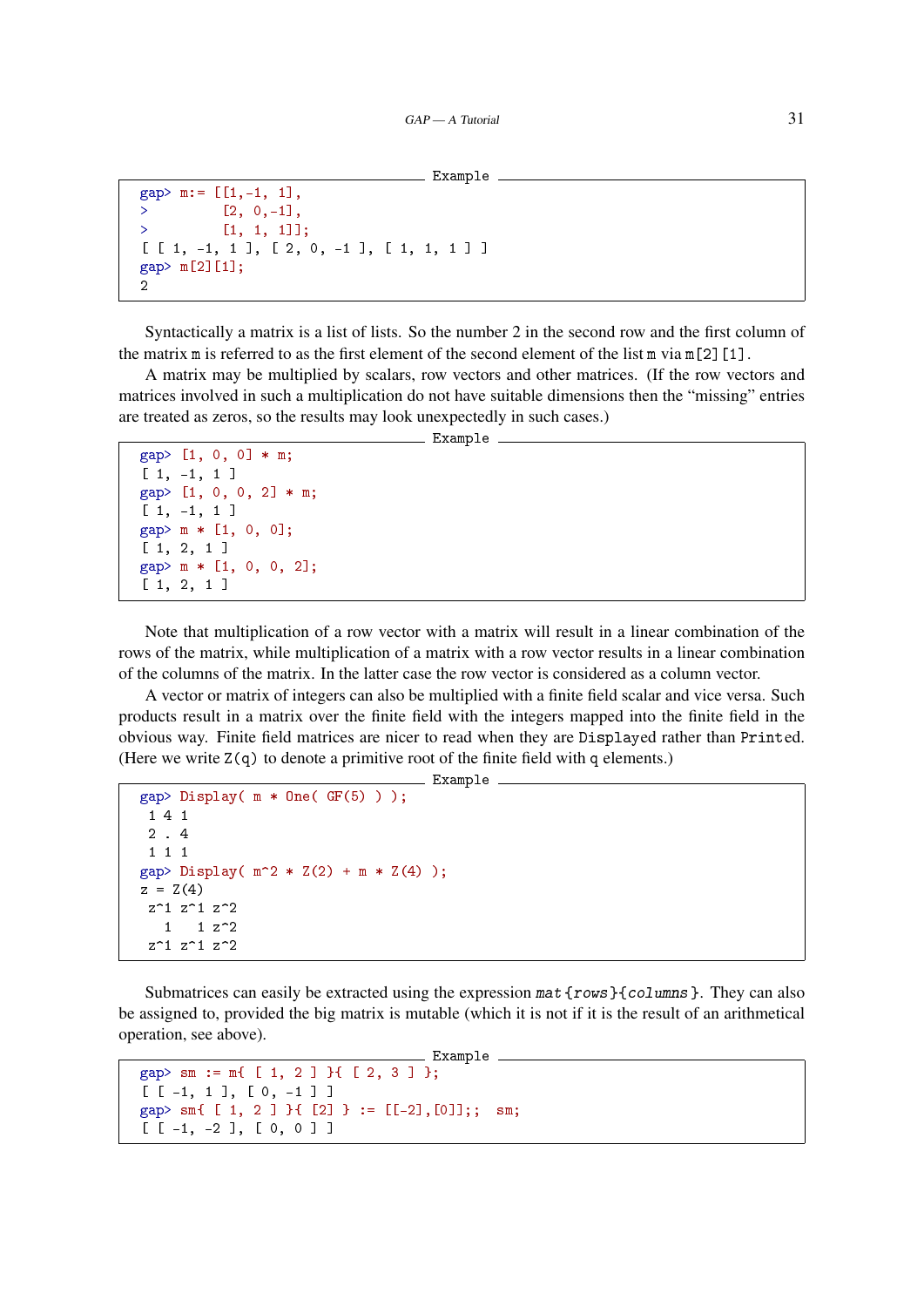```
gap> m:= [[1,-1, 1],
>         [2, 0,-1],
>         [1, 1, 1]];
[ [ 1, -1, 1 ], [ 2, 0, -1 ], [ 1, 1, 1 ] ]
gap> m[2][1];
2
```

Syntactically a matrix is a list of lists. So the number 2 in the second row and the first column of the matrix `m` is referred to as the first element of the second element of the list `m` via `m[2][1]`.

A matrix may be multiplied by scalars, row vectors and other matrices. (If the row vectors and matrices involved in such a multiplication do not have suitable dimensions then the "missing" entries are treated as zeros, so the results may look unexpectedly in such cases.)

```
gap> [1, 0, 0] * m;
[ 1, -1, 1 ]
gap> [1, 0, 0, 2] * m;
[ 1, -1, 1 ]
gap> m * [1, 0, 0];
[ 1, 2, 1 ]
gap> m * [1, 0, 0, 2];
[ 1, 2, 1 ]
```

Note that multiplication of a row vector with a matrix will result in a linear combination of the rows of the matrix, while multiplication of a matrix with a row vector results in a linear combination of the columns of the matrix. In the latter case the row vector is considered as a column vector.

A vector or matrix of integers can also be multiplied with a finite field scalar and vice versa. Such products result in a matrix over the finite field with the integers mapped into the finite field in the obvious way. Finite field matrices are nicer to read when they are `Display`ed rather than `Print`ed. (Here we write `Z(q)` to denote a primitive root of the finite field with `q` elements.)

```
gap> Display( m * One( GF(5) ) );
 1 4 1
 2 . 4
 1 1 1
gap> Display( m^2 * Z(2) + m * Z(4) );
z = Z(4)
 z^1 z^1 z^2
   1   1 z^2
 z^1 z^1 z^2
```

Submatrices can easily be extracted using the expression *mat*{*rows*}{*columns*}. They can also be assigned to, provided the big matrix is mutable (which it is not if it is the result of an arithmetical operation, see above).

```
gap> sm := m{ [ 1, 2 ] }{ [ 2, 3 ] };
[ [ -1, 1 ], [ 0, -1 ] ]
gap> sm{ [ 1, 2 ] }{ [2] } := [[-2],[0]];;  sm;
[ [ -1, -2 ], [ 0, 0 ] ]
```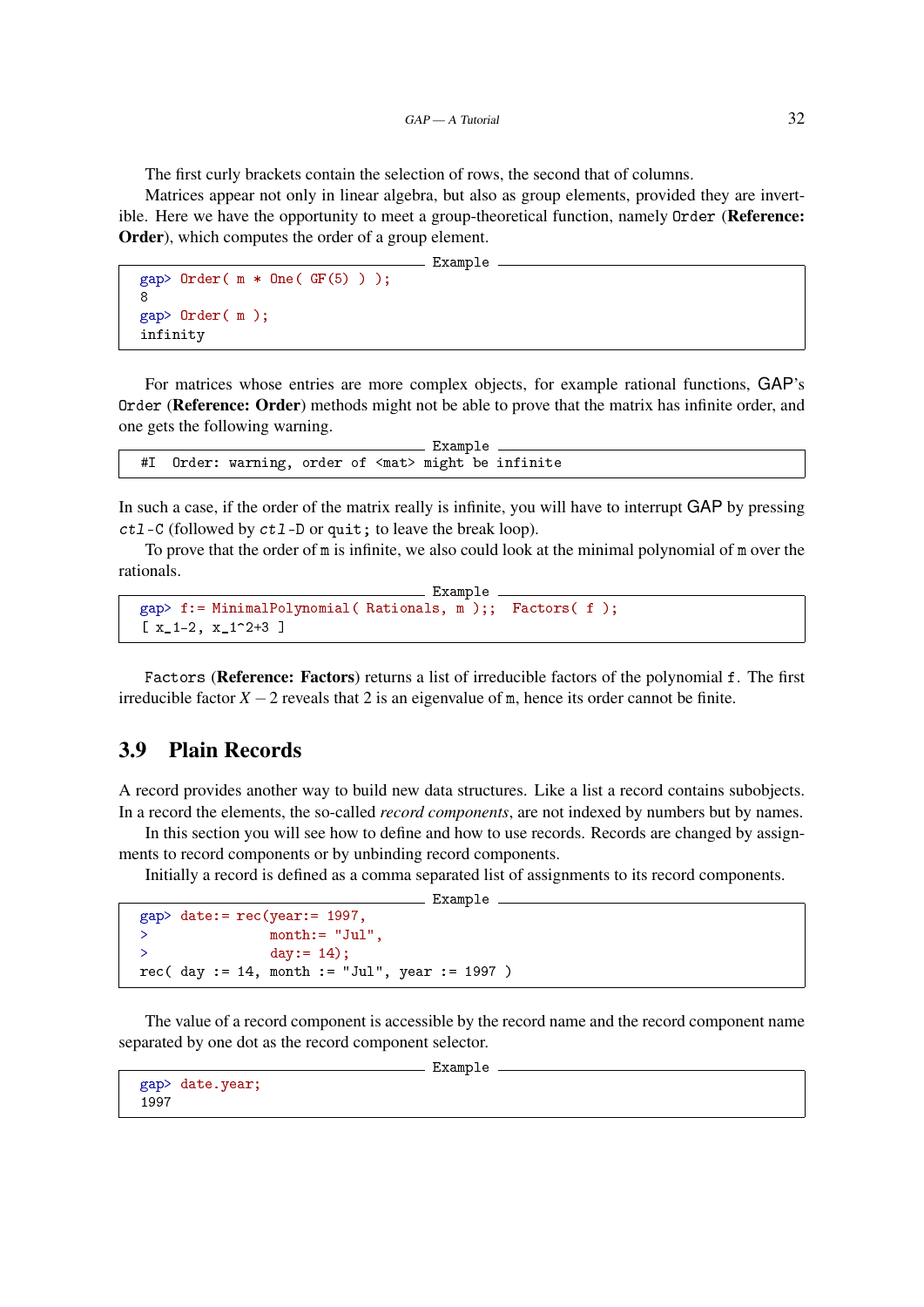The first curly brackets contain the selection of rows, the second that of columns.

Matrices appear not only in linear algebra, but also as group elements, provided they are invertible. Here we have the opportunity to meet a group-theoretical function, namely `Order` (**Reference: Order**), which computes the order of a group element.

```
gap> Order( m * One( GF(5) ) );
8
gap> Order( m );
infinity
```

For matrices whose entries are more complex objects, for example rational functions, GAP's `Order` (**Reference: Order**) methods might not be able to prove that the matrix has infinite order, and one gets the following warning.

```
#I  Order: warning, order of <mat> might be infinite
```

In such a case, if the order of the matrix really is infinite, you will have to interrupt GAP by pressing *ctl*-C (followed by *ctl*-D or `quit;` to leave the break loop).

To prove that the order of `m` is infinite, we also could look at the minimal polynomial of `m` over the rationals.

```
gap> f:= MinimalPolynomial( Rationals, m );;  Factors( f );
[ x_1-2, x_1^2+3 ]
```

`Factors` (**Reference: Factors**) returns a list of irreducible factors of the polynomial `f`. The first irreducible factor $X-2$ reveals that 2 is an eigenvalue of `m`, hence its order cannot be finite.

## 3.9 Plain Records

A record provides another way to build new data structures. Like a list a record contains subobjects. In a record the elements, the so-called *record components*, are not indexed by numbers but by names.

In this section you will see how to define and how to use records. Records are changed by assignments to record components or by unbinding record components.

Initially a record is defined as a comma separated list of assignments to its record components.

```
gap> date:= rec(year:= 1997,
>               month:= "Jul",
>               day:= 14);
rec( day := 14, month := "Jul", year := 1997 )
```

The value of a record component is accessible by the record name and the record component name separated by one dot as the record component selector.

```
gap> date.year;
1997
```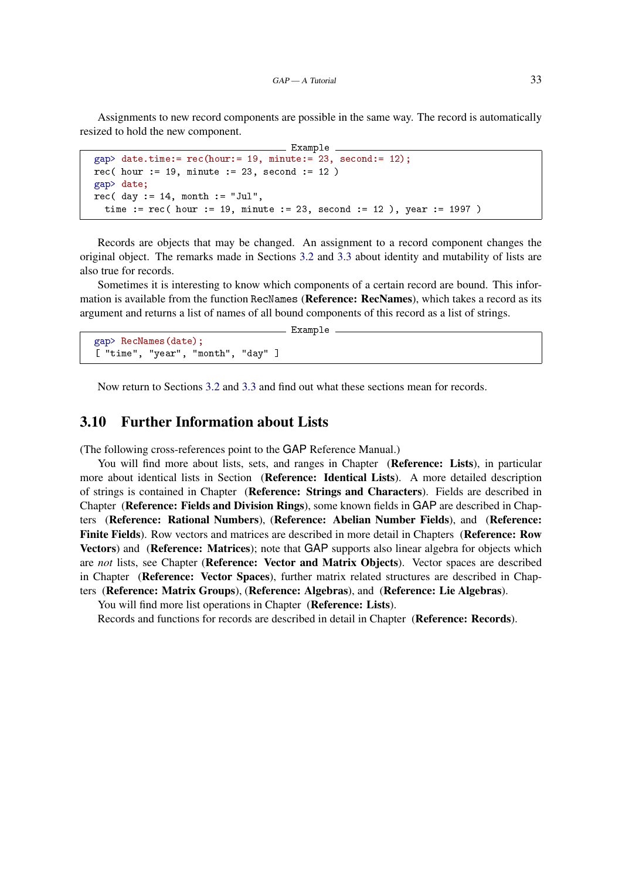Assignments to new record components are possible in the same way. The record is automatically resized to hold the new component.

```
gap> date.time:= rec(hour:= 19, minute:= 23, second:= 12);
rec( hour := 19, minute := 23, second := 12 )
gap> date;
rec( day := 14, month := "Jul",
  time := rec( hour := 19, minute := 23, second := 12 ), year := 1997 )
```

Records are objects that may be changed. An assignment to a record component changes the original object. The remarks made in Sections 3.2 and 3.3 about identity and mutability of lists are also true for records.

Sometimes it is interesting to know which components of a certain record are bound. This information is available from the function `RecNames` (**Reference: RecNames**), which takes a record as its argument and returns a list of names of all bound components of this record as a list of strings.

```
gap> RecNames(date);
[ "time", "year", "month", "day" ]
```

Now return to Sections 3.2 and 3.3 and find out what these sections mean for records.

## 3.10 Further Information about Lists

(The following cross-references point to the GAP Reference Manual.)

You will find more about lists, sets, and ranges in Chapter (**Reference: Lists**), in particular more about identical lists in Section (**Reference: Identical Lists**). A more detailed description of strings is contained in Chapter (**Reference: Strings and Characters**). Fields are described in Chapter (**Reference: Fields and Division Rings**), some known fields in GAP are described in Chapters (**Reference: Rational Numbers**), (**Reference: Abelian Number Fields**), and (**Reference: Finite Fields**). Row vectors and matrices are described in more detail in Chapters (**Reference: Row Vectors**) and (**Reference: Matrices**); note that GAP supports also linear algebra for objects which are *not* lists, see Chapter (**Reference: Vector and Matrix Objects**). Vector spaces are described in Chapter (**Reference: Vector Spaces**), further matrix related structures are described in Chapters (**Reference: Matrix Groups**), (**Reference: Algebras**), and (**Reference: Lie Algebras**).

You will find more list operations in Chapter (**Reference: Lists**).

Records and functions for records are described in detail in Chapter (**Reference: Records**).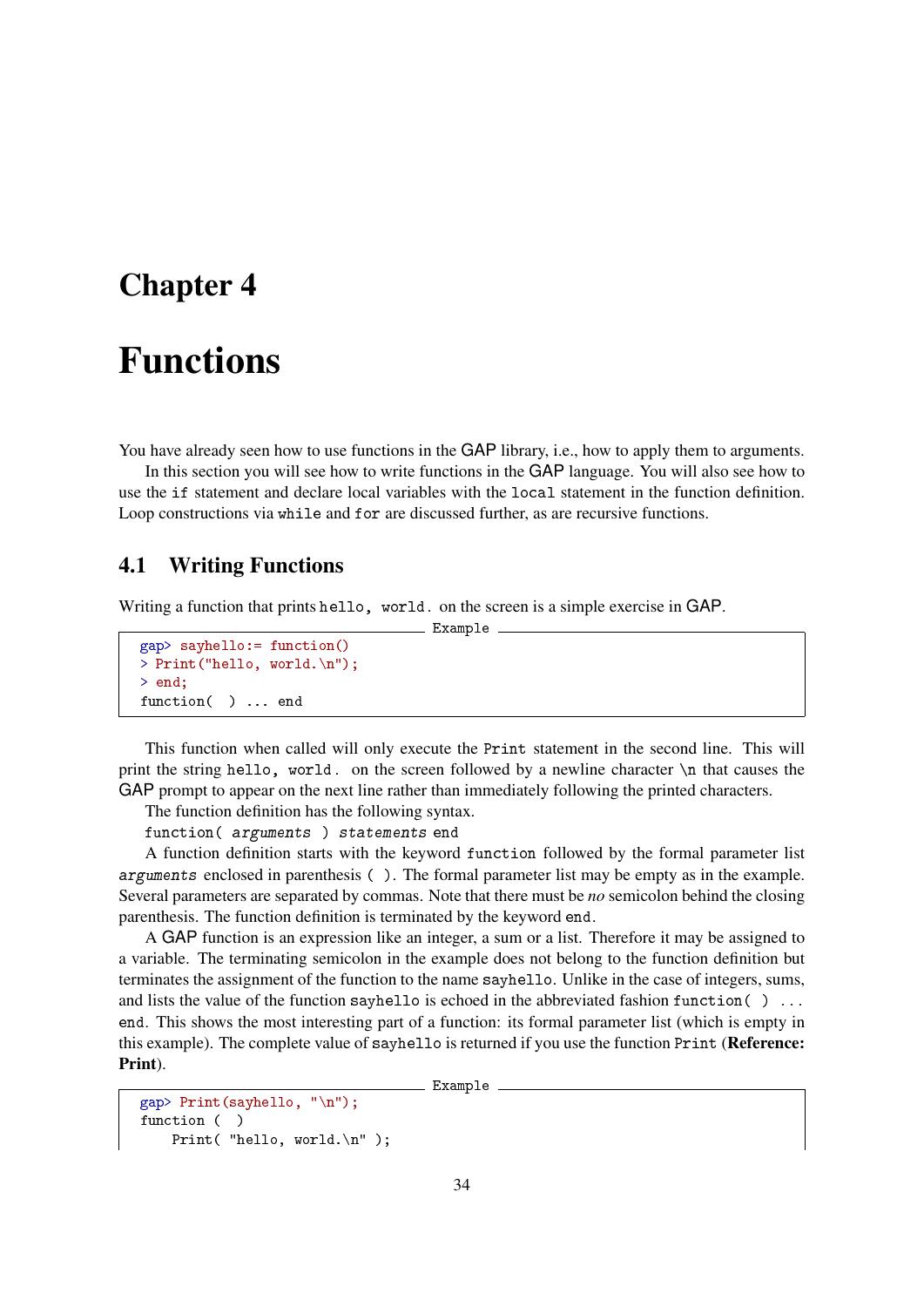# Chapter 4

# Functions

You have already seen how to use functions in the GAP library, i.e., how to apply them to arguments.

In this section you will see how to write functions in the GAP language. You will also see how to use the `if` statement and declare local variables with the `local` statement in the function definition. Loop constructions via `while` and `for` are discussed further, as are recursive functions.

## 4.1 Writing Functions

Writing a function that prints `hello, world.` on the screen is a simple exercise in GAP.

```
gap> sayhello:= function()
> Print("hello, world.\n");
> end;
function(  ) ... end
```

This function when called will only execute the `Print` statement in the second line. This will print the string `hello, world.` on the screen followed by a newline character `\n` that causes the GAP prompt to appear on the next line rather than immediately following the printed characters.

The function definition has the following syntax.

`function( arguments ) statements end`

A function definition starts with the keyword `function` followed by the formal parameter list *arguments* enclosed in parenthesis `( )`. The formal parameter list may be empty as in the example. Several parameters are separated by commas. Note that there must be *no* semicolon behind the closing parenthesis. The function definition is terminated by the keyword `end`.

A GAP function is an expression like an integer, a sum or a list. Therefore it may be assigned to a variable. The terminating semicolon in the example does not belong to the function definition but terminates the assignment of the function to the name `sayhello`. Unlike in the case of integers, sums, and lists the value of the function `sayhello` is echoed in the abbreviated fashion `function( ) ... end`. This shows the most interesting part of a function: its formal parameter list (which is empty in this example). The complete value of `sayhello` is returned if you use the function `Print` (**Reference: Print**).

```
gap> Print(sayhello, "\n");
function (  )
    Print( "hello, world.\n" );
```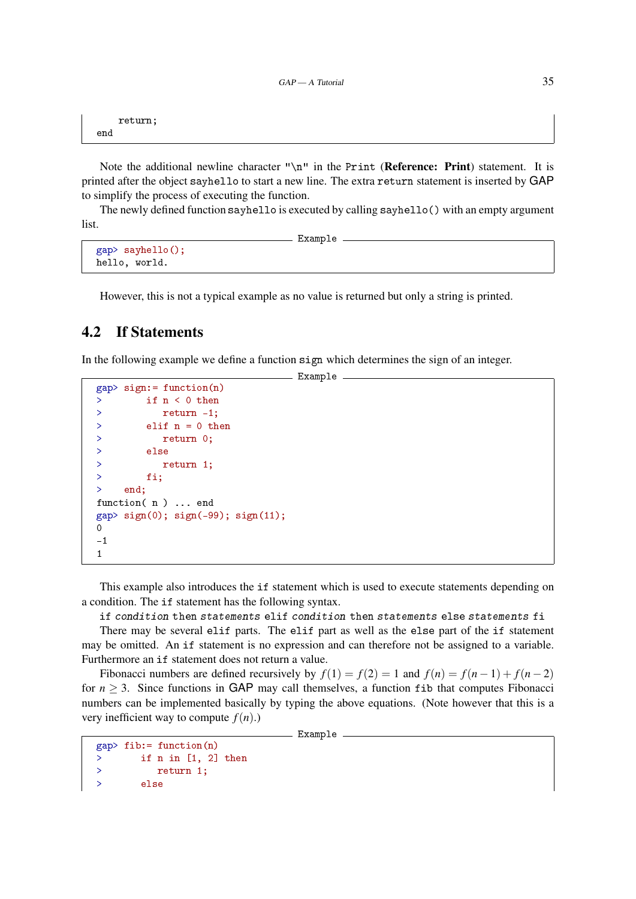```
    return;
end
```

Note the additional newline character "\n" in the Print (**Reference: Print**) statement. It is printed after the object sayhello to start a new line. The extra return statement is inserted by GAP to simplify the process of executing the function.

The newly defined function sayhello is executed by calling sayhello() with an empty argument list.

```
gap> sayhello();
hello, world.
```

However, this is not a typical example as no value is returned but only a string is printed.

## 4.2 If Statements

In the following example we define a function sign which determines the sign of an integer.

```
gap> sign:= function(n)
>        if n < 0 then
>           return -1;
>        elif n = 0 then
>           return 0;
>        else
>           return 1;
>        fi;
>    end;
function( n ) ... end
gap> sign(0); sign(-99); sign(11);
0
-1
1
```

This example also introduces the if statement which is used to execute statements depending on a condition. The if statement has the following syntax.

if *condition* then *statements* elif *condition* then *statements* else *statements* fi

There may be several elif parts. The elif part as well as the else part of the if statement may be omitted. An if statement is no expression and can therefore not be assigned to a variable. Furthermore an if statement does not return a value.

Fibonacci numbers are defined recursively by $f(1) = f(2) = 1$ and $f(n) = f(n-1) + f(n-2)$ for $n \geq 3$. Since functions in GAP may call themselves, a function fib that computes Fibonacci numbers can be implemented basically by typing the above equations. (Note however that this is a very inefficient way to compute $f(n)$.)

```
gap> fib:= function(n)
>       if n in [1, 2] then
>          return 1;
>       else
```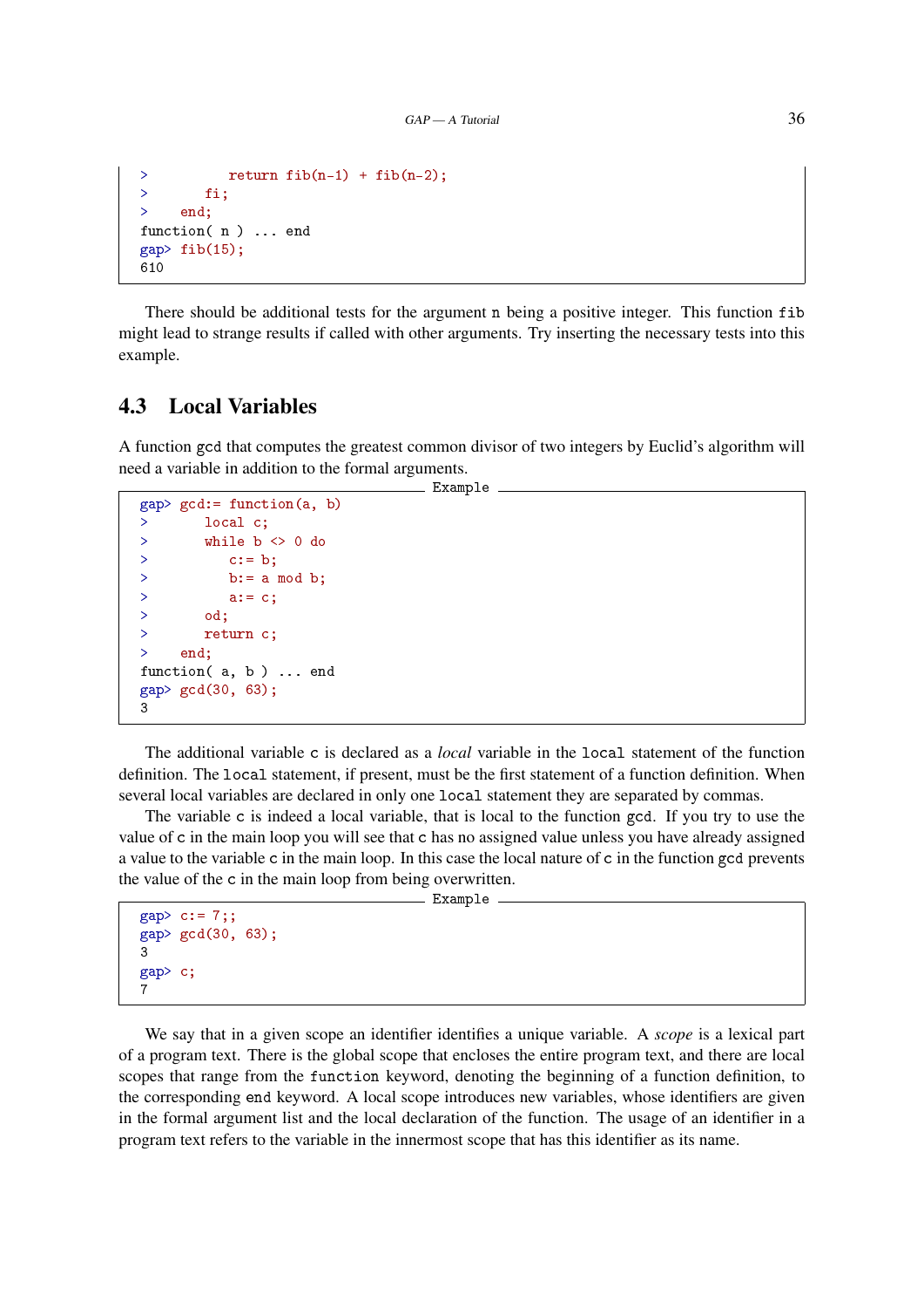```
>          return fib(n-1) + fib(n-2);
>       fi;
>    end;
function( n ) ... end
gap> fib(15);
610
```

There should be additional tests for the argument `n` being a positive integer. This function `fib` might lead to strange results if called with other arguments. Try inserting the necessary tests into this example.

## 4.3 Local Variables

A function `gcd` that computes the greatest common divisor of two integers by Euclid's algorithm will need a variable in addition to the formal arguments.

```
gap> gcd:= function(a, b)
>       local c;
>       while b <> 0 do
>          c:= b;
>          b:= a mod b;
>          a:= c;
>       od;
>       return c;
>    end;
function( a, b ) ... end
gap> gcd(30, 63);
3
```

The additional variable `c` is declared as a *local* variable in the `local` statement of the function definition. The `local` statement, if present, must be the first statement of a function definition. When several local variables are declared in only one `local` statement they are separated by commas.

The variable `c` is indeed a local variable, that is local to the function `gcd`. If you try to use the value of `c` in the main loop you will see that `c` has no assigned value unless you have already assigned a value to the variable `c` in the main loop. In this case the local nature of `c` in the function `gcd` prevents the value of the `c` in the main loop from being overwritten.

```
gap> c:= 7;;
gap> gcd(30, 63);
3
gap> c;
7
```

We say that in a given scope an identifier identifies a unique variable. A *scope* is a lexical part of a program text. There is the global scope that encloses the entire program text, and there are local scopes that range from the `function` keyword, denoting the beginning of a function definition, to the corresponding `end` keyword. A local scope introduces new variables, whose identifiers are given in the formal argument list and the local declaration of the function. The usage of an identifier in a program text refers to the variable in the innermost scope that has this identifier as its name.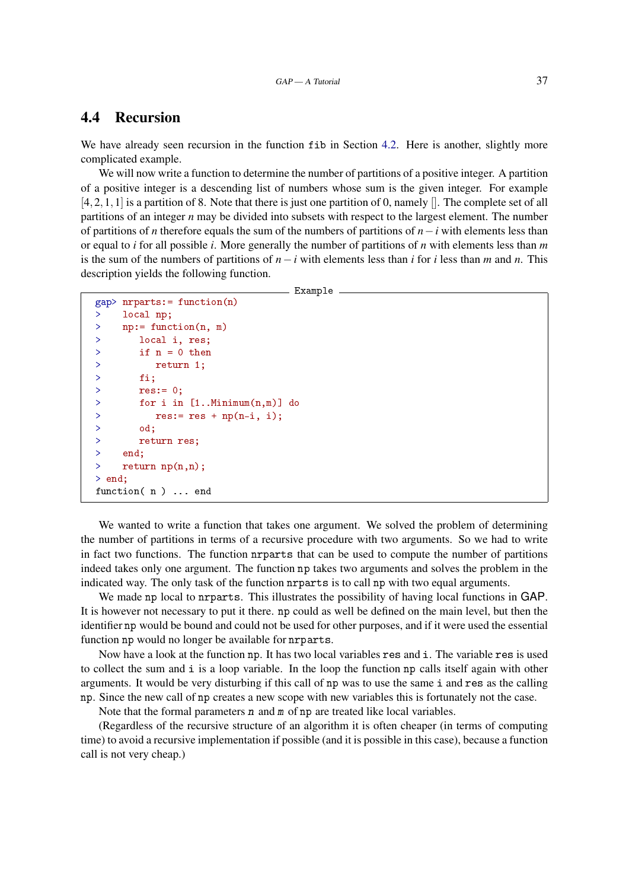## 4.4 Recursion

We have already seen recursion in the function `fib` in Section 4.2. Here is another, slightly more complicated example.

We will now write a function to determine the number of partitions of a positive integer. A partition of a positive integer is a descending list of numbers whose sum is the given integer. For example $[4,2,1,1]$ is a partition of 8. Note that there is just one partition of 0, namely $[]$. The complete set of all partitions of an integer $n$ may be divided into subsets with respect to the largest element. The number of partitions of $n$ therefore equals the sum of the numbers of partitions of $n-i$ with elements less than or equal to $i$ for all possible $i$. More generally the number of partitions of $n$ with elements less than $m$ is the sum of the numbers of partitions of $n-i$ with elements less than $i$ for $i$ less than $m$ and $n$. This description yields the following function.

```
gap> nrparts:= function(n)
>    local np;
>    np:= function(n, m)
>       local i, res;
>       if n = 0 then
>          return 1;
>       fi;
>       res:= 0;
>       for i in [1..Minimum(n,m)] do
>          res:= res + np(n-i, i);
>       od;
>       return res;
>    end;
>    return np(n,n);
> end;
function( n ) ... end
```

We wanted to write a function that takes one argument. We solved the problem of determining the number of partitions in terms of a recursive procedure with two arguments. So we had to write in fact two functions. The function `nrparts` that can be used to compute the number of partitions indeed takes only one argument. The function `np` takes two arguments and solves the problem in the indicated way. The only task of the function `nrparts` is to call `np` with two equal arguments.

We made `np` local to `nrparts`. This illustrates the possibility of having local functions in GAP. It is however not necessary to put it there. `np` could as well be defined on the main level, but then the identifier `np` would be bound and could not be used for other purposes, and if it were used the essential function `np` would no longer be available for `nrparts`.

Now have a look at the function `np`. It has two local variables `res` and `i`. The variable `res` is used to collect the sum and `i` is a loop variable. In the loop the function `np` calls itself again with other arguments. It would be very disturbing if this call of `np` was to use the same `i` and `res` as the calling `np`. Since the new call of `np` creates a new scope with new variables this is fortunately not the case.

Note that the formal parameters *n* and *m* of `np` are treated like local variables.

(Regardless of the recursive structure of an algorithm it is often cheaper (in terms of computing time) to avoid a recursive implementation if possible (and it is possible in this case), because a function call is not very cheap.)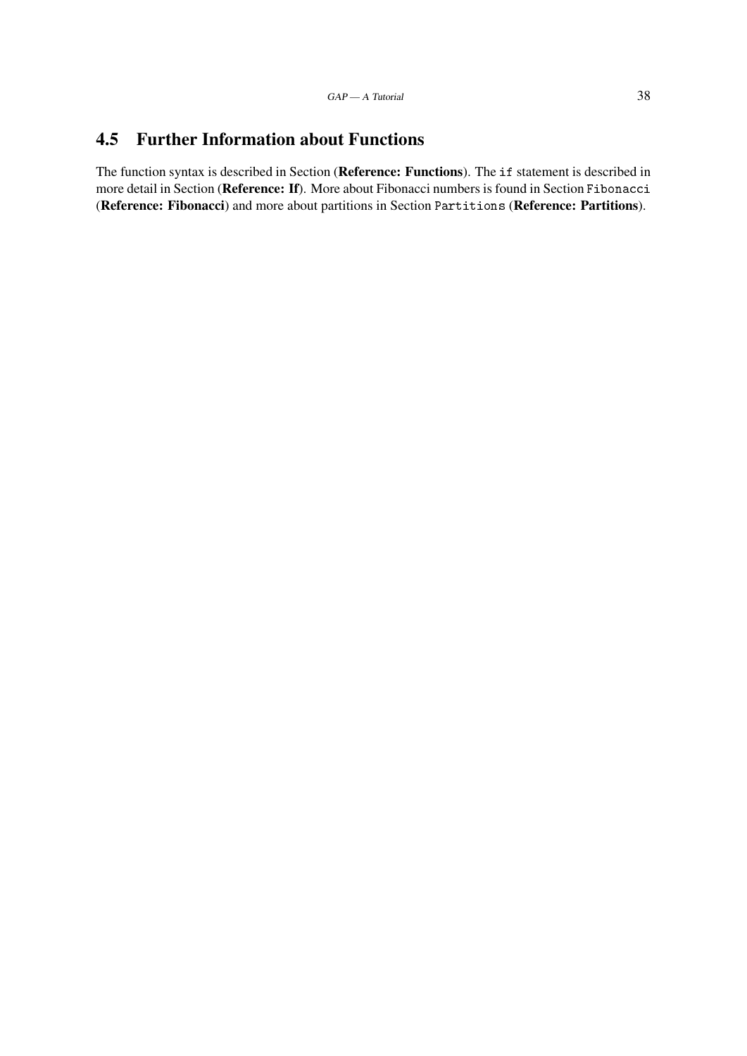## 4.5 Further Information about Functions

The function syntax is described in Section (**Reference: Functions**). The `if` statement is described in more detail in Section (**Reference: If**). More about Fibonacci numbers is found in Section `Fibonacci` (**Reference: Fibonacci**) and more about partitions in Section `Partitions` (**Reference: Partitions**).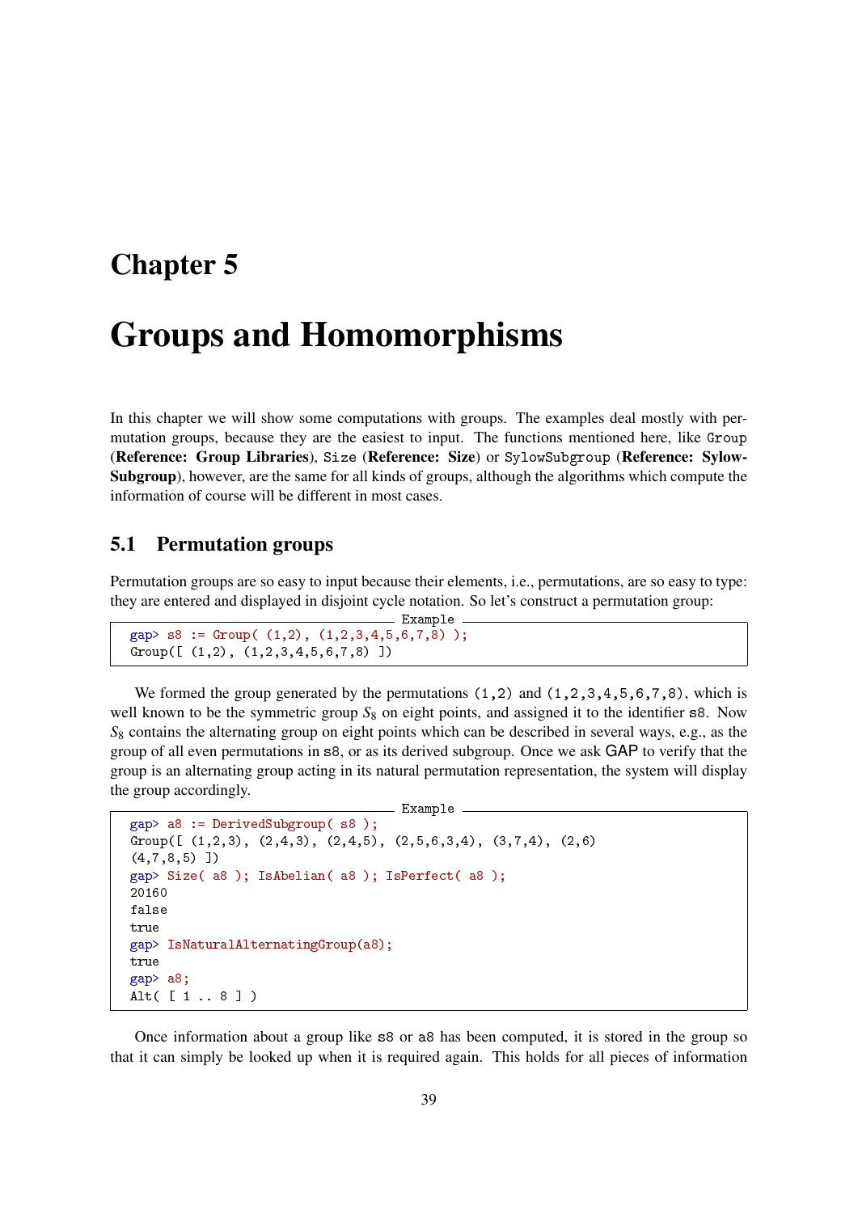# Chapter 5

# Groups and Homomorphisms

In this chapter we will show some computations with groups. The examples deal mostly with permutation groups, because they are the easiest to input. The functions mentioned here, like `Group` (**Reference: Group Libraries**), `Size` (**Reference: Size**) or `SylowSubgroup` (**Reference: SylowSubgroup**), however, are the same for all kinds of groups, although the algorithms which compute the information of course will be different in most cases.

## 5.1 Permutation groups

Permutation groups are so easy to input because their elements, i.e., permutations, are so easy to type: they are entered and displayed in disjoint cycle notation. So let's construct a permutation group:

```
gap> s8 := Group( (1,2), (1,2,3,4,5,6,7,8) );
Group([ (1,2), (1,2,3,4,5,6,7,8) ])
```

We formed the group generated by the permutations `(1,2)` and `(1,2,3,4,5,6,7,8)`, which is well known to be the symmetric group $S_8$ on eight points, and assigned it to the identifier `s8`. Now $S_8$ contains the alternating group on eight points which can be described in several ways, e.g., as the group of all even permutations in `s8`, or as its derived subgroup. Once we ask GAP to verify that the group is an alternating group acting in its natural permutation representation, the system will display the group accordingly.

```
gap> a8 := DerivedSubgroup( s8 );
Group([ (1,2,3), (2,4,3), (2,4,5), (2,5,6,3,4), (3,7,4), (2,6)
(4,7,8,5) ])
gap> Size( a8 ); IsAbelian( a8 ); IsPerfect( a8 );
20160
false
true
gap> IsNaturalAlternatingGroup(a8);
true
gap> a8;
Alt( [ 1 .. 8 ] )
```

Once information about a group like `s8` or `a8` has been computed, it is stored in the group so that it can simply be looked up when it is required again. This holds for all pieces of information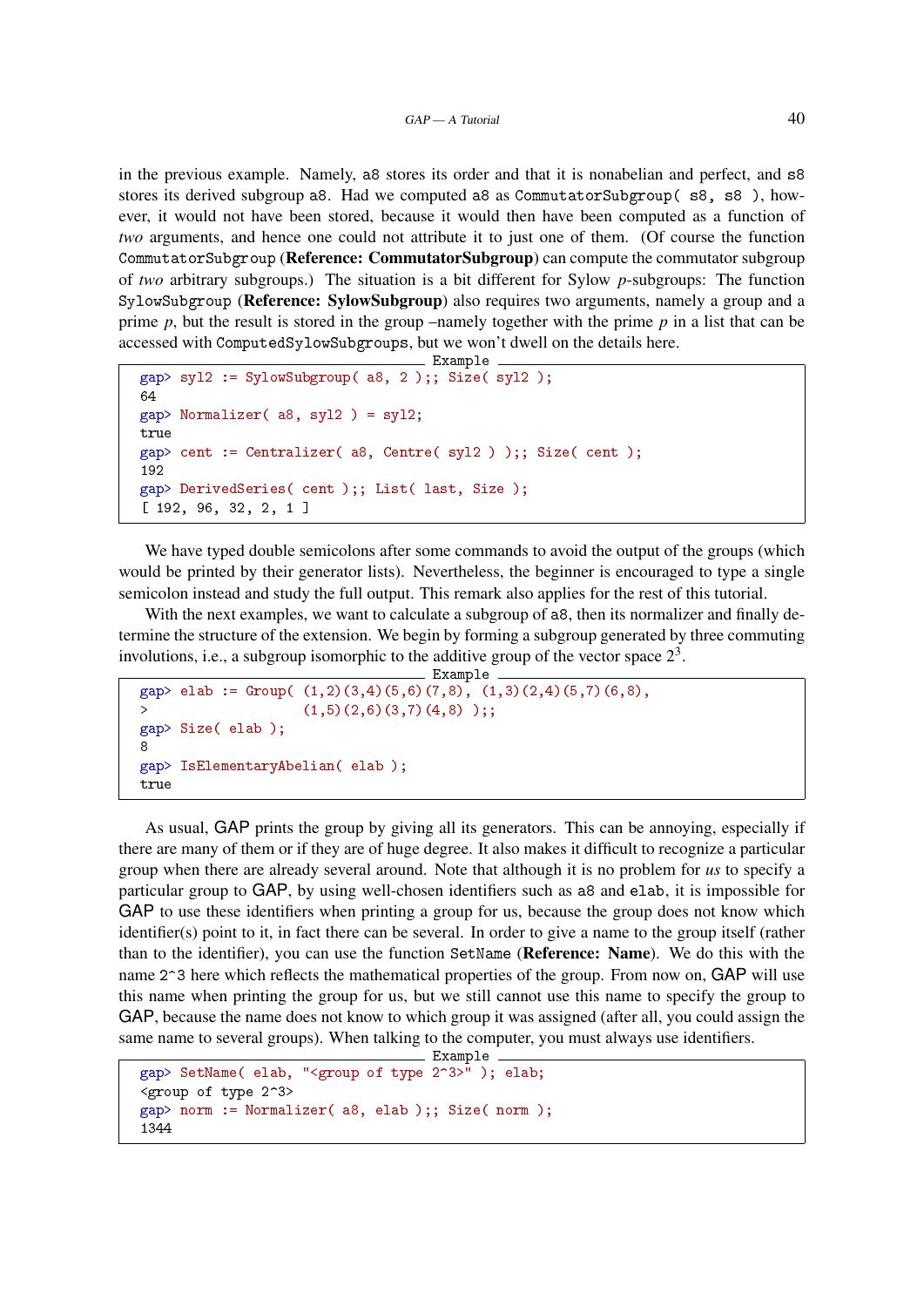in the previous example. Namely, `a8` stores its order and that it is nonabelian and perfect, and `s8` stores its derived subgroup `a8`. Had we computed `a8` as `CommutatorSubgroup( s8, s8 )`, however, it would not have been stored, because it would then have been computed as a function of *two* arguments, and hence one could not attribute it to just one of them. (Of course the function `CommutatorSubgroup` (**Reference: CommutatorSubgroup**) can compute the commutator subgroup of *two* arbitrary subgroups.) The situation is a bit different for Sylow $p$-subgroups: The function `SylowSubgroup` (**Reference: SylowSubgroup**) also requires two arguments, namely a group and a prime $p$, but the result is stored in the group –namely together with the prime $p$ in a list that can be accessed with `ComputedSylowSubgroups`, but we won't dwell on the details here.

Example
```
gap> syl2 := SylowSubgroup( a8, 2 );; Size( syl2 );
64
gap> Normalizer( a8, syl2 ) = syl2;
true
gap> cent := Centralizer( a8, Centre( syl2 ) );; Size( cent );
192
gap> DerivedSeries( cent );; List( last, Size );
[ 192, 96, 32, 2, 1 ]
```

We have typed double semicolons after some commands to avoid the output of the groups (which would be printed by their generator lists). Nevertheless, the beginner is encouraged to type a single semicolon instead and study the full output. This remark also applies for the rest of this tutorial.

With the next examples, we want to calculate a subgroup of `a8`, then its normalizer and finally determine the structure of the extension. We begin by forming a subgroup generated by three commuting involutions, i.e., a subgroup isomorphic to the additive group of the vector space $2^3$.

Example
```
gap> elab := Group( (1,2)(3,4)(5,6)(7,8), (1,3)(2,4)(5,7)(6,8),
>                   (1,5)(2,6)(3,7)(4,8) );;
gap> Size( elab );
8
gap> IsElementaryAbelian( elab );
true
```

As usual, GAP prints the group by giving all its generators. This can be annoying, especially if there are many of them or if they are of huge degree. It also makes it difficult to recognize a particular group when there are already several around. Note that although it is no problem for *us* to specify a particular group to GAP, by using well-chosen identifiers such as `a8` and `elab`, it is impossible for GAP to use these identifiers when printing a group for us, because the group does not know which identifier(s) point to it, in fact there can be several. In order to give a name to the group itself (rather than to the identifier), you can use the function `SetName` (**Reference: Name**). We do this with the name `2^3` here which reflects the mathematical properties of the group. From now on, GAP will use this name when printing the group for us, but we still cannot use this name to specify the group to GAP, because the name does not know to which group it was assigned (after all, you could assign the same name to several groups). When talking to the computer, you must always use identifiers.

Example
```
gap> SetName( elab, "<group of type 2^3>" ); elab;
<group of type 2^3>
gap> norm := Normalizer( a8, elab );; Size( norm );
1344
```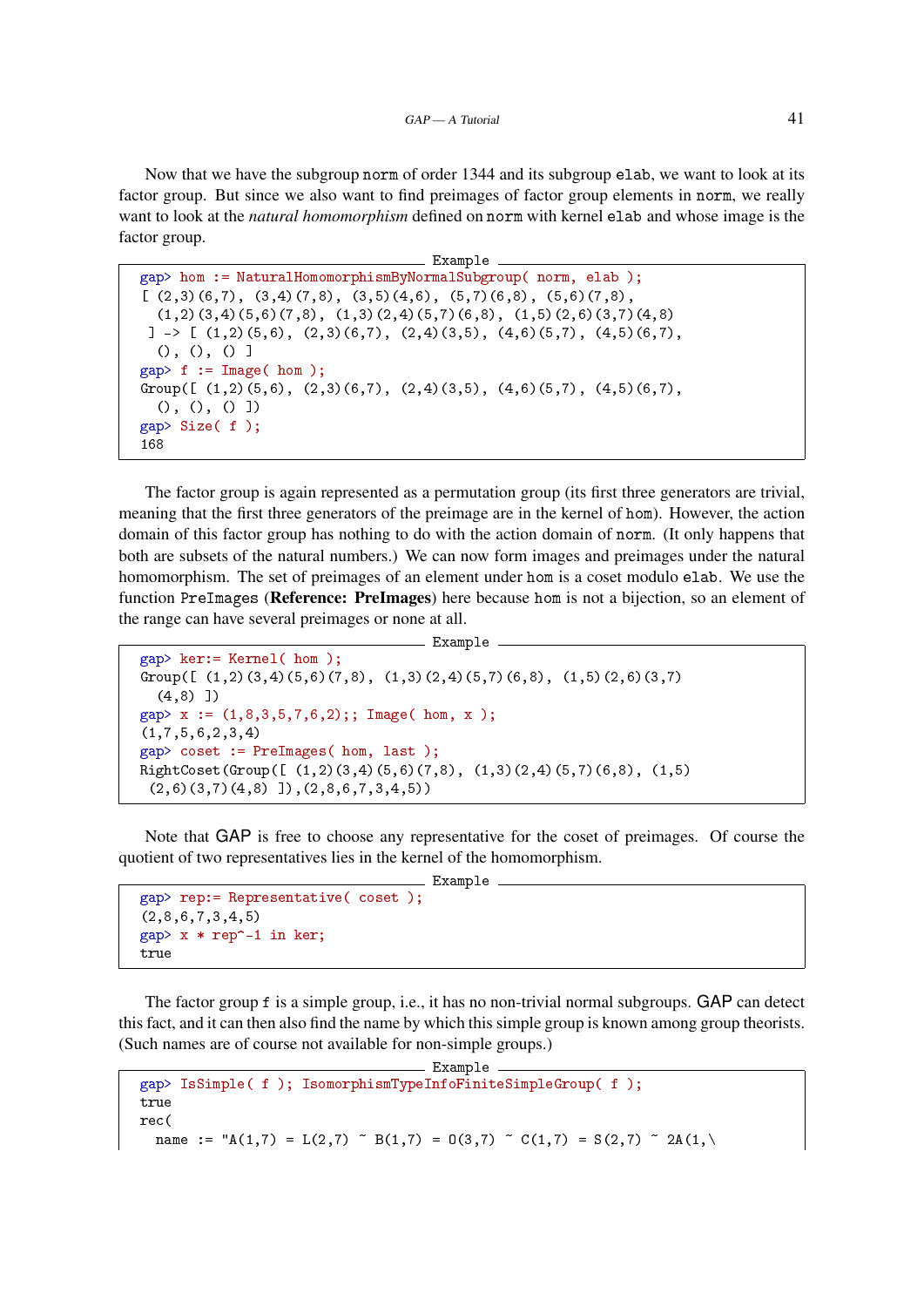Now that we have the subgroup norm of order 1344 and its subgroup elab, we want to look at its factor group. But since we also want to find preimages of factor group elements in norm, we really want to look at the *natural homomorphism* defined on norm with kernel elab and whose image is the factor group.

```
gap> hom := NaturalHomomorphismByNormalSubgroup( norm, elab );
[ (2,3)(6,7), (3,4)(7,8), (3,5)(4,6), (5,7)(6,8), (5,6)(7,8),
  (1,2)(3,4)(5,6)(7,8), (1,3)(2,4)(5,7)(6,8), (1,5)(2,6)(3,7)(4,8)
 ] -> [ (1,2)(5,6), (2,3)(6,7), (2,4)(3,5), (4,6)(5,7), (4,5)(6,7),
  (), (), () ]
gap> f := Image( hom );
Group([ (1,2)(5,6), (2,3)(6,7), (2,4)(3,5), (4,6)(5,7), (4,5)(6,7),
  (), (), () ])
gap> Size( f );
168
```

The factor group is again represented as a permutation group (its first three generators are trivial, meaning that the first three generators of the preimage are in the kernel of hom). However, the action domain of this factor group has nothing to do with the action domain of norm. (It only happens that both are subsets of the natural numbers.) We can now form images and preimages under the natural homomorphism. The set of preimages of an element under hom is a coset modulo elab. We use the function PreImages (**Reference: PreImages**) here because hom is not a bijection, so an element of the range can have several preimages or none at all.

```
gap> ker:= Kernel( hom );
Group([ (1,2)(3,4)(5,6)(7,8), (1,3)(2,4)(5,7)(6,8), (1,5)(2,6)(3,7)
  (4,8) ])
gap> x := (1,8,3,5,7,6,2);; Image( hom, x );
(1,7,5,6,2,3,4)
gap> coset := PreImages( hom, last );
RightCoset(Group([ (1,2)(3,4)(5,6)(7,8), (1,3)(2,4)(5,7)(6,8), (1,5)
 (2,6)(3,7)(4,8) ]),(2,8,6,7,3,4,5))
```

Note that GAP is free to choose any representative for the coset of preimages. Of course the quotient of two representatives lies in the kernel of the homomorphism.

```
gap> rep:= Representative( coset );
(2,8,6,7,3,4,5)
gap> x * rep^-1 in ker;
true
```

The factor group f is a simple group, i.e., it has no non-trivial normal subgroups. GAP can detect this fact, and it can then also find the name by which this simple group is known among group theorists. (Such names are of course not available for non-simple groups.)

```
gap> IsSimple( f ); IsomorphismTypeInfoFiniteSimpleGroup( f );
true
rec(
  name := "A(1,7) = L(2,7) ~ B(1,7) = O(3,7) ~ C(1,7) = S(2,7) ~ 2A(1,\
```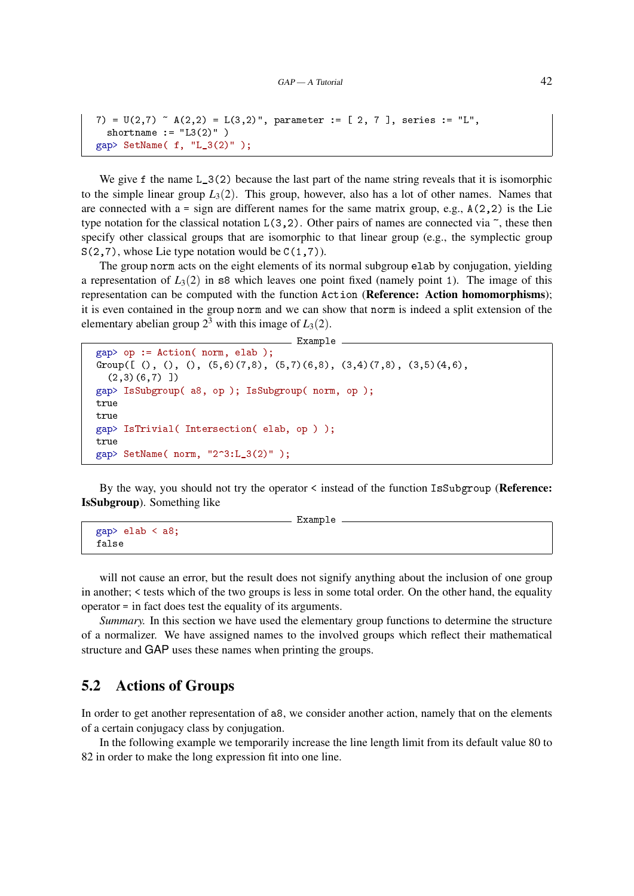```
7) = U(2,7) ~ A(2,2) = L(3,2)", parameter := [ 2, 7 ], series := "L",
  shortname := "L3(2)" )
gap> SetName( f, "L_3(2)" );
```

We give `f` the name `L_3(2)` because the last part of the name string reveals that it is isomorphic to the simple linear group $L_3(2)$. This group, however, also has a lot of other names. Names that are connected with a `=` sign are different names for the same matrix group, e.g., `A(2,2)` is the Lie type notation for the classical notation `L(3,2)`. Other pairs of names are connected via `~`, these then specify other classical groups that are isomorphic to that linear group (e.g., the symplectic group `S(2,7)`, whose Lie type notation would be `C(1,7)`).

The group `norm` acts on the eight elements of its normal subgroup `elab` by conjugation, yielding a representation of $L_3(2)$ in `s8` which leaves one point fixed (namely point `1`). The image of this representation can be computed with the function `Action` (**Reference: Action homomorphisms**); it is even contained in the group `norm` and we can show that `norm` is indeed a split extension of the elementary abelian group $2^3$ with this image of $L_3(2)$.

```
gap> op := Action( norm, elab );
Group([ (), (), (), (5,6)(7,8), (5,7)(6,8), (3,4)(7,8), (3,5)(4,6),
  (2,3)(6,7) ])
gap> IsSubgroup( a8, op ); IsSubgroup( norm, op );
true
true
gap> IsTrivial( Intersection( elab, op ) );
true
gap> SetName( norm, "2^3:L_3(2)" );
```

By the way, you should not try the operator `<` instead of the function `IsSubgroup` (**Reference: IsSubgroup**). Something like

```
gap> elab < a8;
false
```

will not cause an error, but the result does not signify anything about the inclusion of one group in another; `<` tests which of the two groups is less in some total order. On the other hand, the equality operator `=` in fact does test the equality of its arguments.

*Summary.* In this section we have used the elementary group functions to determine the structure of a normalizer. We have assigned names to the involved groups which reflect their mathematical structure and GAP uses these names when printing the groups.

## 5.2 Actions of Groups

In order to get another representation of `a8`, we consider another action, namely that on the elements of a certain conjugacy class by conjugation.

In the following example we temporarily increase the line length limit from its default value 80 to 82 in order to make the long expression fit into one line.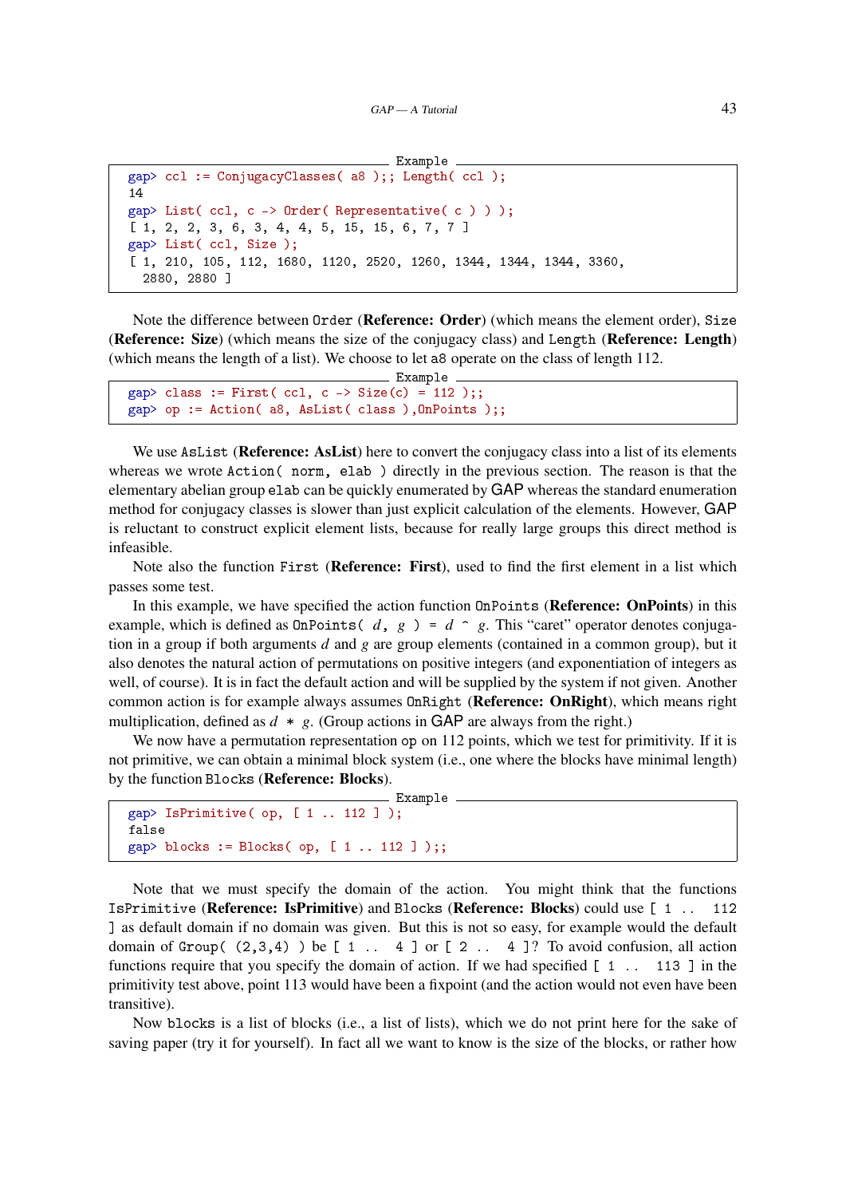```
gap> ccl := ConjugacyClasses( a8 );; Length( ccl );
14
gap> List( ccl, c -> Order( Representative( c ) ) );
[ 1, 2, 2, 3, 6, 3, 4, 4, 5, 15, 15, 6, 7, 7 ]
gap> List( ccl, Size );
[ 1, 210, 105, 112, 1680, 1120, 2520, 1260, 1344, 1344, 1344, 3360,
  2880, 2880 ]
```

Note the difference between `Order` (**Reference: Order**) (which means the element order), `Size` (**Reference: Size**) (which means the size of the conjugacy class) and `Length` (**Reference: Length**) (which means the length of a list). We choose to let `a8` operate on the class of length 112.

```
gap> class := First( ccl, c -> Size(c) = 112 );;
gap> op := Action( a8, AsList( class ),OnPoints );;
```

We use `AsList` (**Reference: AsList**) here to convert the conjugacy class into a list of its elements whereas we wrote `Action( norm, elab )` directly in the previous section. The reason is that the elementary abelian group `elab` can be quickly enumerated by GAP whereas the standard enumeration method for conjugacy classes is slower than just explicit calculation of the elements. However, GAP is reluctant to construct explicit element lists, because for really large groups this direct method is infeasible.

Note also the function `First` (**Reference: First**), used to find the first element in a list which passes some test.

In this example, we have specified the action function `OnPoints` (**Reference: OnPoints**) in this example, which is defined as `OnPoints(` *d*`,` *g* `) =` *d* `^` *g*. This "caret" operator denotes conjugation in a group if both arguments *d* and *g* are group elements (contained in a common group), but it also denotes the natural action of permutations on positive integers (and exponentiation of integers as well, of course). It is in fact the default action and will be supplied by the system if not given. Another common action is for example always assumes `OnRight` (**Reference: OnRight**), which means right multiplication, defined as *d* `*` *g*. (Group actions in GAP are always from the right.)

We now have a permutation representation `op` on 112 points, which we test for primitivity. If it is not primitive, we can obtain a minimal block system (i.e., one where the blocks have minimal length) by the function `Blocks` (**Reference: Blocks**).

```
gap> IsPrimitive( op, [ 1 .. 112 ] );
false
gap> blocks := Blocks( op, [ 1 .. 112 ] );;
```

Note that we must specify the domain of the action. You might think that the functions `IsPrimitive` (**Reference: IsPrimitive**) and `Blocks` (**Reference: Blocks**) could use `[ 1 .. 112 ]` as default domain if no domain was given. But this is not so easy, for example would the default domain of `Group( (2,3,4) )` be `[ 1 .. 4 ]` or `[ 2 .. 4 ]`? To avoid confusion, all action functions require that you specify the domain of action. If we had specified `[ 1 .. 113 ]` in the primitivity test above, point 113 would have been a fixpoint (and the action would not even have been transitive).

Now `blocks` is a list of blocks (i.e., a list of lists), which we do not print here for the sake of saving paper (try it for yourself). In fact all we want to know is the size of the blocks, or rather how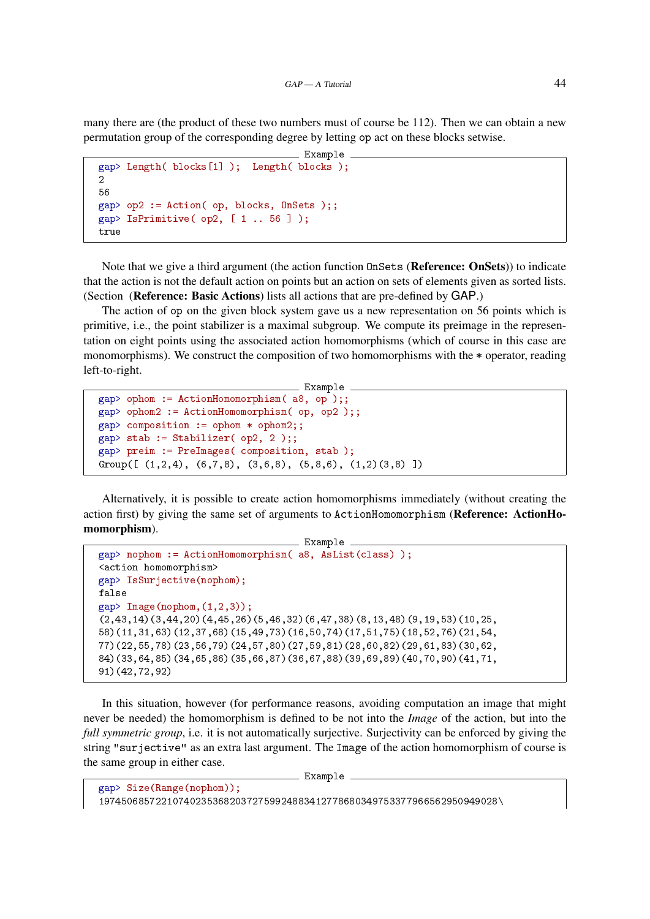many there are (the product of these two numbers must of course be 112). Then we can obtain a new permutation group of the corresponding degree by letting `op` act on these blocks setwise.

```
gap> Length( blocks[1] );  Length( blocks );
2
56
gap> op2 := Action( op, blocks, OnSets );;
gap> IsPrimitive( op2, [ 1 .. 56 ] );
true
```

Note that we give a third argument (the action function `OnSets` (**Reference: OnSets**)) to indicate that the action is not the default action on points but an action on sets of elements given as sorted lists. (Section (**Reference: Basic Actions**) lists all actions that are pre-defined by GAP.)

The action of `op` on the given block system gave us a new representation on 56 points which is primitive, i.e., the point stabilizer is a maximal subgroup. We compute its preimage in the representation on eight points using the associated action homomorphisms (which of course in this case are monomorphisms). We construct the composition of two homomorphisms with the `*` operator, reading left-to-right.

```
gap> ophom := ActionHomomorphism( a8, op );;
gap> ophom2 := ActionHomomorphism( op, op2 );;
gap> composition := ophom * ophom2;;
gap> stab := Stabilizer( op2, 2 );;
gap> preim := PreImages( composition, stab );
Group([ (1,2,4), (6,7,8), (3,6,8), (5,8,6), (1,2)(3,8) ])
```

Alternatively, it is possible to create action homomorphisms immediately (without creating the action first) by giving the same set of arguments to `ActionHomomorphism` (**Reference: ActionHomomorphism**).

```
gap> nophom := ActionHomomorphism( a8, AsList(class) );
<action homomorphism>
gap> IsSurjective(nophom);
false
gap> Image(nophom,(1,2,3));
(2,43,14)(3,44,20)(4,45,26)(5,46,32)(6,47,38)(8,13,48)(9,19,53)(10,25,
58)(11,31,63)(12,37,68)(15,49,73)(16,50,74)(17,51,75)(18,52,76)(21,54,
77)(22,55,78)(23,56,79)(24,57,80)(27,59,81)(28,60,82)(29,61,83)(30,62,
84)(33,64,85)(34,65,86)(35,66,87)(36,67,88)(39,69,89)(40,70,90)(41,71,
91)(42,72,92)
```

In this situation, however (for performance reasons, avoiding computation an image that might never be needed) the homomorphism is defined to be not into the *Image* of the action, but into the *full symmetric group*, i.e. it is not automatically surjective. Surjectivity can be enforced by giving the string `"surjective"` as an extra last argument. The `Image` of the action homomorphism of course is the same group in either case.

```
gap> Size(Range(nophom));
1974506857221074023536820372759924883412778680349753377966562950949028\
```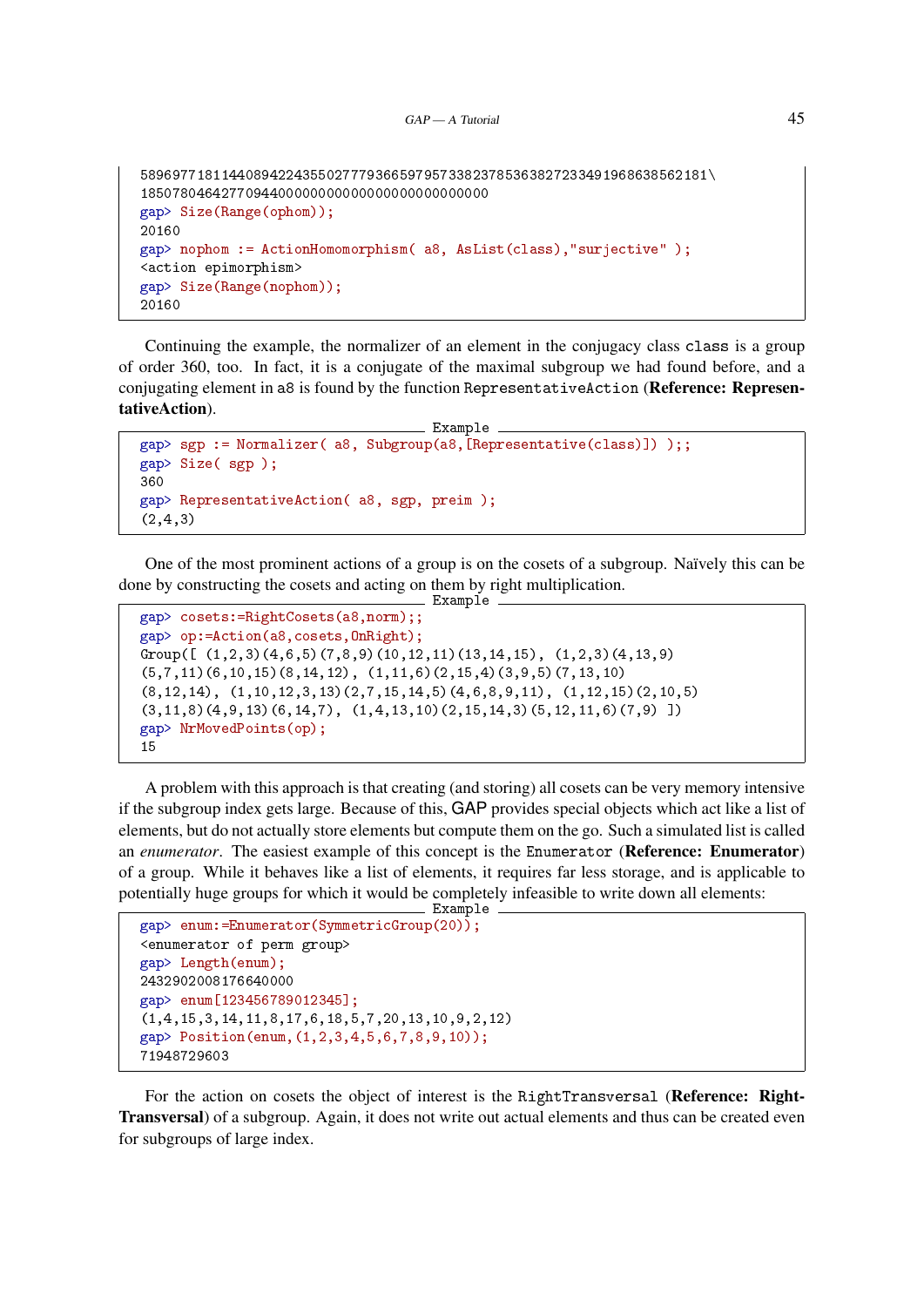```
5896977181144089422435502777936659795733823785363827233491968638562181\
185078046427709440000000000000000000000000
gap> Size(Range(ophom));
20160
gap> nophom := ActionHomomorphism( a8, AsList(class),"surjective" );
<action epimorphism>
gap> Size(Range(nophom));
20160
```

Continuing the example, the normalizer of an element in the conjugacy class `class` is a group of order 360, too. In fact, it is a conjugate of the maximal subgroup we had found before, and a conjugating element in `a8` is found by the function `RepresentativeAction` (**Reference: RepresentativeAction**).

```
gap> sgp := Normalizer( a8, Subgroup(a8,[Representative(class)]) );;
gap> Size( sgp );
360
gap> RepresentativeAction( a8, sgp, preim );
(2,4,3)
```

One of the most prominent actions of a group is on the cosets of a subgroup. Naïvely this can be done by constructing the cosets and acting on them by right multiplication.

```
gap> cosets:=RightCosets(a8,norm);;
gap> op:=Action(a8,cosets,OnRight);
Group([ (1,2,3)(4,6,5)(7,8,9)(10,12,11)(13,14,15), (1,2,3)(4,13,9)
(5,7,11)(6,10,15)(8,14,12), (1,11,6)(2,15,4)(3,9,5)(7,13,10)
(8,12,14), (1,10,12,3,13)(2,7,15,14,5)(4,6,8,9,11), (1,12,15)(2,10,5)
(3,11,8)(4,9,13)(6,14,7), (1,4,13,10)(2,15,14,3)(5,12,11,6)(7,9) ])
gap> NrMovedPoints(op);
15
```

A problem with this approach is that creating (and storing) all cosets can be very memory intensive if the subgroup index gets large. Because of this, GAP provides special objects which act like a list of elements, but do not actually store elements but compute them on the go. Such a simulated list is called an *enumerator*. The easiest example of this concept is the `Enumerator` (**Reference: Enumerator**) of a group. While it behaves like a list of elements, it requires far less storage, and is applicable to potentially huge groups for which it would be completely infeasible to write down all elements:

```
gap> enum:=Enumerator(SymmetricGroup(20));
<enumerator of perm group>
gap> Length(enum);
2432902008176640000
gap> enum[123456789012345];
(1,4,15,3,14,11,8,17,6,18,5,7,20,13,10,9,2,12)
gap> Position(enum,(1,2,3,4,5,6,7,8,9,10));
71948729603
```

For the action on cosets the object of interest is the `RightTransversal` (**Reference: RightTransversal**) of a subgroup. Again, it does not write out actual elements and thus can be created even for subgroups of large index.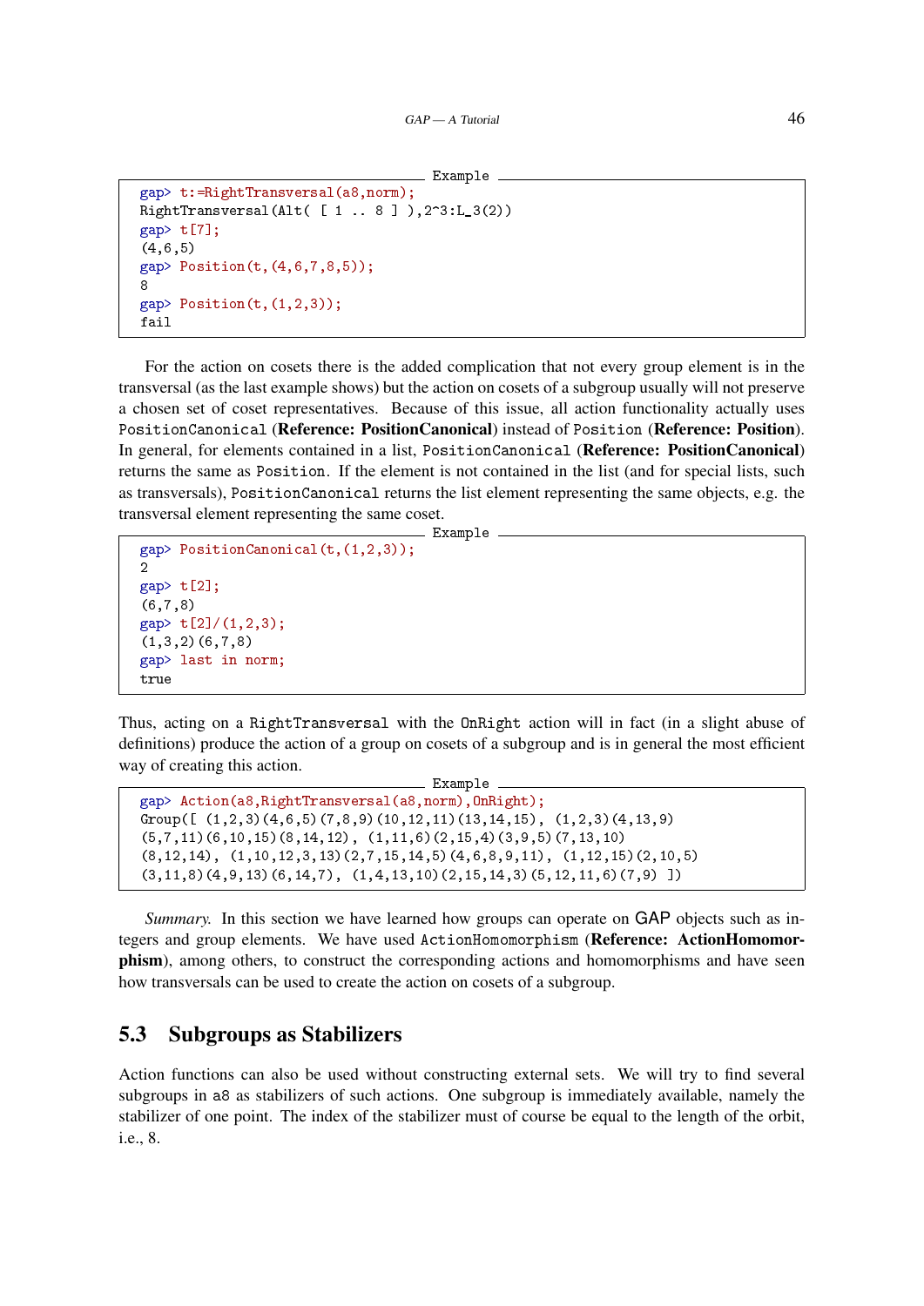```
gap> t:=RightTransversal(a8,norm);
RightTransversal(Alt( [ 1 .. 8 ] ),2^3:L_3(2))
gap> t[7];
(4,6,5)
gap> Position(t,(4,6,7,8,5));
8
gap> Position(t,(1,2,3));
fail
```

For the action on cosets there is the added complication that not every group element is in the transversal (as the last example shows) but the action on cosets of a subgroup usually will not preserve a chosen set of coset representatives. Because of this issue, all action functionality actually uses `PositionCanonical` (**Reference: PositionCanonical**) instead of `Position` (**Reference: Position**). In general, for elements contained in a list, `PositionCanonical` (**Reference: PositionCanonical**) returns the same as `Position`. If the element is not contained in the list (and for special lists, such as transversals), `PositionCanonical` returns the list element representing the same objects, e.g. the transversal element representing the same coset.

```
gap> PositionCanonical(t,(1,2,3));
2
gap> t[2];
(6,7,8)
gap> t[2]/(1,2,3);
(1,3,2)(6,7,8)
gap> last in norm;
true
```

Thus, acting on a `RightTransversal` with the `OnRight` action will in fact (in a slight abuse of definitions) produce the action of a group on cosets of a subgroup and is in general the most efficient way of creating this action.

```
gap> Action(a8,RightTransversal(a8,norm),OnRight);
Group([ (1,2,3)(4,6,5)(7,8,9)(10,12,11)(13,14,15), (1,2,3)(4,13,9)
(5,7,11)(6,10,15)(8,14,12), (1,11,6)(2,15,4)(3,9,5)(7,13,10)
(8,12,14), (1,10,12,3,13)(2,7,15,14,5)(4,6,8,9,11), (1,12,15)(2,10,5)
(3,11,8)(4,9,13)(6,14,7), (1,4,13,10)(2,15,14,3)(5,12,11,6)(7,9) ])
```

*Summary.* In this section we have learned how groups can operate on GAP objects such as integers and group elements. We have used `ActionHomomorphism` (**Reference: ActionHomomorphism**), among others, to construct the corresponding actions and homomorphisms and have seen how transversals can be used to create the action on cosets of a subgroup.

## 5.3 Subgroups as Stabilizers

Action functions can also be used without constructing external sets. We will try to find several subgroups in `a8` as stabilizers of such actions. One subgroup is immediately available, namely the stabilizer of one point. The index of the stabilizer must of course be equal to the length of the orbit, i.e., 8.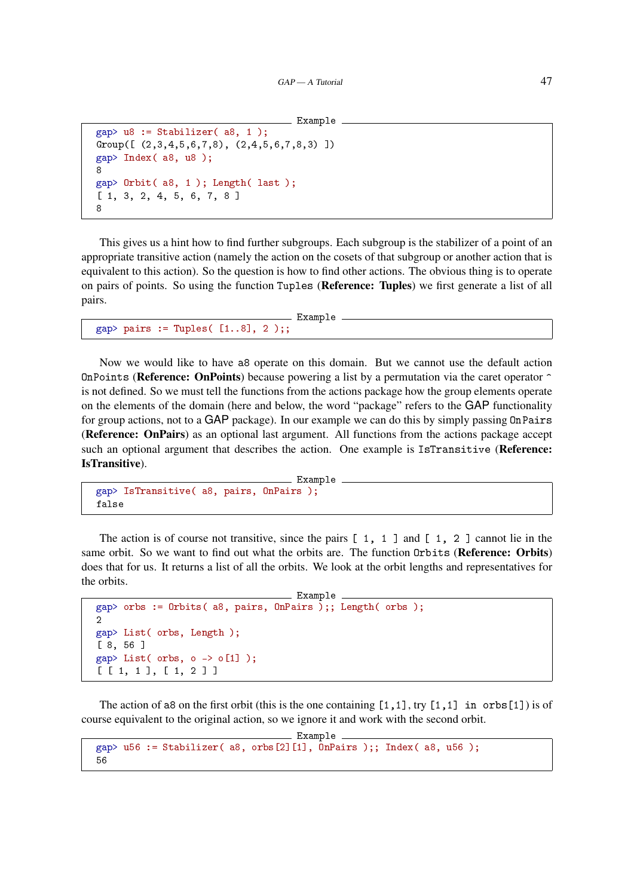```
gap> u8 := Stabilizer( a8, 1 );
Group([ (2,3,4,5,6,7,8), (2,4,5,6,7,8,3) ])
gap> Index( a8, u8 );
8
gap> Orbit( a8, 1 ); Length( last );
[ 1, 3, 2, 4, 5, 6, 7, 8 ]
8
```

This gives us a hint how to find further subgroups. Each subgroup is the stabilizer of a point of an appropriate transitive action (namely the action on the cosets of that subgroup or another action that is equivalent to this action). So the question is how to find other actions. The obvious thing is to operate on pairs of points. So using the function `Tuples` (**Reference: Tuples**) we first generate a list of all pairs.

```
gap> pairs := Tuples( [1..8], 2 );;
```

Now we would like to have `a8` operate on this domain. But we cannot use the default action `OnPoints` (**Reference: OnPoints**) because powering a list by a permutation via the caret operator `^` is not defined. So we must tell the functions from the actions package how the group elements operate on the elements of the domain (here and below, the word "package" refers to the GAP functionality for group actions, not to a GAP package). In our example we can do this by simply passing `OnPairs` (**Reference: OnPairs**) as an optional last argument. All functions from the actions package accept such an optional argument that describes the action. One example is `IsTransitive` (**Reference: IsTransitive**).

```
gap> IsTransitive( a8, pairs, OnPairs );
false
```

The action is of course not transitive, since the pairs `[ 1, 1 ]` and `[ 1, 2 ]` cannot lie in the same orbit. So we want to find out what the orbits are. The function `Orbits` (**Reference: Orbits**) does that for us. It returns a list of all the orbits. We look at the orbit lengths and representatives for the orbits.

```
gap> orbs := Orbits( a8, pairs, OnPairs );; Length( orbs );
2
gap> List( orbs, Length );
[ 8, 56 ]
gap> List( orbs, o -> o[1] );
[ [ 1, 1 ], [ 1, 2 ] ]
```

The action of `a8` on the first orbit (this is the one containing `[1,1]`, try `[1,1] in orbs[1]`) is of course equivalent to the original action, so we ignore it and work with the second orbit.

```
gap> u56 := Stabilizer( a8, orbs[2][1], OnPairs );; Index( a8, u56 );
56
```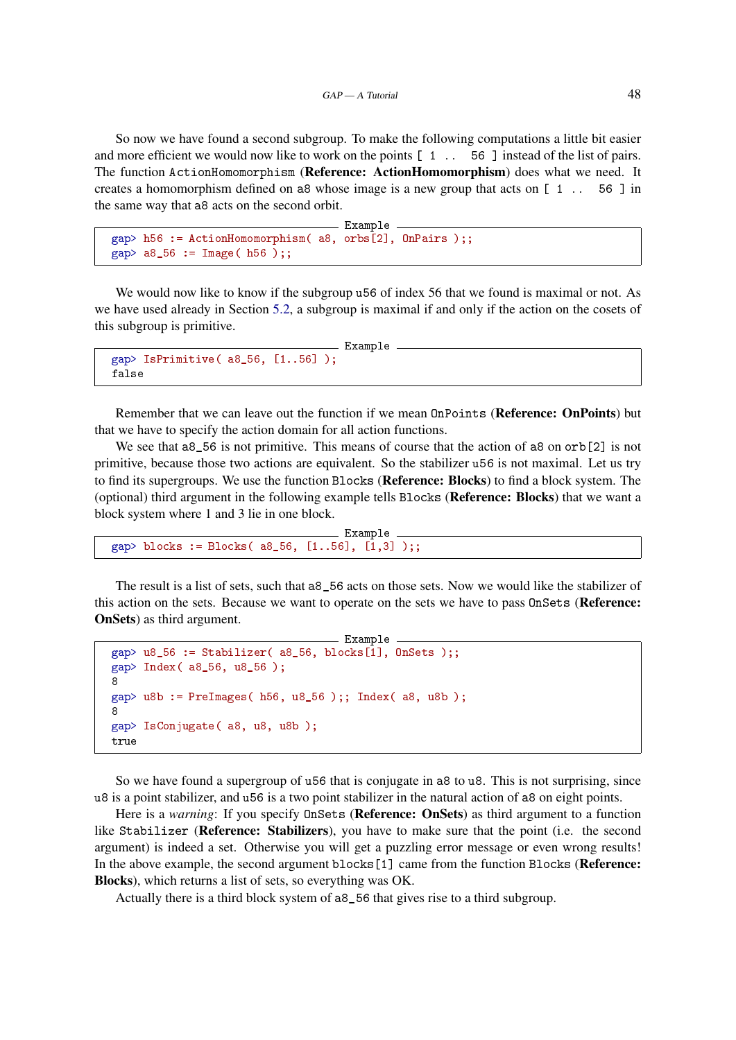So now we have found a second subgroup. To make the following computations a little bit easier and more efficient we would now like to work on the points `[ 1 .. 56 ]` instead of the list of pairs. The function `ActionHomomorphism` (**Reference: ActionHomomorphism**) does what we need. It creates a homomorphism defined on `a8` whose image is a new group that acts on `[ 1 .. 56 ]` in the same way that `a8` acts on the second orbit.

```
gap> h56 := ActionHomomorphism( a8, orbs[2], OnPairs );;
gap> a8_56 := Image( h56 );;
```

We would now like to know if the subgroup `u56` of index 56 that we found is maximal or not. As we have used already in Section 5.2, a subgroup is maximal if and only if the action on the cosets of this subgroup is primitive.

```
gap> IsPrimitive( a8_56, [1..56] );
false
```

Remember that we can leave out the function if we mean `OnPoints` (**Reference: OnPoints**) but that we have to specify the action domain for all action functions.

We see that `a8_56` is not primitive. This means of course that the action of `a8` on `orb[2]` is not primitive, because those two actions are equivalent. So the stabilizer `u56` is not maximal. Let us try to find its supergroups. We use the function `Blocks` (**Reference: Blocks**) to find a block system. The (optional) third argument in the following example tells `Blocks` (**Reference: Blocks**) that we want a block system where 1 and 3 lie in one block.

```
gap> blocks := Blocks( a8_56, [1..56], [1,3] );;
```

The result is a list of sets, such that `a8_56` acts on those sets. Now we would like the stabilizer of this action on the sets. Because we want to operate on the sets we have to pass `OnSets` (**Reference: OnSets**) as third argument.

```
gap> u8_56 := Stabilizer( a8_56, blocks[1], OnSets );;
gap> Index( a8_56, u8_56 );
8
gap> u8b := PreImages( h56, u8_56 );; Index( a8, u8b );
8
gap> IsConjugate( a8, u8, u8b );
true
```

So we have found a supergroup of `u56` that is conjugate in `a8` to `u8`. This is not surprising, since `u8` is a point stabilizer, and `u56` is a two point stabilizer in the natural action of `a8` on eight points.

Here is a *warning*: If you specify `OnSets` (**Reference: OnSets**) as third argument to a function like `Stabilizer` (**Reference: Stabilizers**), you have to make sure that the point (i.e. the second argument) is indeed a set. Otherwise you will get a puzzling error message or even wrong results! In the above example, the second argument `blocks[1]` came from the function `Blocks` (**Reference: Blocks**), which returns a list of sets, so everything was OK.

Actually there is a third block system of `a8_56` that gives rise to a third subgroup.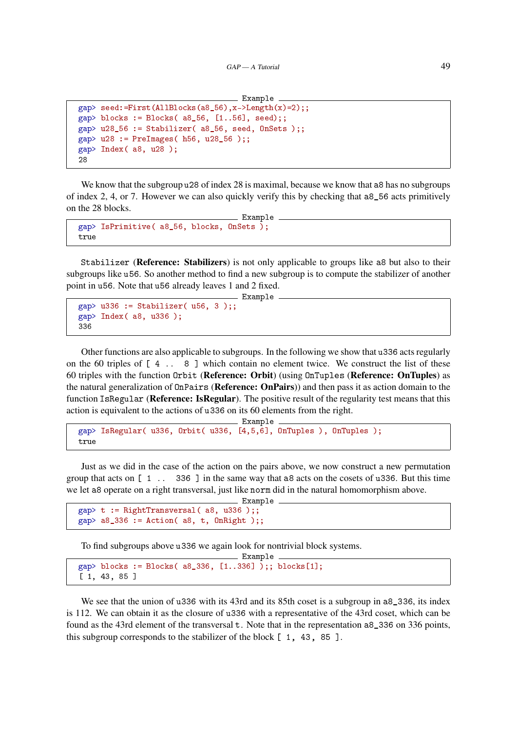```
gap> seed:=First(AllBlocks(a8_56),x->Length(x)=2);;
gap> blocks := Blocks( a8_56, [1..56], seed);;
gap> u28_56 := Stabilizer( a8_56, seed, OnSets );;
gap> u28 := PreImages( h56, u28_56 );;
gap> Index( a8, u28 );
28
```

We know that the subgroup u28 of index 28 is maximal, because we know that a8 has no subgroups of index 2, 4, or 7. However we can also quickly verify this by checking that a8_56 acts primitively on the 28 blocks.

```
gap> IsPrimitive( a8_56, blocks, OnSets );
true
```

Stabilizer (**Reference: Stabilizers**) is not only applicable to groups like a8 but also to their subgroups like u56. So another method to find a new subgroup is to compute the stabilizer of another point in u56. Note that u56 already leaves 1 and 2 fixed.

```
gap> u336 := Stabilizer( u56, 3 );;
gap> Index( a8, u336 );
336
```

Other functions are also applicable to subgroups. In the following we show that u336 acts regularly on the 60 triples of `[ 4 .. 8 ]` which contain no element twice. We construct the list of these 60 triples with the function Orbit (**Reference: Orbit**) (using OnTuples (**Reference: OnTuples**) as the natural generalization of OnPairs (**Reference: OnPairs**)) and then pass it as action domain to the function IsRegular (**Reference: IsRegular**). The positive result of the regularity test means that this action is equivalent to the actions of u336 on its 60 elements from the right.

```
gap> IsRegular( u336, Orbit( u336, [4,5,6], OnTuples ), OnTuples );
true
```

Just as we did in the case of the action on the pairs above, we now construct a new permutation group that acts on `[ 1 .. 336 ]` in the same way that a8 acts on the cosets of u336. But this time we let a8 operate on a right transversal, just like norm did in the natural homomorphism above.

```
gap> t := RightTransversal( a8, u336 );;
gap> a8_336 := Action( a8, t, OnRight );;
```

To find subgroups above u336 we again look for nontrivial block systems.

```
gap> blocks := Blocks( a8_336, [1..336] );; blocks[1];
[ 1, 43, 85 ]
```

We see that the union of u336 with its 43rd and its 85th coset is a subgroup in a8_336, its index is 112. We can obtain it as the closure of u336 with a representative of the 43rd coset, which can be found as the 43rd element of the transversal t. Note that in the representation a8_336 on 336 points, this subgroup corresponds to the stabilizer of the block `[ 1, 43, 85 ]`.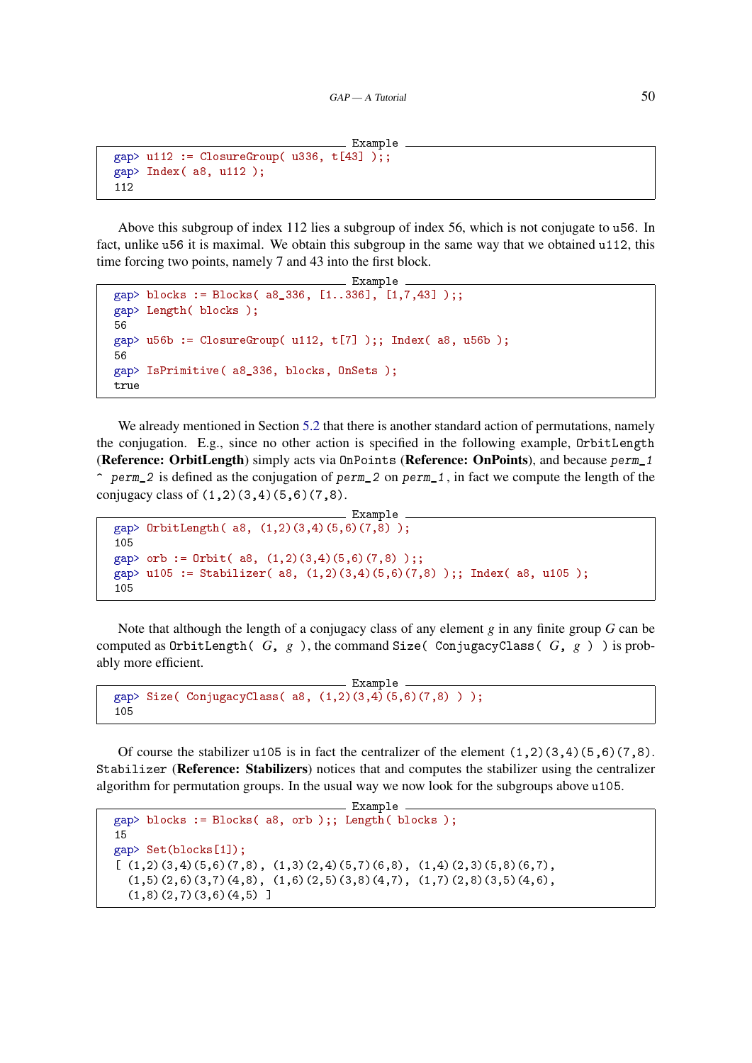Example

```
gap> u112 := ClosureGroup( u336, t[43] );;
gap> Index( a8, u112 );
112
```

Above this subgroup of index 112 lies a subgroup of index 56, which is not conjugate to `u56`. In fact, unlike `u56` it is maximal. We obtain this subgroup in the same way that we obtained `u112`, this time forcing two points, namely 7 and 43 into the first block.

Example

```
gap> blocks := Blocks( a8_336, [1..336], [1,7,43] );;
gap> Length( blocks );
56
gap> u56b := ClosureGroup( u112, t[7] );; Index( a8, u56b );
56
gap> IsPrimitive( a8_336, blocks, OnSets );
true
```

We already mentioned in Section 5.2 that there is another standard action of permutations, namely the conjugation. E.g., since no other action is specified in the following example, `OrbitLength` (**Reference: OrbitLength**) simply acts via `OnPoints` (**Reference: OnPoints**), and because *perm_1* `^` *perm_2* is defined as the conjugation of *perm_2* on *perm_1*, in fact we compute the length of the conjugacy class of `(1,2)(3,4)(5,6)(7,8)`.

Example

```
gap> OrbitLength( a8, (1,2)(3,4)(5,6)(7,8) );
105
gap> orb := Orbit( a8, (1,2)(3,4)(5,6)(7,8) );;
gap> u105 := Stabilizer( a8, (1,2)(3,4)(5,6)(7,8) );; Index( a8, u105 );
105
```

Note that although the length of a conjugacy class of any element $g$ in any finite group $G$ can be computed as `OrbitLength(` *G*, *g* `)`, the command `Size( ConjugacyClass(` *G*, *g* `) )` is probably more efficient.

Example

```
gap> Size( ConjugacyClass( a8, (1,2)(3,4)(5,6)(7,8) ) );
105
```

Of course the stabilizer `u105` is in fact the centralizer of the element `(1,2)(3,4)(5,6)(7,8)`. `Stabilizer` (**Reference: Stabilizers**) notices that and computes the stabilizer using the centralizer algorithm for permutation groups. In the usual way we now look for the subgroups above `u105`.

Example

```
gap> blocks := Blocks( a8, orb );; Length( blocks );
15
gap> Set(blocks[1]);
[ (1,2)(3,4)(5,6)(7,8), (1,3)(2,4)(5,7)(6,8), (1,4)(2,3)(5,8)(6,7),
  (1,5)(2,6)(3,7)(4,8), (1,6)(2,5)(3,8)(4,7), (1,7)(2,8)(3,5)(4,6),
  (1,8)(2,7)(3,6)(4,5) ]
```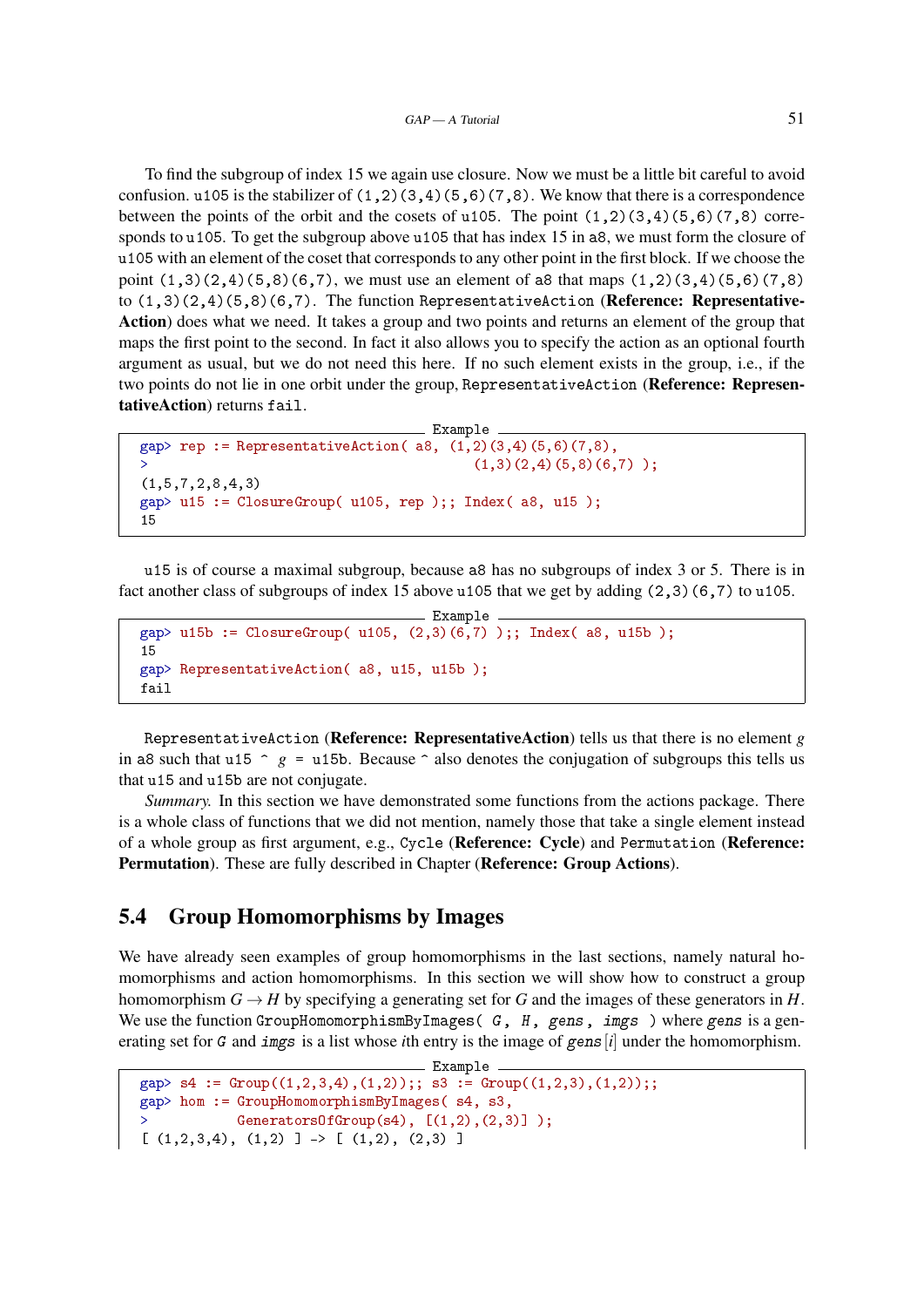To find the subgroup of index 15 we again use closure. Now we must be a little bit careful to avoid confusion. `u105` is the stabilizer of `(1,2)(3,4)(5,6)(7,8)`. We know that there is a correspondence between the points of the orbit and the cosets of `u105`. The point `(1,2)(3,4)(5,6)(7,8)` corresponds to `u105`. To get the subgroup above `u105` that has index 15 in `a8`, we must form the closure of `u105` with an element of the coset that corresponds to any other point in the first block. If we choose the point `(1,3)(2,4)(5,8)(6,7)`, we must use an element of `a8` that maps `(1,2)(3,4)(5,6)(7,8)` to `(1,3)(2,4)(5,8)(6,7)`. The function `RepresentativeAction` (**Reference: RepresentativeAction**) does what we need. It takes a group and two points and returns an element of the group that maps the first point to the second. In fact it also allows you to specify the action as an optional fourth argument as usual, but we do not need this here. If no such element exists in the group, i.e., if the two points do not lie in one orbit under the group, `RepresentativeAction` (**Reference: RepresentativeAction**) returns `fail`.

```
gap> rep := RepresentativeAction( a8, (1,2)(3,4)(5,6)(7,8),
>                                     (1,3)(2,4)(5,8)(6,7) );
(1,5,7,2,8,4,3)
gap> u15 := ClosureGroup( u105, rep );; Index( a8, u15 );
15
```

`u15` is of course a maximal subgroup, because `a8` has no subgroups of index 3 or 5. There is in fact another class of subgroups of index 15 above `u105` that we get by adding `(2,3)(6,7)` to `u105`.

```
gap> u15b := ClosureGroup( u105, (2,3)(6,7) );; Index( a8, u15b );
15
gap> RepresentativeAction( a8, u15, u15b );
fail
```

`RepresentativeAction` (**Reference: RepresentativeAction**) tells us that there is no element $g$ in `a8` such that `u15 ^ g = u15b`. Because `^` also denotes the conjugation of subgroups this tells us that `u15` and `u15b` are not conjugate.

*Summary.* In this section we have demonstrated some functions from the actions package. There is a whole class of functions that we did not mention, namely those that take a single element instead of a whole group as first argument, e.g., `Cycle` (**Reference: Cycle**) and `Permutation` (**Reference: Permutation**). These are fully described in Chapter (**Reference: Group Actions**).

## 5.4 Group Homomorphisms by Images

We have already seen examples of group homomorphisms in the last sections, namely natural homomorphisms and action homomorphisms. In this section we will show how to construct a group homomorphism $G \to H$ by specifying a generating set for $G$ and the images of these generators in $H$. We use the function `GroupHomomorphismByImages( G, H, gens, imgs )` where *gens* is a generating set for *G* and *imgs* is a list whose $i$th entry is the image of *gens*$[i]$ under the homomorphism.

```
gap> s4 := Group((1,2,3,4),(1,2));; s3 := Group((1,2,3),(1,2));;
gap> hom := GroupHomomorphismByImages( s4, s3,
>           GeneratorsOfGroup(s4), [(1,2),(2,3)] );
[ (1,2,3,4), (1,2) ] -> [ (1,2), (2,3) ]
```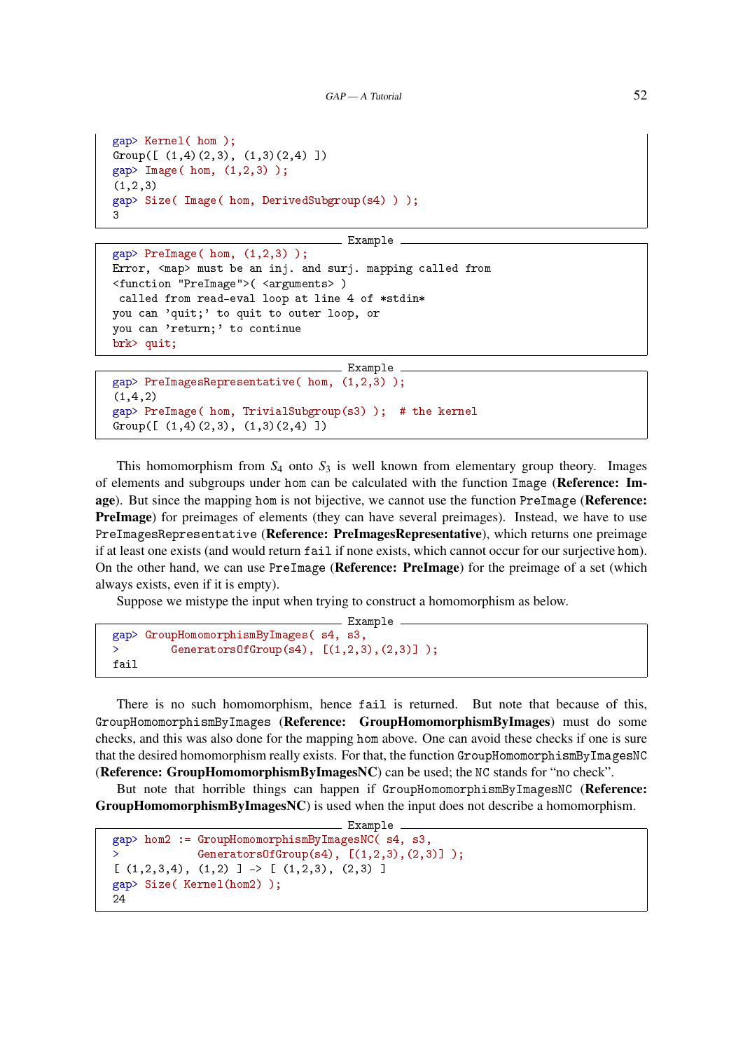```
gap> Kernel( hom );
Group([ (1,4)(2,3), (1,3)(2,4) ])
gap> Image( hom, (1,2,3) );
(1,2,3)
gap> Size( Image( hom, DerivedSubgroup(s4) ) );
3
```

```
gap> PreImage( hom, (1,2,3) );
Error, <map> must be an inj. and surj. mapping called from
<function "PreImage">( <arguments> )
 called from read-eval loop at line 4 of *stdin*
you can 'quit;' to quit to outer loop, or
you can 'return;' to continue
brk> quit;
```

```
gap> PreImagesRepresentative( hom, (1,2,3) );
(1,4,2)
gap> PreImage( hom, TrivialSubgroup(s3) );  # the kernel
Group([ (1,4)(2,3), (1,3)(2,4) ])
```

This homomorphism from $S_4$ onto $S_3$ is well known from elementary group theory. Images of elements and subgroups under `hom` can be calculated with the function `Image` (**Reference: Image**). But since the mapping `hom` is not bijective, we cannot use the function `PreImage` (**Reference: PreImage**) for preimages of elements (they can have several preimages). Instead, we have to use `PreImagesRepresentative` (**Reference: PreImagesRepresentative**), which returns one preimage if at least one exists (and would return `fail` if none exists, which cannot occur for our surjective `hom`). On the other hand, we can use `PreImage` (**Reference: PreImage**) for the preimage of a set (which always exists, even if it is empty).

Suppose we mistype the input when trying to construct a homomorphism as below.

```
gap> GroupHomomorphismByImages( s4, s3,
>        GeneratorsOfGroup(s4), [(1,2,3),(2,3)] );
fail
```

There is no such homomorphism, hence `fail` is returned. But note that because of this, `GroupHomomorphismByImages` (**Reference: GroupHomomorphismByImages**) must do some checks, and this was also done for the mapping `hom` above. One can avoid these checks if one is sure that the desired homomorphism really exists. For that, the function `GroupHomomorphismByImagesNC` (**Reference: GroupHomomorphismByImagesNC**) can be used; the `NC` stands for "no check".

But note that horrible things can happen if `GroupHomomorphismByImagesNC` (**Reference: GroupHomomorphismByImagesNC**) is used when the input does not describe a homomorphism.

```
gap> hom2 := GroupHomomorphismByImagesNC( s4, s3,
>              GeneratorsOfGroup(s4), [(1,2,3),(2,3)] );
[ (1,2,3,4), (1,2) ] -> [ (1,2,3), (2,3) ]
gap> Size( Kernel(hom2) );
24
```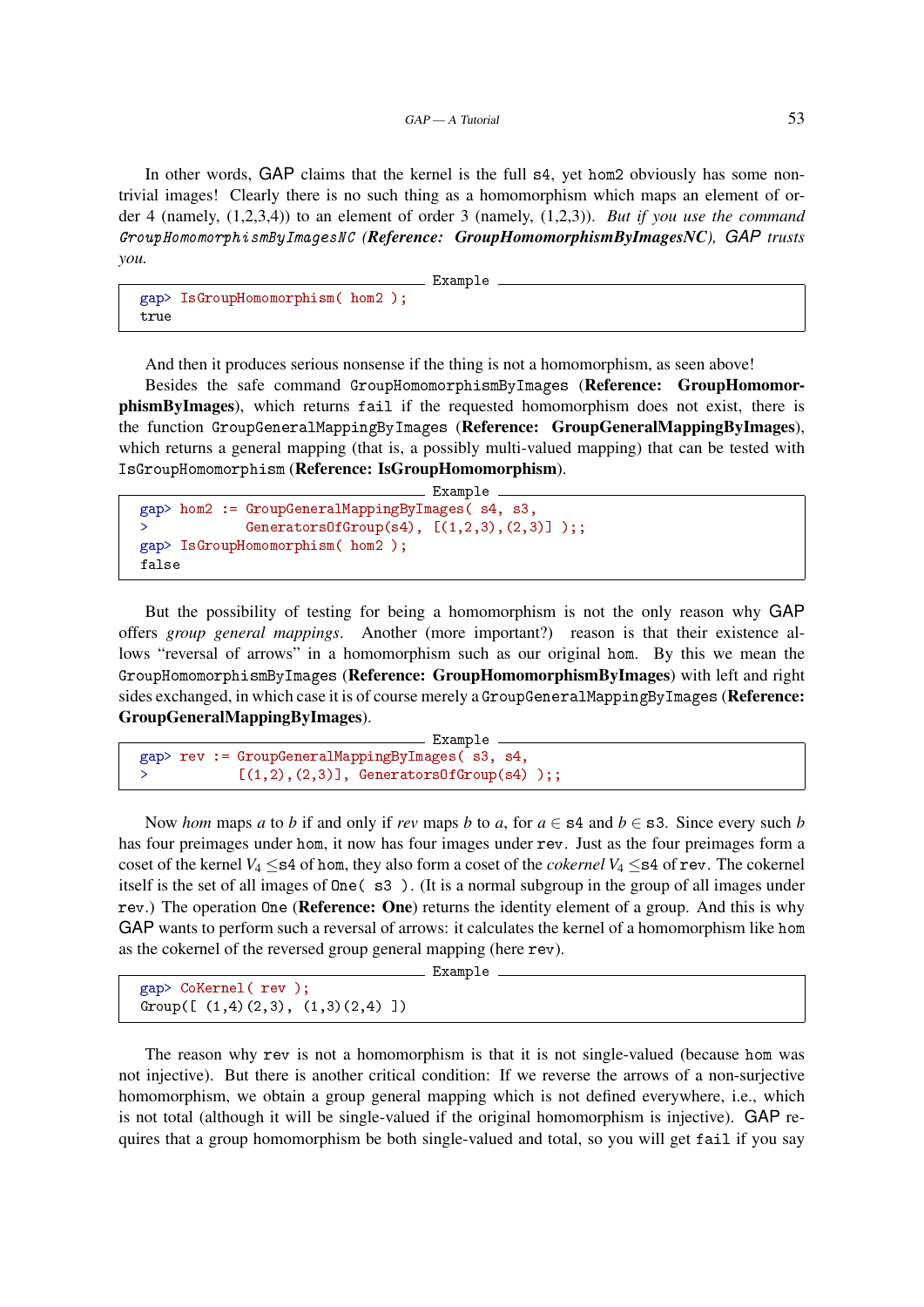In other words, GAP claims that the kernel is the full `s4`, yet `hom2` obviously has some non-trivial images! Clearly there is no such thing as a homomorphism which maps an element of order 4 (namely, (1,2,3,4)) to an element of order 3 (namely, (1,2,3)). *But if you use the command* `GroupHomomorphismByImagesNC` *(**Reference: GroupHomomorphismByImagesNC**), GAP trusts you.*

```
gap> IsGroupHomomorphism( hom2 );
true
```

And then it produces serious nonsense if the thing is not a homomorphism, as seen above!

Besides the safe command `GroupHomomorphismByImages` (**Reference: GroupHomomorphismByImages**), which returns `fail` if the requested homomorphism does not exist, there is the function `GroupGeneralMappingByImages` (**Reference: GroupGeneralMappingByImages**), which returns a general mapping (that is, a possibly multi-valued mapping) that can be tested with `IsGroupHomomorphism` (**Reference: IsGroupHomomorphism**).

```
gap> hom2 := GroupGeneralMappingByImages( s4, s3,
>            GeneratorsOfGroup(s4), [(1,2,3),(2,3)] );;
gap> IsGroupHomomorphism( hom2 );
false
```

But the possibility of testing for being a homomorphism is not the only reason why GAP offers *group general mappings*. Another (more important?) reason is that their existence allows "reversal of arrows" in a homomorphism such as our original `hom`. By this we mean the `GroupHomomorphismByImages` (**Reference: GroupHomomorphismByImages**) with left and right sides exchanged, in which case it is of course merely a `GroupGeneralMappingByImages` (**Reference: GroupGeneralMappingByImages**).

```
gap> rev := GroupGeneralMappingByImages( s3, s4,
>           [(1,2),(2,3)], GeneratorsOfGroup(s4) );;
```

Now *hom* maps *a* to *b* if and only if *rev* maps *b* to *a*, for $a \in$ `s4` and $b \in$ `s3`. Since every such *b* has four preimages under `hom`, it now has four images under `rev`. Just as the four preimages form a coset of the kernel $V_4 \leq$ `s4` of `hom`, they also form a coset of the *cokernel* $V_4 \leq$ `s4` of `rev`. The cokernel itself is the set of all images of `One( s3 )`. (It is a normal subgroup in the group of all images under `rev`.) The operation `One` (**Reference: One**) returns the identity element of a group. And this is why GAP wants to perform such a reversal of arrows: it calculates the kernel of a homomorphism like `hom` as the cokernel of the reversed group general mapping (here `rev`).

```
gap> CoKernel( rev );
Group([ (1,4)(2,3), (1,3)(2,4) ])
```

The reason why `rev` is not a homomorphism is that it is not single-valued (because `hom` was not injective). But there is another critical condition: If we reverse the arrows of a non-surjective homomorphism, we obtain a group general mapping which is not defined everywhere, i.e., which is not total (although it will be single-valued if the original homomorphism is injective). GAP requires that a group homomorphism be both single-valued and total, so you will get `fail` if you say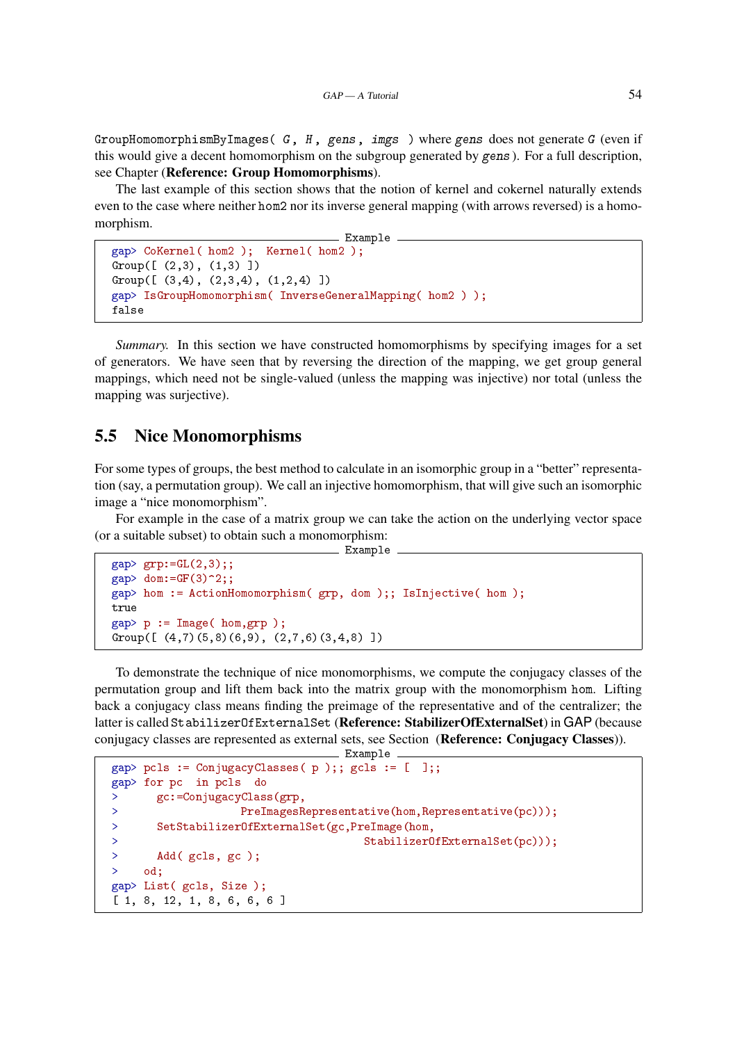`GroupHomomorphismByImages( G, H, gens, imgs )` where *gens* does not generate *G* (even if this would give a decent homomorphism on the subgroup generated by *gens*). For a full description, see Chapter (**Reference: Group Homomorphisms**).

The last example of this section shows that the notion of kernel and cokernel naturally extends even to the case where neither `hom2` nor its inverse general mapping (with arrows reversed) is a homomorphism.

```
gap> CoKernel( hom2 );  Kernel( hom2 );
Group([ (2,3), (1,3) ])
Group([ (3,4), (2,3,4), (1,2,4) ])
gap> IsGroupHomomorphism( InverseGeneralMapping( hom2 ) );
false
```

*Summary.* In this section we have constructed homomorphisms by specifying images for a set of generators. We have seen that by reversing the direction of the mapping, we get group general mappings, which need not be single-valued (unless the mapping was injective) nor total (unless the mapping was surjective).

## 5.5 Nice Monomorphisms

For some types of groups, the best method to calculate in an isomorphic group in a "better" representation (say, a permutation group). We call an injective homomorphism, that will give such an isomorphic image a "nice monomorphism".

For example in the case of a matrix group we can take the action on the underlying vector space (or a suitable subset) to obtain such a monomorphism:

```
gap> grp:=GL(2,3);;
gap> dom:=GF(3)^2;;
gap> hom := ActionHomomorphism( grp, dom );; IsInjective( hom );
true
gap> p := Image( hom,grp );
Group([ (4,7)(5,8)(6,9), (2,7,6)(3,4,8) ])
```

To demonstrate the technique of nice monomorphisms, we compute the conjugacy classes of the permutation group and lift them back into the matrix group with the monomorphism `hom`. Lifting back a conjugacy class means finding the preimage of the representative and of the centralizer; the latter is called `StabilizerOfExternalSet` (**Reference: StabilizerOfExternalSet**) in GAP (because conjugacy classes are represented as external sets, see Section (**Reference: Conjugacy Classes**)).

```
gap> pcls := ConjugacyClasses( p );; gcls := [  ];;
gap> for pc  in pcls  do
>      gc:=ConjugacyClass(grp,
>                 PreImagesRepresentative(hom,Representative(pc)));
>      SetStabilizerOfExternalSet(gc,PreImage(hom,
>                                    StabilizerOfExternalSet(pc)));
>      Add( gcls, gc );
>    od;
gap> List( gcls, Size );
[ 1, 8, 12, 1, 8, 6, 6, 6 ]
```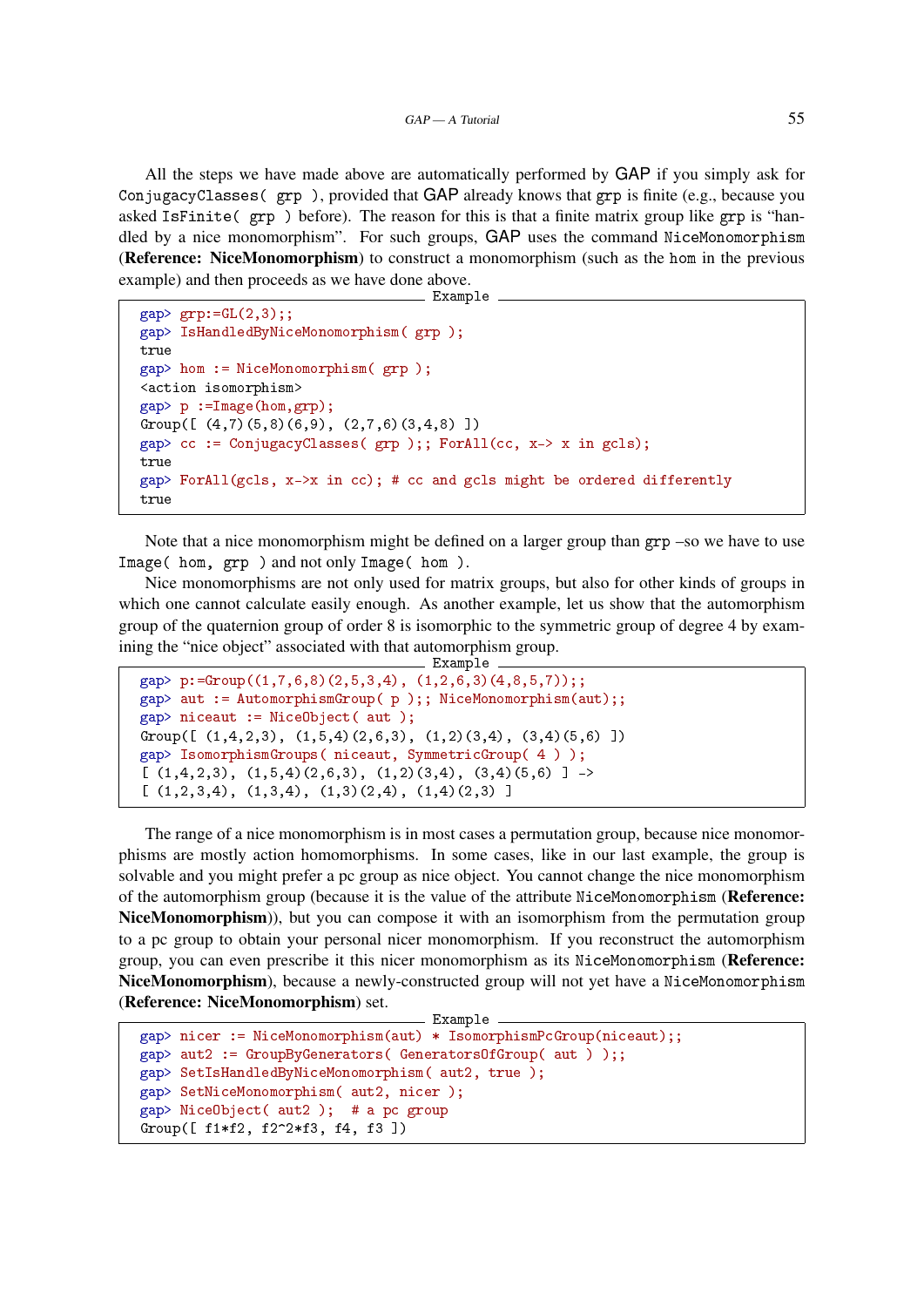All the steps we have made above are automatically performed by GAP if you simply ask for `ConjugacyClasses( grp )`, provided that GAP already knows that `grp` is finite (e.g., because you asked `IsFinite( grp )` before). The reason for this is that a finite matrix group like `grp` is "handled by a nice monomorphism". For such groups, GAP uses the command `NiceMonomorphism` (**Reference: NiceMonomorphism**) to construct a monomorphism (such as the `hom` in the previous example) and then proceeds as we have done above.

Example
```
gap> grp:=GL(2,3);;
gap> IsHandledByNiceMonomorphism( grp );
true
gap> hom := NiceMonomorphism( grp );
<action isomorphism>
gap> p :=Image(hom,grp);
Group([ (4,7)(5,8)(6,9), (2,7,6)(3,4,8) ])
gap> cc := ConjugacyClasses( grp );; ForAll(cc, x-> x in gcls);
true
gap> ForAll(gcls, x->x in cc); # cc and gcls might be ordered differently
true
```

Note that a nice monomorphism might be defined on a larger group than `grp` –so we have to use `Image( hom, grp )` and not only `Image( hom )`.

Nice monomorphisms are not only used for matrix groups, but also for other kinds of groups in which one cannot calculate easily enough. As another example, let us show that the automorphism group of the quaternion group of order 8 is isomorphic to the symmetric group of degree 4 by examining the "nice object" associated with that automorphism group.

Example
```
gap> p:=Group((1,7,6,8)(2,5,3,4), (1,2,6,3)(4,8,5,7));;
gap> aut := AutomorphismGroup( p );; NiceMonomorphism(aut);;
gap> niceaut := NiceObject( aut );
Group([ (1,4,2,3), (1,5,4)(2,6,3), (1,2)(3,4), (3,4)(5,6) ])
gap> IsomorphismGroups( niceaut, SymmetricGroup( 4 ) );
[ (1,4,2,3), (1,5,4)(2,6,3), (1,2)(3,4), (3,4)(5,6) ] ->
[ (1,2,3,4), (1,3,4), (1,3)(2,4), (1,4)(2,3) ]
```

The range of a nice monomorphism is in most cases a permutation group, because nice monomorphisms are mostly action homomorphisms. In some cases, like in our last example, the group is solvable and you might prefer a pc group as nice object. You cannot change the nice monomorphism of the automorphism group (because it is the value of the attribute `NiceMonomorphism` (**Reference: NiceMonomorphism**)), but you can compose it with an isomorphism from the permutation group to a pc group to obtain your personal nicer monomorphism. If you reconstruct the automorphism group, you can even prescribe it this nicer monomorphism as its `NiceMonomorphism` (**Reference: NiceMonomorphism**), because a newly-constructed group will not yet have a `NiceMonomorphism` (**Reference: NiceMonomorphism**) set.

Example
```
gap> nicer := NiceMonomorphism(aut) * IsomorphismPcGroup(niceaut);;
gap> aut2 := GroupByGenerators( GeneratorsOfGroup( aut ) );;
gap> SetIsHandledByNiceMonomorphism( aut2, true );
gap> SetNiceMonomorphism( aut2, nicer );
gap> NiceObject( aut2 );  # a pc group
Group([ f1*f2, f2^2*f3, f4, f3 ])
```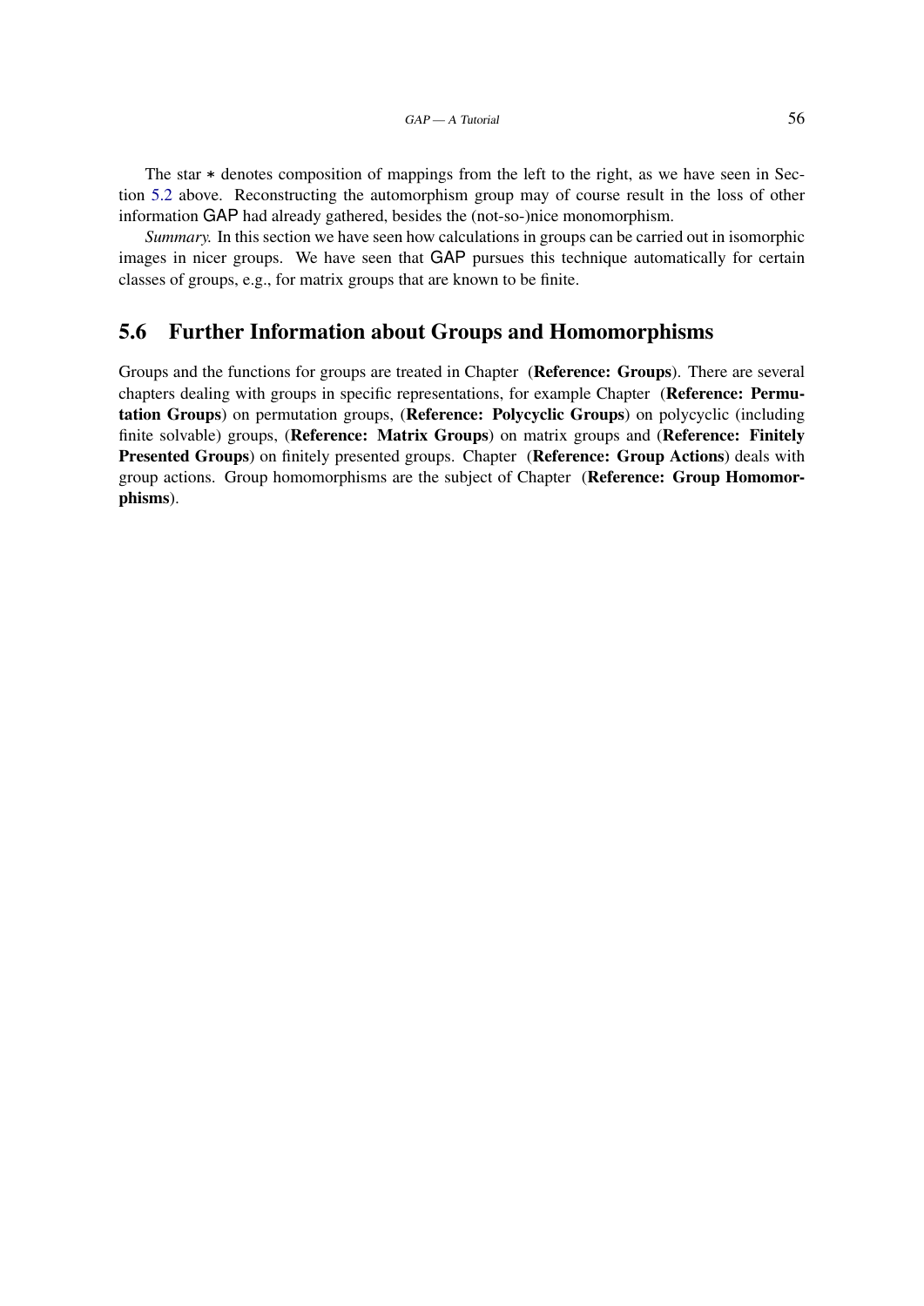The star * denotes composition of mappings from the left to the right, as we have seen in Section 5.2 above. Reconstructing the automorphism group may of course result in the loss of other information GAP had already gathered, besides the (not-so-)nice monomorphism.

*Summary.* In this section we have seen how calculations in groups can be carried out in isomorphic images in nicer groups. We have seen that GAP pursues this technique automatically for certain classes of groups, e.g., for matrix groups that are known to be finite.

## 5.6 Further Information about Groups and Homomorphisms

Groups and the functions for groups are treated in Chapter (**Reference: Groups**). There are several chapters dealing with groups in specific representations, for example Chapter (**Reference: Permutation Groups**) on permutation groups, (**Reference: Polycyclic Groups**) on polycyclic (including finite solvable) groups, (**Reference: Matrix Groups**) on matrix groups and (**Reference: Finitely Presented Groups**) on finitely presented groups. Chapter (**Reference: Group Actions**) deals with group actions. Group homomorphisms are the subject of Chapter (**Reference: Group Homomorphisms**).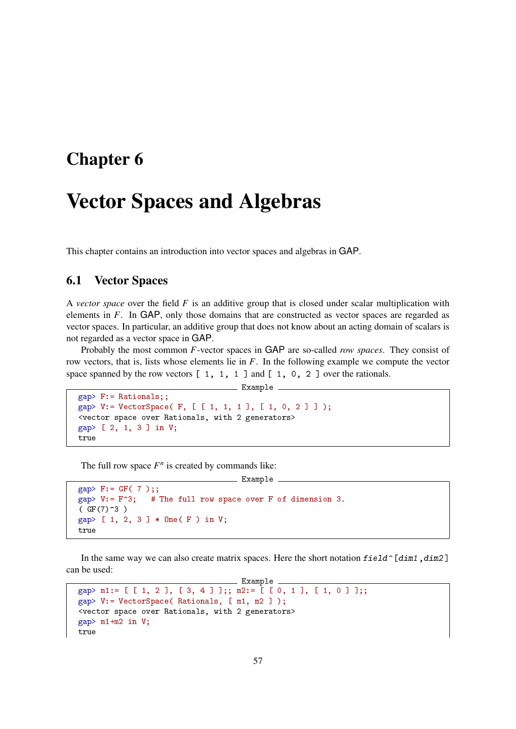# Chapter 6

# Vector Spaces and Algebras

This chapter contains an introduction into vector spaces and algebras in GAP.

## 6.1 Vector Spaces

A *vector space* over the field $F$ is an additive group that is closed under scalar multiplication with elements in $F$. In GAP, only those domains that are constructed as vector spaces are regarded as vector spaces. In particular, an additive group that does not know about an acting domain of scalars is not regarded as a vector space in GAP.

Probably the most common $F$-vector spaces in GAP are so-called *row spaces*. They consist of row vectors, that is, lists whose elements lie in $F$. In the following example we compute the vector space spanned by the row vectors `[ 1, 1, 1 ]` and `[ 1, 0, 2 ]` over the rationals.

```
gap> F:= Rationals;;
gap> V:= VectorSpace( F, [ [ 1, 1, 1 ], [ 1, 0, 2 ] ] );
<vector space over Rationals, with 2 generators>
gap> [ 2, 1, 3 ] in V;
true
```

The full row space $F^n$ is created by commands like:

```
gap> F:= GF( 7 );;
gap> V:= F^3;    # The full row space over F of dimension 3.
( GF(7)^3 )
gap> [ 1, 2, 3 ] * One( F ) in V;
true
```

In the same way we can also create matrix spaces. Here the short notation `field^[dim1,dim2]` can be used:

```
gap> m1:= [ [ 1, 2 ], [ 3, 4 ] ];; m2:= [ [ 0, 1 ], [ 1, 0 ] ];;
gap> V:= VectorSpace( Rationals, [ m1, m2 ] );
<vector space over Rationals, with 2 generators>
gap> m1+m2 in V;
true
```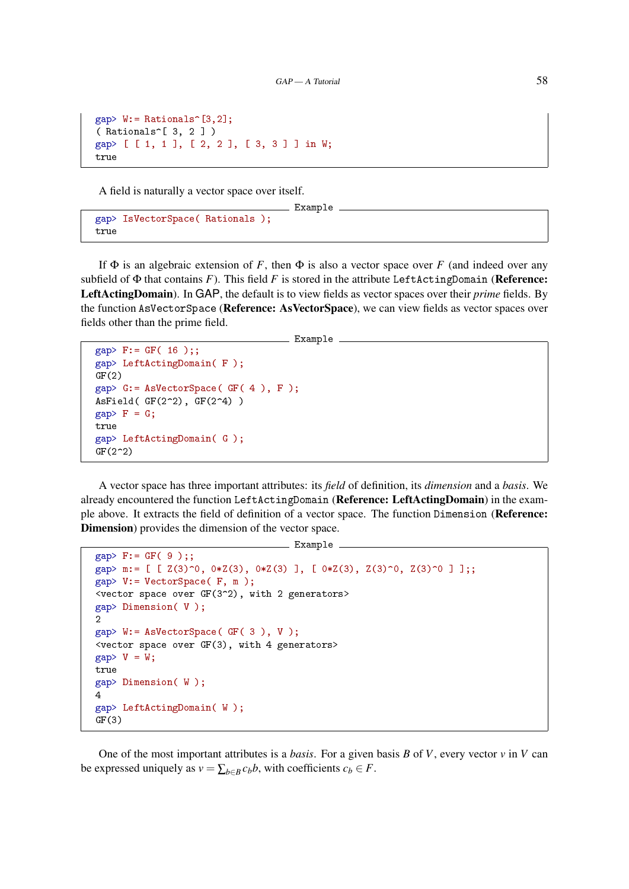```
gap> W:= Rationals^[3,2];
( Rationals^[ 3, 2 ] )
gap> [ [ 1, 1 ], [ 2, 2 ], [ 3, 3 ] ] in W;
true
```

A field is naturally a vector space over itself.

```
gap> IsVectorSpace( Rationals );
true
```

If $\Phi$ is an algebraic extension of $F$, then $\Phi$ is also a vector space over $F$ (and indeed over any subfield of $\Phi$ that contains $F$). This field $F$ is stored in the attribute `LeftActingDomain` (**Reference: LeftActingDomain**). In GAP, the default is to view fields as vector spaces over their *prime* fields. By the function `AsVectorSpace` (**Reference: AsVectorSpace**), we can view fields as vector spaces over fields other than the prime field.

```
gap> F:= GF( 16 );;
gap> LeftActingDomain( F );
GF(2)
gap> G:= AsVectorSpace( GF( 4 ), F );
AsField( GF(2^2), GF(2^4) )
gap> F = G;
true
gap> LeftActingDomain( G );
GF(2^2)
```

A vector space has three important attributes: its *field* of definition, its *dimension* and a *basis*. We already encountered the function `LeftActingDomain` (**Reference: LeftActingDomain**) in the example above. It extracts the field of definition of a vector space. The function `Dimension` (**Reference: Dimension**) provides the dimension of the vector space.

```
gap> F:= GF( 9 );;
gap> m:= [ [ Z(3)^0, 0*Z(3), 0*Z(3) ], [ 0*Z(3), Z(3)^0, Z(3)^0 ] ];;
gap> V:= VectorSpace( F, m );
<vector space over GF(3^2), with 2 generators>
gap> Dimension( V );
2
gap> W:= AsVectorSpace( GF( 3 ), V );
<vector space over GF(3), with 4 generators>
gap> V = W;
true
gap> Dimension( W );
4
gap> LeftActingDomain( W );
GF(3)
```

One of the most important attributes is a *basis*. For a given basis $B$ of $V$, every vector $v$ in $V$ can be expressed uniquely as $v = \sum_{b \in B} c_b b$, with coefficients $c_b \in F$.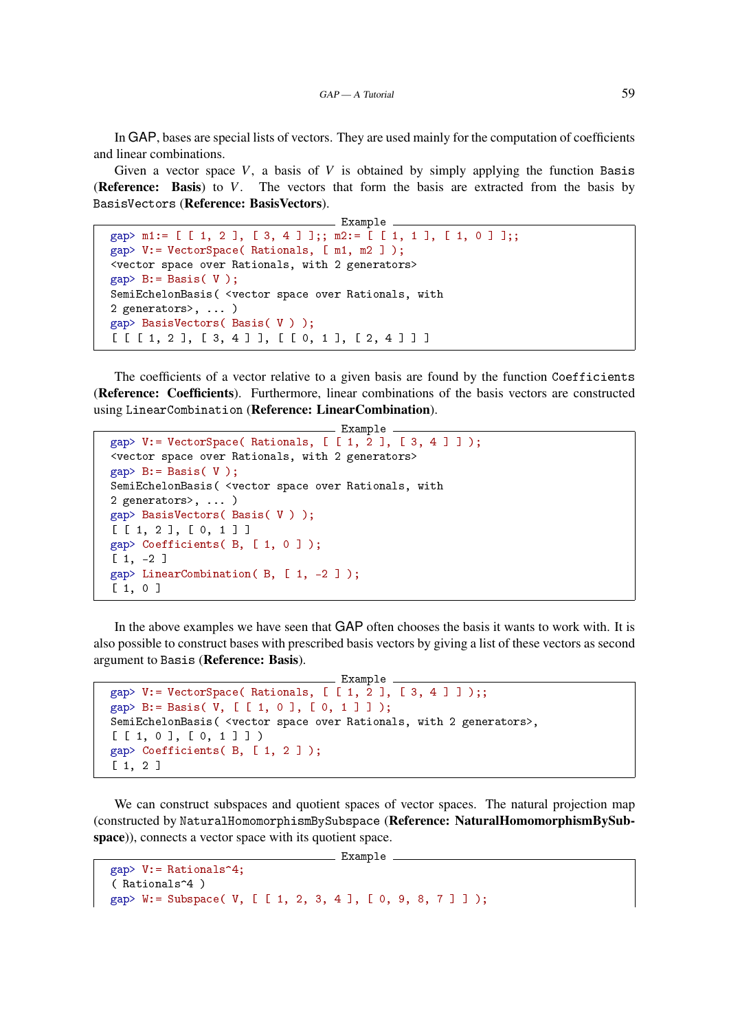In GAP, bases are special lists of vectors. They are used mainly for the computation of coefficients and linear combinations.

Given a vector space $V$, a basis of $V$ is obtained by simply applying the function `Basis` (**Reference: Basis**) to $V$. The vectors that form the basis are extracted from the basis by `BasisVectors` (**Reference: BasisVectors**).

Example
```
gap> m1:= [ [ 1, 2 ], [ 3, 4 ] ];; m2:= [ [ 1, 1 ], [ 1, 0 ] ];;
gap> V:= VectorSpace( Rationals, [ m1, m2 ] );
<vector space over Rationals, with 2 generators>
gap> B:= Basis( V );
SemiEchelonBasis( <vector space over Rationals, with
2 generators>, ... )
gap> BasisVectors( Basis( V ) );
[ [ [ 1, 2 ], [ 3, 4 ] ], [ [ 0, 1 ], [ 2, 4 ] ] ]
```

The coefficients of a vector relative to a given basis are found by the function `Coefficients` (**Reference: Coefficients**). Furthermore, linear combinations of the basis vectors are constructed using `LinearCombination` (**Reference: LinearCombination**).

Example
```
gap> V:= VectorSpace( Rationals, [ [ 1, 2 ], [ 3, 4 ] ] );
<vector space over Rationals, with 2 generators>
gap> B:= Basis( V );
SemiEchelonBasis( <vector space over Rationals, with
2 generators>, ... )
gap> BasisVectors( Basis( V ) );
[ [ 1, 2 ], [ 0, 1 ] ]
gap> Coefficients( B, [ 1, 0 ] );
[ 1, -2 ]
gap> LinearCombination( B, [ 1, -2 ] );
[ 1, 0 ]
```

In the above examples we have seen that GAP often chooses the basis it wants to work with. It is also possible to construct bases with prescribed basis vectors by giving a list of these vectors as second argument to `Basis` (**Reference: Basis**).

Example
```
gap> V:= VectorSpace( Rationals, [ [ 1, 2 ], [ 3, 4 ] ] );;
gap> B:= Basis( V, [ [ 1, 0 ], [ 0, 1 ] ] );
SemiEchelonBasis( <vector space over Rationals, with 2 generators>,
[ [ 1, 0 ], [ 0, 1 ] ] )
gap> Coefficients( B, [ 1, 2 ] );
[ 1, 2 ]
```

We can construct subspaces and quotient spaces of vector spaces. The natural projection map (constructed by `NaturalHomomorphismBySubspace` (**Reference: NaturalHomomorphismBySubspace**)), connects a vector space with its quotient space.

Example
```
gap> V:= Rationals^4;
( Rationals^4 )
gap> W:= Subspace( V, [ [ 1, 2, 3, 4 ], [ 0, 9, 8, 7 ] ] );
```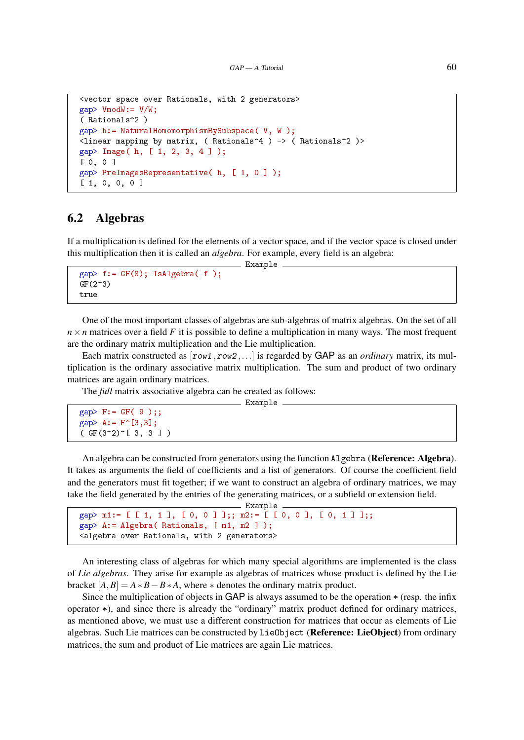```
<vector space over Rationals, with 2 generators>
gap> VmodW:= V/W;
( Rationals^2 )
gap> h:= NaturalHomomorphismBySubspace( V, W );
<linear mapping by matrix, ( Rationals^4 ) -> ( Rationals^2 )>
gap> Image( h, [ 1, 2, 3, 4 ] );
[ 0, 0 ]
gap> PreImagesRepresentative( h, [ 1, 0 ] );
[ 1, 0, 0, 0 ]
```

## 6.2 Algebras

If a multiplication is defined for the elements of a vector space, and if the vector space is closed under this multiplication then it is called an *algebra*. For example, every field is an algebra:

```
gap> f:= GF(8); IsAlgebra( f );
GF(2^3)
true
```

One of the most important classes of algebras are sub-algebras of matrix algebras. On the set of all $n \times n$ matrices over a field $F$ it is possible to define a multiplication in many ways. The most frequent are the ordinary matrix multiplication and the Lie multiplication.

Each matrix constructed as [*row1*, *row2*, ...] is regarded by GAP as an *ordinary* matrix, its multiplication is the ordinary associative matrix multiplication. The sum and product of two ordinary matrices are again ordinary matrices.

The *full* matrix associative algebra can be created as follows:

```
gap> F:= GF( 9 );;
gap> A:= F^[3,3];
( GF(3^2)^[ 3, 3 ] )
```

An algebra can be constructed from generators using the function `Algebra` (**Reference: Algebra**). It takes as arguments the field of coefficients and a list of generators. Of course the coefficient field and the generators must fit together; if we want to construct an algebra of ordinary matrices, we may take the field generated by the entries of the generating matrices, or a subfield or extension field.

```
gap> m1:= [ [ 1, 1 ], [ 0, 0 ] ];; m2:= [ [ 0, 0 ], [ 0, 1 ] ];;
gap> A:= Algebra( Rationals, [ m1, m2 ] );
<algebra over Rationals, with 2 generators>
```

An interesting class of algebras for which many special algorithms are implemented is the class of *Lie algebras*. They arise for example as algebras of matrices whose product is defined by the Lie bracket $[A,B] = A*B - B*A$, where $*$ denotes the ordinary matrix product.

Since the multiplication of objects in GAP is always assumed to be the operation `*` (resp. the infix operator `*`), and since there is already the "ordinary" matrix product defined for ordinary matrices, as mentioned above, we must use a different construction for matrices that occur as elements of Lie algebras. Such Lie matrices can be constructed by `LieObject` (**Reference: LieObject**) from ordinary matrices, the sum and product of Lie matrices are again Lie matrices.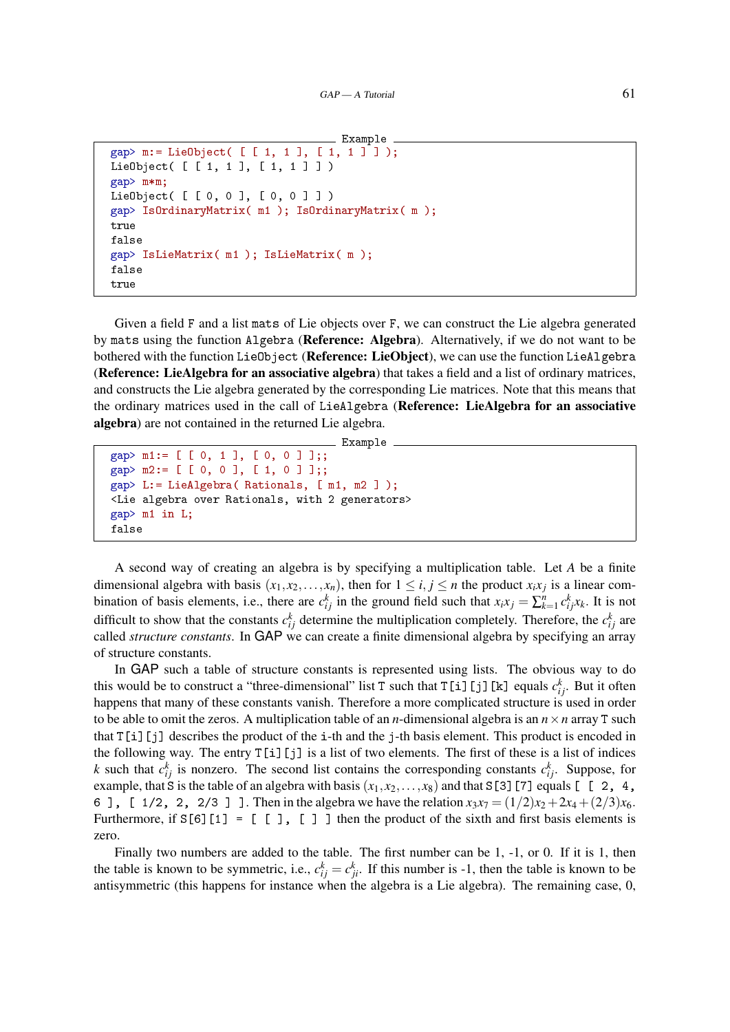Example

```
gap> m:= LieObject( [ [ 1, 1 ], [ 1, 1 ] ] );
LieObject( [ [ 1, 1 ], [ 1, 1 ] ] )
gap> m*m;
LieObject( [ [ 0, 0 ], [ 0, 0 ] ] )
gap> IsOrdinaryMatrix( m1 ); IsOrdinaryMatrix( m );
true
false
gap> IsLieMatrix( m1 ); IsLieMatrix( m );
false
true
```

Given a field `F` and a list `mats` of Lie objects over `F`, we can construct the Lie algebra generated by `mats` using the function `Algebra` (**Reference: Algebra**). Alternatively, if we do not want to be bothered with the function `LieObject` (**Reference: LieObject**), we can use the function `LieAlgebra` (**Reference: LieAlgebra for an associative algebra**) that takes a field and a list of ordinary matrices, and constructs the Lie algebra generated by the corresponding Lie matrices. Note that this means that the ordinary matrices used in the call of `LieAlgebra` (**Reference: LieAlgebra for an associative algebra**) are not contained in the returned Lie algebra.

Example

```
gap> m1:= [ [ 0, 1 ], [ 0, 0 ] ];;
gap> m2:= [ [ 0, 0 ], [ 1, 0 ] ];;
gap> L:= LieAlgebra( Rationals, [ m1, m2 ] );
<Lie algebra over Rationals, with 2 generators>
gap> m1 in L;
false
```

A second way of creating an algebra is by specifying a multiplication table. Let $A$ be a finite dimensional algebra with basis $(x_1, x_2, \ldots, x_n)$, then for $1 \le i, j \le n$ the product $x_i x_j$ is a linear combination of basis elements, i.e., there are $c_{ij}^k$ in the ground field such that $x_i x_j = \sum_{k=1}^n c_{ij}^k x_k$. It is not difficult to show that the constants $c_{ij}^k$ determine the multiplication completely. Therefore, the $c_{ij}^k$ are called *structure constants*. In GAP we can create a finite dimensional algebra by specifying an array of structure constants.

In GAP such a table of structure constants is represented using lists. The obvious way to do this would be to construct a "three-dimensional" list `T` such that `T[i][j][k]` equals $c_{ij}^k$. But it often happens that many of these constants vanish. Therefore a more complicated structure is used in order to be able to omit the zeros. A multiplication table of an $n$-dimensional algebra is an $n \times n$ array `T` such that `T[i][j]` describes the product of the `i`-th and the `j`-th basis element. This product is encoded in the following way. The entry `T[i][j]` is a list of two elements. The first of these is a list of indices $k$ such that $c_{ij}^k$ is nonzero. The second list contains the corresponding constants $c_{ij}^k$. Suppose, for example, that `S` is the table of an algebra with basis $(x_1, x_2, \ldots, x_8)$ and that `S[3][7]` equals `[ [ 2, 4, 6 ], [ 1/2, 2, 2/3 ] ]`. Then in the algebra we have the relation $x_3 x_7 = (1/2)x_2 + 2x_4 + (2/3)x_6$. Furthermore, if `S[6][1] = [ [ ], [ ] ]` then the product of the sixth and first basis elements is zero.

Finally two numbers are added to the table. The first number can be 1, -1, or 0. If it is 1, then the table is known to be symmetric, i.e., $c_{ij}^k = c_{ji}^k$. If this number is -1, then the table is known to be antisymmetric (this happens for instance when the algebra is a Lie algebra). The remaining case, 0,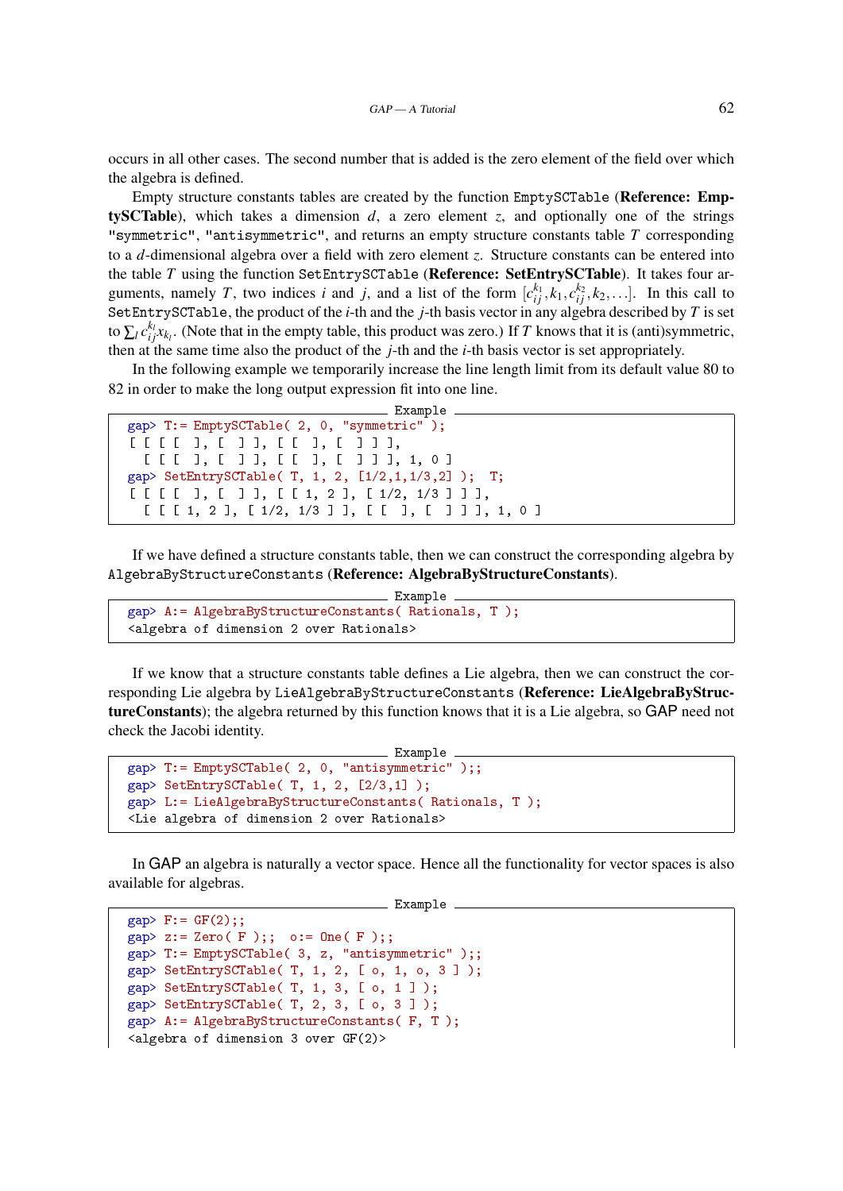occurs in all other cases. The second number that is added is the zero element of the field over which the algebra is defined.

Empty structure constants tables are created by the function `EmptySCTable` (**Reference: EmptySCTable**), which takes a dimension $d$, a zero element $z$, and optionally one of the strings `"symmetric"`, `"antisymmetric"`, and returns an empty structure constants table $T$ corresponding to a $d$-dimensional algebra over a field with zero element $z$. Structure constants can be entered into the table $T$ using the function `SetEntrySCTable` (**Reference: SetEntrySCTable**). It takes four arguments, namely $T$, two indices $i$ and $j$, and a list of the form $[c_{ij}^{k_1}, k_1, c_{ij}^{k_2}, k_2, \ldots]$. In this call to `SetEntrySCTable`, the product of the $i$-th and the $j$-th basis vector in any algebra described by $T$ is set to $\sum_l c_{ij}^{k_l} x_{k_l}$. (Note that in the empty table, this product was zero.) If $T$ knows that it is (anti)symmetric, then at the same time also the product of the $j$-th and the $i$-th basis vector is set appropriately.

In the following example we temporarily increase the line length limit from its default value 80 to 82 in order to make the long output expression fit into one line.

```
gap> T:= EmptySCTable( 2, 0, "symmetric" );
[ [ [ [  ], [  ] ], [ [  ], [  ] ] ],
  [ [ [  ], [  ] ], [ [  ], [  ] ] ], 1, 0 ]
gap> SetEntrySCTable( T, 1, 2, [1/2,1,1/3,2] );  T;
[ [ [ [  ], [  ] ], [ [ 1, 2 ], [ 1/2, 1/3 ] ] ],
  [ [ [ 1, 2 ], [ 1/2, 1/3 ] ], [ [  ], [  ] ] ], 1, 0 ]
```

If we have defined a structure constants table, then we can construct the corresponding algebra by `AlgebraByStructureConstants` (**Reference: AlgebraByStructureConstants**).

```
gap> A:= AlgebraByStructureConstants( Rationals, T );
<algebra of dimension 2 over Rationals>
```

If we know that a structure constants table defines a Lie algebra, then we can construct the corresponding Lie algebra by `LieAlgebraByStructureConstants` (**Reference: LieAlgebraByStructureConstants**); the algebra returned by this function knows that it is a Lie algebra, so GAP need not check the Jacobi identity.

```
gap> T:= EmptySCTable( 2, 0, "antisymmetric" );;
gap> SetEntrySCTable( T, 1, 2, [2/3,1] );
gap> L:= LieAlgebraByStructureConstants( Rationals, T );
<Lie algebra of dimension 2 over Rationals>
```

In GAP an algebra is naturally a vector space. Hence all the functionality for vector spaces is also available for algebras.

```
gap> F:= GF(2);;
gap> z:= Zero( F );;  o:= One( F );;
gap> T:= EmptySCTable( 3, z, "antisymmetric" );;
gap> SetEntrySCTable( T, 1, 2, [ o, 1, o, 3 ] );
gap> SetEntrySCTable( T, 1, 3, [ o, 1 ] );
gap> SetEntrySCTable( T, 2, 3, [ o, 3 ] );
gap> A:= AlgebraByStructureConstants( F, T );
<algebra of dimension 3 over GF(2)>
```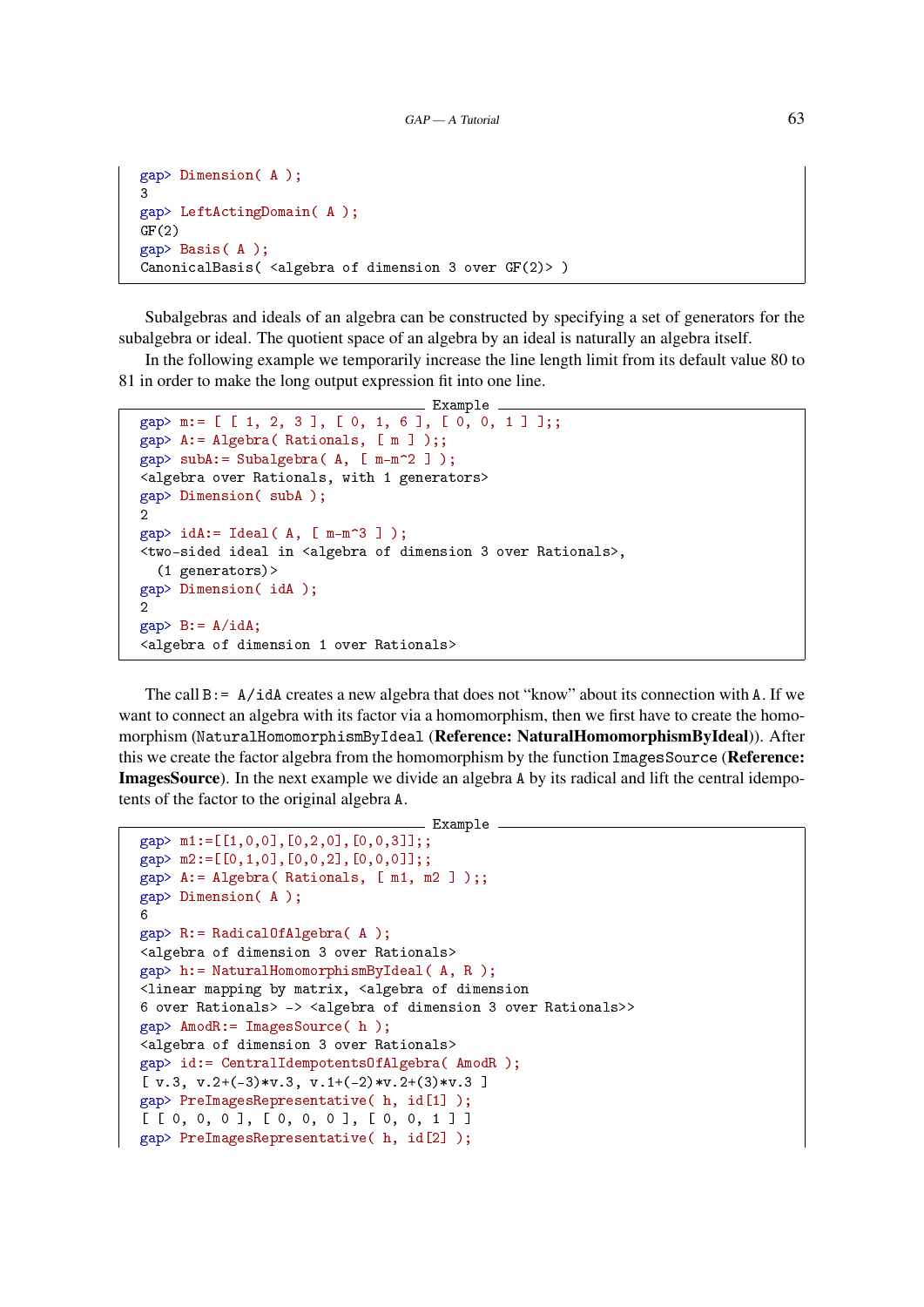```
gap> Dimension( A );
3
gap> LeftActingDomain( A );
GF(2)
gap> Basis( A );
CanonicalBasis( <algebra of dimension 3 over GF(2)> )
```

Subalgebras and ideals of an algebra can be constructed by specifying a set of generators for the subalgebra or ideal. The quotient space of an algebra by an ideal is naturally an algebra itself.

In the following example we temporarily increase the line length limit from its default value 80 to 81 in order to make the long output expression fit into one line.

```
gap> m:= [ [ 1, 2, 3 ], [ 0, 1, 6 ], [ 0, 0, 1 ] ];;
gap> A:= Algebra( Rationals, [ m ] );;
gap> subA:= Subalgebra( A, [ m-m^2 ] );
<algebra over Rationals, with 1 generators>
gap> Dimension( subA );
2
gap> idA:= Ideal( A, [ m-m^3 ] );
<two-sided ideal in <algebra of dimension 3 over Rationals>,
  (1 generators)>
gap> Dimension( idA );
2
gap> B:= A/idA;
<algebra of dimension 1 over Rationals>
```

The call `B:= A/idA` creates a new algebra that does not "know" about its connection with `A`. If we want to connect an algebra with its factor via a homomorphism, then we first have to create the homomorphism (`NaturalHomomorphismByIdeal` (**Reference: NaturalHomomorphismByIdeal**)). After this we create the factor algebra from the homomorphism by the function `ImagesSource` (**Reference: ImagesSource**). In the next example we divide an algebra `A` by its radical and lift the central idempotents of the factor to the original algebra `A`.

```
gap> m1:=[[1,0,0],[0,2,0],[0,0,3]];;
gap> m2:=[[0,1,0],[0,0,2],[0,0,0]];;
gap> A:= Algebra( Rationals, [ m1, m2 ] );;
gap> Dimension( A );
6
gap> R:= RadicalOfAlgebra( A );
<algebra of dimension 3 over Rationals>
gap> h:= NaturalHomomorphismByIdeal( A, R );
<linear mapping by matrix, <algebra of dimension
6 over Rationals> -> <algebra of dimension 3 over Rationals>>
gap> AmodR:= ImagesSource( h );
<algebra of dimension 3 over Rationals>
gap> id:= CentralIdempotentsOfAlgebra( AmodR );
[ v.3, v.2+(-3)*v.3, v.1+(-2)*v.2+(3)*v.3 ]
gap> PreImagesRepresentative( h, id[1] );
[ [ 0, 0, 0 ], [ 0, 0, 0 ], [ 0, 0, 1 ] ]
gap> PreImagesRepresentative( h, id[2] );
```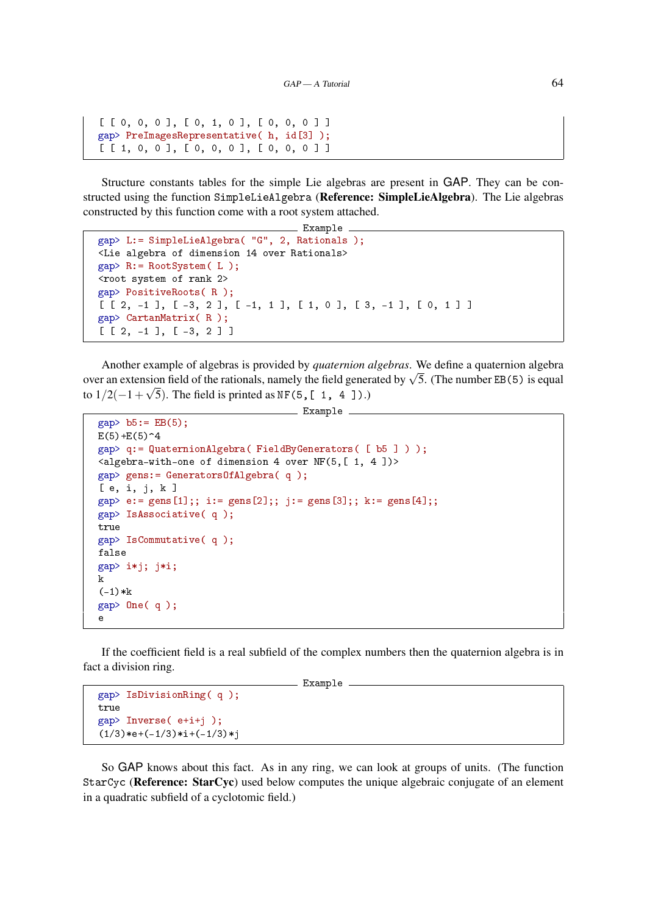```
[ [ 0, 0, 0 ], [ 0, 1, 0 ], [ 0, 0, 0 ] ]
gap> PreImagesRepresentative( h, id[3] );
[ [ 1, 0, 0 ], [ 0, 0, 0 ], [ 0, 0, 0 ] ]
```

Structure constants tables for the simple Lie algebras are present in GAP. They can be constructed using the function SimpleLieAlgebra (**Reference: SimpleLieAlgebra**). The Lie algebras constructed by this function come with a root system attached.

```
gap> L:= SimpleLieAlgebra( "G", 2, Rationals );
<Lie algebra of dimension 14 over Rationals>
gap> R:= RootSystem( L );
<root system of rank 2>
gap> PositiveRoots( R );
[ [ 2, -1 ], [ -3, 2 ], [ -1, 1 ], [ 1, 0 ], [ 3, -1 ], [ 0, 1 ] ]
gap> CartanMatrix( R );
[ [ 2, -1 ], [ -3, 2 ] ]
```

Another example of algebras is provided by *quaternion algebras*. We define a quaternion algebra over an extension field of the rationals, namely the field generated by $\sqrt{5}$. (The number EB(5) is equal to $1/2(-1+\sqrt{5})$. The field is printed as NF(5,[ 1, 4 ]).)

```
gap> b5:= EB(5);
E(5)+E(5)^4
gap> q:= QuaternionAlgebra( FieldByGenerators( [ b5 ] ) );
<algebra-with-one of dimension 4 over NF(5,[ 1, 4 ])>
gap> gens:= GeneratorsOfAlgebra( q );
[ e, i, j, k ]
gap> e:= gens[1];; i:= gens[2];; j:= gens[3];; k:= gens[4];;
gap> IsAssociative( q );
true
gap> IsCommutative( q );
false
gap> i*j; j*i;
k
(-1)*k
gap> One( q );
e
```

If the coefficient field is a real subfield of the complex numbers then the quaternion algebra is in fact a division ring.

```
gap> IsDivisionRing( q );
true
gap> Inverse( e+i+j );
(1/3)*e+(-1/3)*i+(-1/3)*j
```

So GAP knows about this fact. As in any ring, we can look at groups of units. (The function StarCyc (**Reference: StarCyc**) used below computes the unique algebraic conjugate of an element in a quadratic subfield of a cyclotomic field.)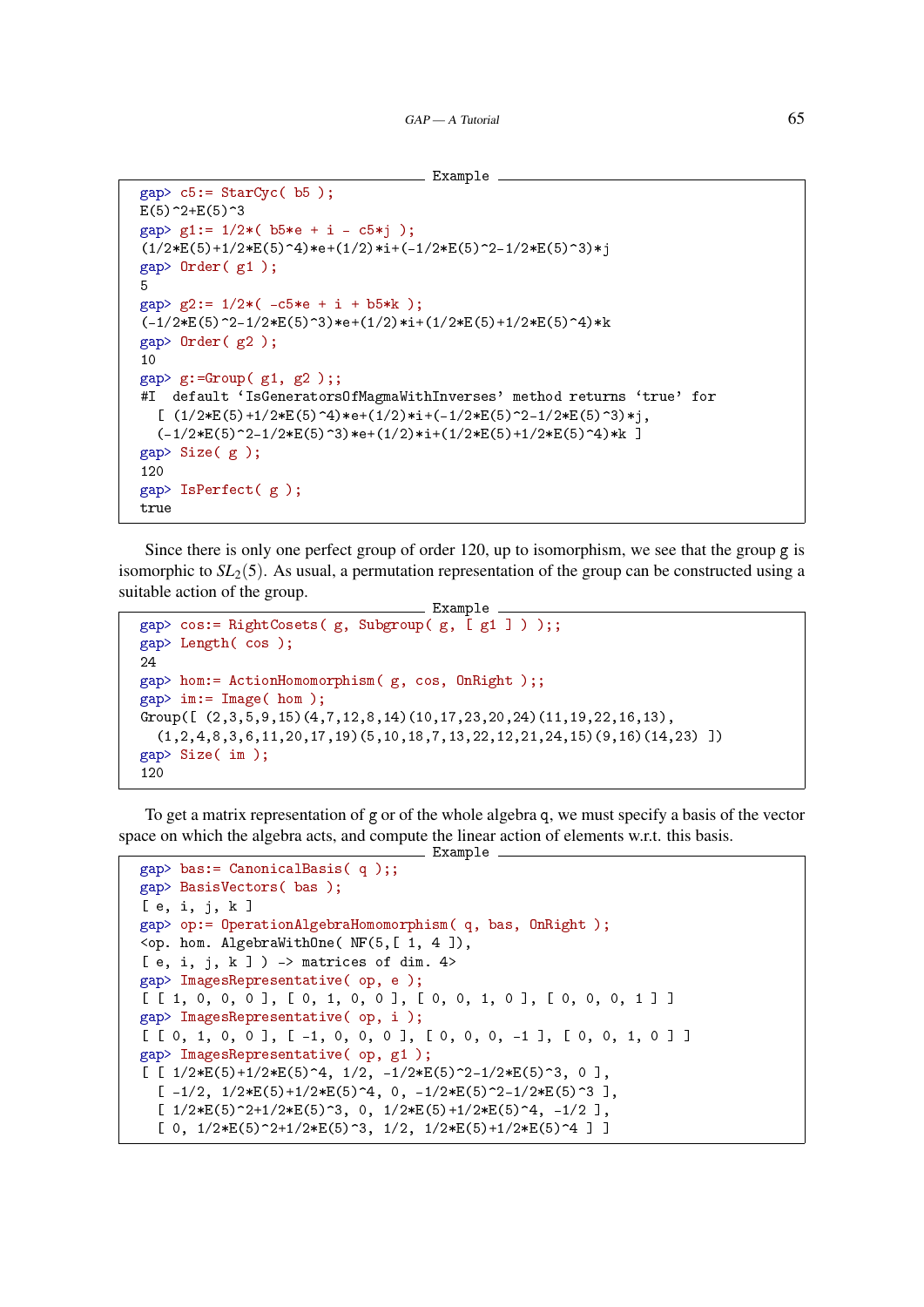Example

```
gap> c5:= StarCyc( b5 );
E(5)^2+E(5)^3
gap> g1:= 1/2*( b5*e + i - c5*j );
(1/2*E(5)+1/2*E(5)^4)*e+(1/2)*i+(-1/2*E(5)^2-1/2*E(5)^3)*j
gap> Order( g1 );
5
gap> g2:= 1/2*( -c5*e + i + b5*k );
(-1/2*E(5)^2-1/2*E(5)^3)*e+(1/2)*i+(1/2*E(5)+1/2*E(5)^4)*k
gap> Order( g2 );
10
gap> g:=Group( g1, g2 );;
#I  default `IsGeneratorsOfMagmaWithInverses' method returns `true' for
  [ (1/2*E(5)+1/2*E(5)^4)*e+(1/2)*i+(-1/2*E(5)^2-1/2*E(5)^3)*j,
  (-1/2*E(5)^2-1/2*E(5)^3)*e+(1/2)*i+(1/2*E(5)+1/2*E(5)^4)*k ]
gap> Size( g );
120
gap> IsPerfect( g );
true
```

Since there is only one perfect group of order 120, up to isomorphism, we see that the group g is isomorphic to $SL_2(5)$. As usual, a permutation representation of the group can be constructed using a suitable action of the group.

Example

```
gap> cos:= RightCosets( g, Subgroup( g, [ g1 ] ) );;
gap> Length( cos );
24
gap> hom:= ActionHomomorphism( g, cos, OnRight );;
gap> im:= Image( hom );
Group([ (2,3,5,9,15)(4,7,12,8,14)(10,17,23,20,24)(11,19,22,16,13),
  (1,2,4,8,3,6,11,20,17,19)(5,10,18,7,13,22,12,21,24,15)(9,16)(14,23) ])
gap> Size( im );
120
```

To get a matrix representation of g or of the whole algebra q, we must specify a basis of the vector space on which the algebra acts, and compute the linear action of elements w.r.t. this basis.

Example

```
gap> bas:= CanonicalBasis( q );;
gap> BasisVectors( bas );
[ e, i, j, k ]
gap> op:= OperationAlgebraHomomorphism( q, bas, OnRight );
<op. hom. AlgebraWithOne( NF(5,[ 1, 4 ]),
[ e, i, j, k ] ) -> matrices of dim. 4>
gap> ImagesRepresentative( op, e );
[ [ 1, 0, 0, 0 ], [ 0, 1, 0, 0 ], [ 0, 0, 1, 0 ], [ 0, 0, 0, 1 ] ]
gap> ImagesRepresentative( op, i );
[ [ 0, 1, 0, 0 ], [ -1, 0, 0, 0 ], [ 0, 0, 0, -1 ], [ 0, 0, 1, 0 ] ]
gap> ImagesRepresentative( op, g1 );
[ [ 1/2*E(5)+1/2*E(5)^4, 1/2, -1/2*E(5)^2-1/2*E(5)^3, 0 ],
  [ -1/2, 1/2*E(5)+1/2*E(5)^4, 0, -1/2*E(5)^2-1/2*E(5)^3 ],
  [ 1/2*E(5)^2+1/2*E(5)^3, 0, 1/2*E(5)+1/2*E(5)^4, -1/2 ],
  [ 0, 1/2*E(5)^2+1/2*E(5)^3, 1/2, 1/2*E(5)+1/2*E(5)^4 ] ]
```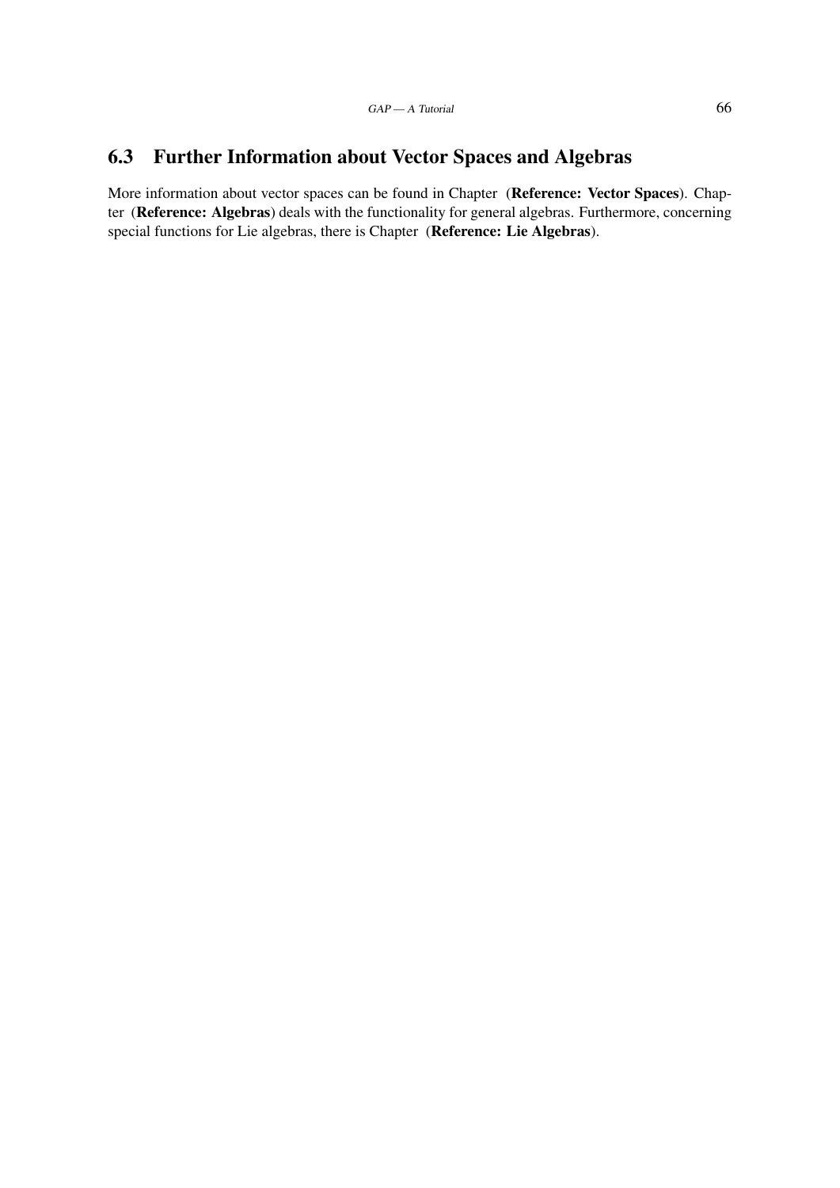## 6.3 Further Information about Vector Spaces and Algebras

More information about vector spaces can be found in Chapter (**Reference: Vector Spaces**). Chapter (**Reference: Algebras**) deals with the functionality for general algebras. Furthermore, concerning special functions for Lie algebras, there is Chapter (**Reference: Lie Algebras**).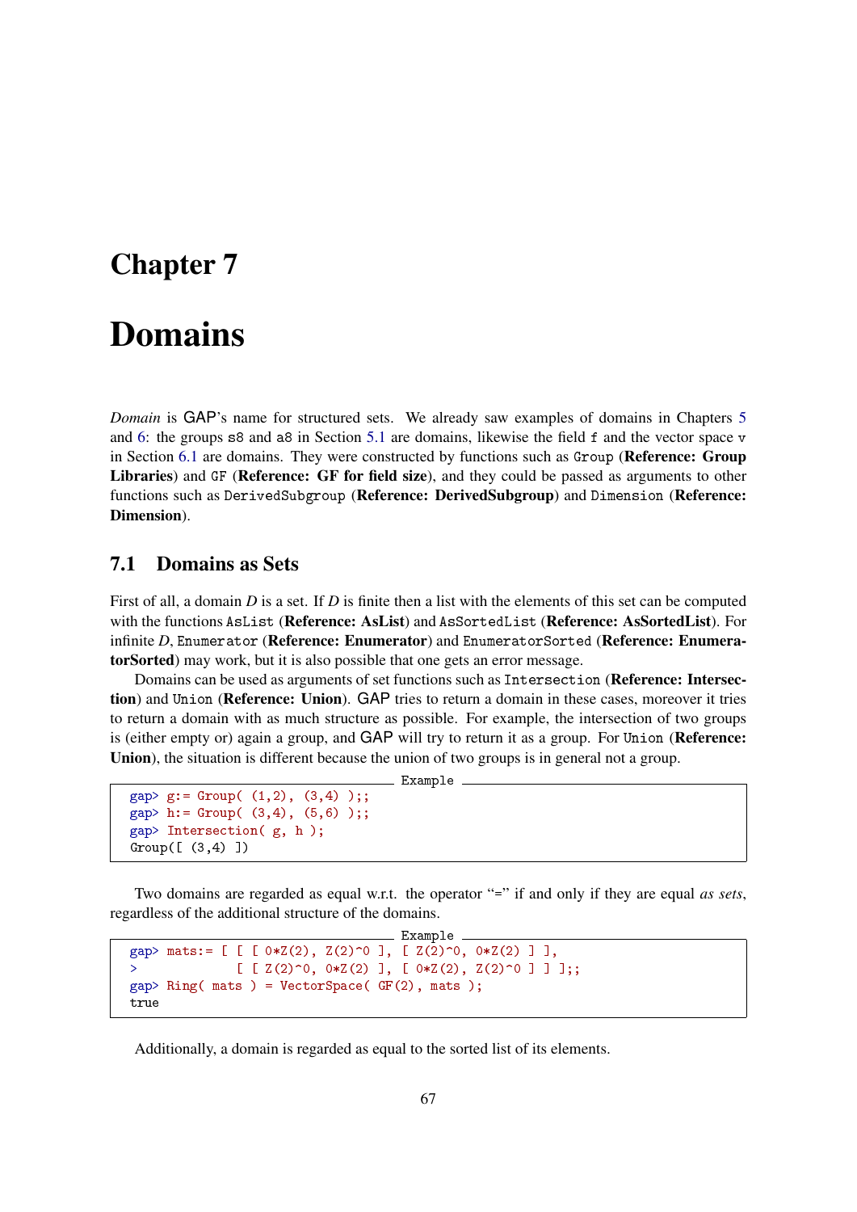# Chapter 7

# Domains

*Domain* is GAP's name for structured sets. We already saw examples of domains in Chapters 5 and 6: the groups s8 and a8 in Section 5.1 are domains, likewise the field f and the vector space v in Section 6.1 are domains. They were constructed by functions such as `Group` (**Reference: Group Libraries**) and `GF` (**Reference: GF for field size**), and they could be passed as arguments to other functions such as `DerivedSubgroup` (**Reference: DerivedSubgroup**) and `Dimension` (**Reference: Dimension**).

## 7.1 Domains as Sets

First of all, a domain $D$ is a set. If $D$ is finite then a list with the elements of this set can be computed with the functions `AsList` (**Reference: AsList**) and `AsSortedList` (**Reference: AsSortedList**). For infinite $D$, `Enumerator` (**Reference: Enumerator**) and `EnumeratorSorted` (**Reference: EnumeratorSorted**) may work, but it is also possible that one gets an error message.

Domains can be used as arguments of set functions such as `Intersection` (**Reference: Intersection**) and `Union` (**Reference: Union**). GAP tries to return a domain in these cases, moreover it tries to return a domain with as much structure as possible. For example, the intersection of two groups is (either empty or) again a group, and GAP will try to return it as a group. For `Union` (**Reference: Union**), the situation is different because the union of two groups is in general not a group.

```
gap> g:= Group( (1,2), (3,4) );;
gap> h:= Group( (3,4), (5,6) );;
gap> Intersection( g, h );
Group([ (3,4) ])
```

Two domains are regarded as equal w.r.t. the operator "=" if and only if they are equal *as sets*, regardless of the additional structure of the domains.

```
gap> mats:= [ [ [ 0*Z(2), Z(2)^0 ], [ Z(2)^0, 0*Z(2) ] ],
>             [ [ Z(2)^0, 0*Z(2) ], [ 0*Z(2), Z(2)^0 ] ] ];;
gap> Ring( mats ) = VectorSpace( GF(2), mats );
true
```

Additionally, a domain is regarded as equal to the sorted list of its elements.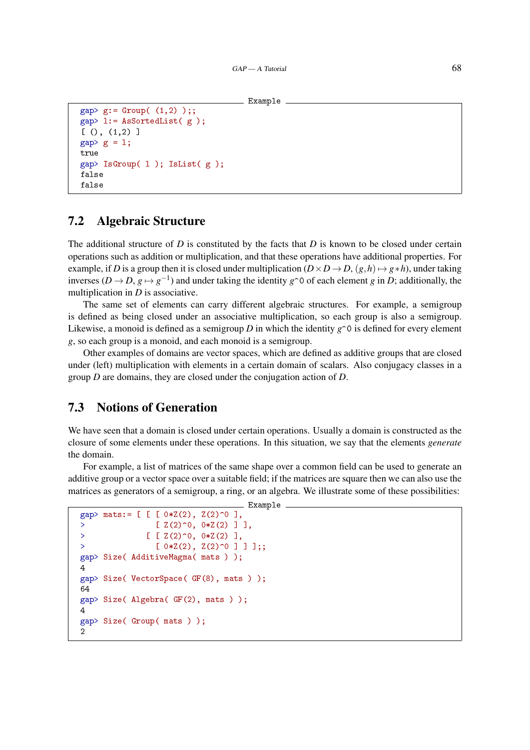Example

```
gap> g:= Group( (1,2) );;
gap> l:= AsSortedList( g );
[ (), (1,2) ]
gap> g = l;
true
gap> IsGroup( l ); IsList( g );
false
false
```

## 7.2 Algebraic Structure

The additional structure of $D$ is constituted by the facts that $D$ is known to be closed under certain operations such as addition or multiplication, and that these operations have additional properties. For example, if $D$ is a group then it is closed under multiplication ($D \times D \to D$, $(g,h) \mapsto g*h$), under taking inverses ($D \to D$, $g \mapsto g^{-1}$) and under taking the identity `g^0` of each element $g$ in $D$; additionally, the multiplication in $D$ is associative.

The same set of elements can carry different algebraic structures. For example, a semigroup is defined as being closed under an associative multiplication, so each group is also a semigroup. Likewise, a monoid is defined as a semigroup $D$ in which the identity `g^0` is defined for every element $g$, so each group is a monoid, and each monoid is a semigroup.

Other examples of domains are vector spaces, which are defined as additive groups that are closed under (left) multiplication with elements in a certain domain of scalars. Also conjugacy classes in a group $D$ are domains, they are closed under the conjugation action of $D$.

## 7.3 Notions of Generation

We have seen that a domain is closed under certain operations. Usually a domain is constructed as the closure of some elements under these operations. In this situation, we say that the elements *generate* the domain.

For example, a list of matrices of the same shape over a common field can be used to generate an additive group or a vector space over a suitable field; if the matrices are square then we can also use the matrices as generators of a semigroup, a ring, or an algebra. We illustrate some of these possibilities:

Example

```
gap> mats:= [ [ [ 0*Z(2), Z(2)^0 ],
>               [ Z(2)^0, 0*Z(2) ] ],
>             [ [ Z(2)^0, 0*Z(2) ],
>               [ 0*Z(2), Z(2)^0 ] ] ];;
gap> Size( AdditiveMagma( mats ) );
4
gap> Size( VectorSpace( GF(8), mats ) );
64
gap> Size( Algebra( GF(2), mats ) );
4
gap> Size( Group( mats ) );
2
```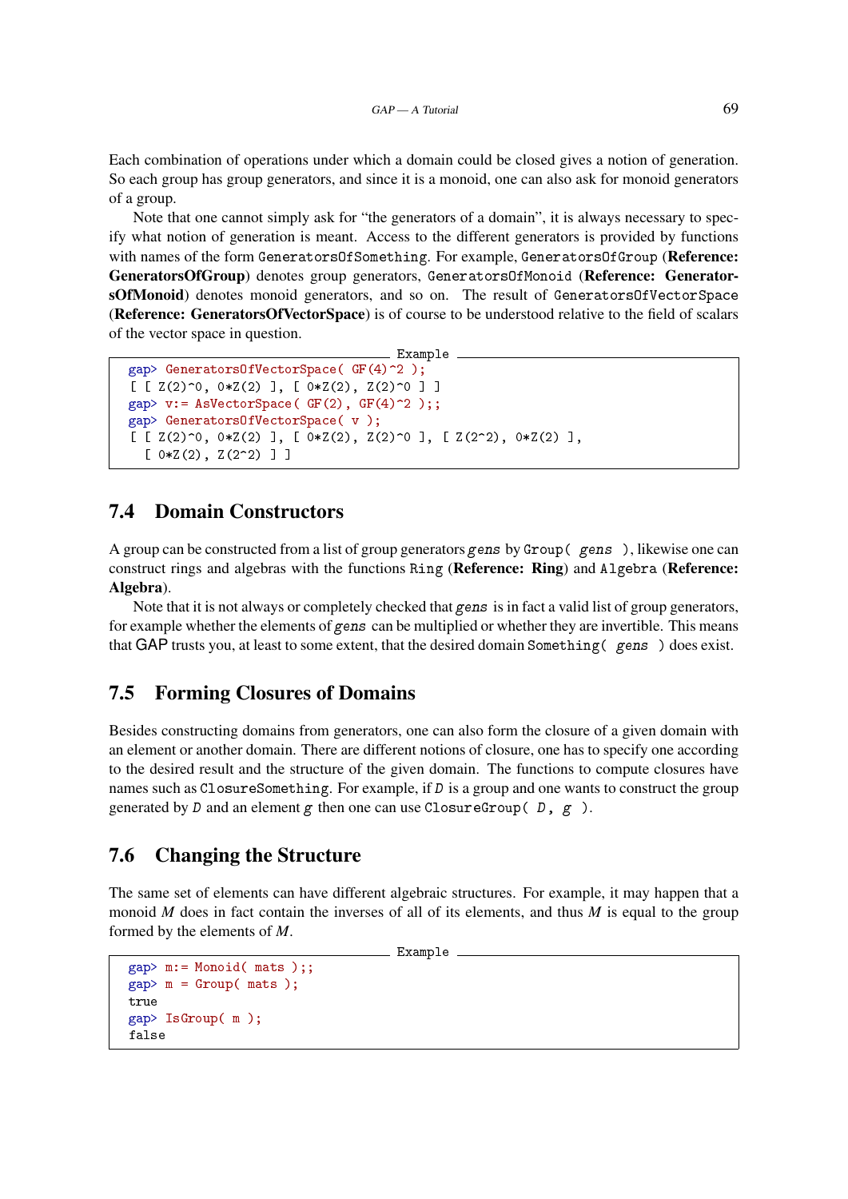Each combination of operations under which a domain could be closed gives a notion of generation. So each group has group generators, and since it is a monoid, one can also ask for monoid generators of a group.

Note that one cannot simply ask for "the generators of a domain", it is always necessary to specify what notion of generation is meant. Access to the different generators is provided by functions with names of the form `GeneratorsOfSomething`. For example, `GeneratorsOfGroup` (**Reference: GeneratorsOfGroup**) denotes group generators, `GeneratorsOfMonoid` (**Reference: GeneratorsOfMonoid**) denotes monoid generators, and so on. The result of `GeneratorsOfVectorSpace` (**Reference: GeneratorsOfVectorSpace**) is of course to be understood relative to the field of scalars of the vector space in question.

```
gap> GeneratorsOfVectorSpace( GF(4)^2 );
[ [ Z(2)^0, 0*Z(2) ], [ 0*Z(2), Z(2)^0 ] ]
gap> v:= AsVectorSpace( GF(2), GF(4)^2 );;
gap> GeneratorsOfVectorSpace( v );
[ [ Z(2)^0, 0*Z(2) ], [ 0*Z(2), Z(2)^0 ], [ Z(2^2), 0*Z(2) ],
  [ 0*Z(2), Z(2^2) ] ]
```

## 7.4 Domain Constructors

A group can be constructed from a list of group generators *gens* by `Group( gens )`, likewise one can construct rings and algebras with the functions `Ring` (**Reference: Ring**) and `Algebra` (**Reference: Algebra**).

Note that it is not always or completely checked that *gens* is in fact a valid list of group generators, for example whether the elements of *gens* can be multiplied or whether they are invertible. This means that GAP trusts you, at least to some extent, that the desired domain `Something( gens )` does exist.

## 7.5 Forming Closures of Domains

Besides constructing domains from generators, one can also form the closure of a given domain with an element or another domain. There are different notions of closure, one has to specify one according to the desired result and the structure of the given domain. The functions to compute closures have names such as `ClosureSomething`. For example, if *D* is a group and one wants to construct the group generated by *D* and an element *g* then one can use `ClosureGroup( D, g )`.

## 7.6 Changing the Structure

The same set of elements can have different algebraic structures. For example, it may happen that a monoid *M* does in fact contain the inverses of all of its elements, and thus *M* is equal to the group formed by the elements of *M*.

```
gap> m:= Monoid( mats );;
gap> m = Group( mats );
true
gap> IsGroup( m );
false
```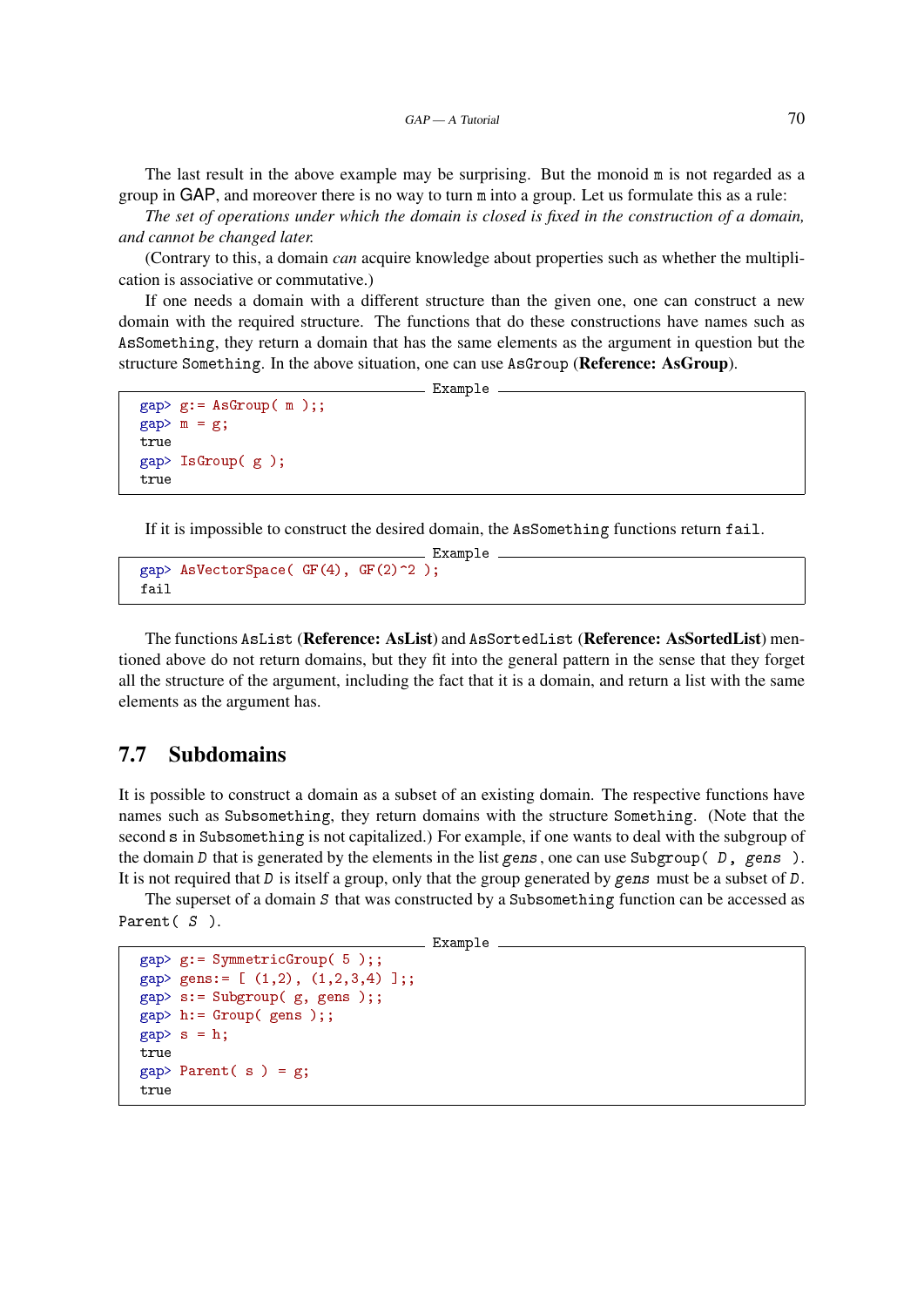The last result in the above example may be surprising. But the monoid `m` is not regarded as a group in GAP, and moreover there is no way to turn `m` into a group. Let us formulate this as a rule:

*The set of operations under which the domain is closed is fixed in the construction of a domain, and cannot be changed later.*

(Contrary to this, a domain *can* acquire knowledge about properties such as whether the multiplication is associative or commutative.)

If one needs a domain with a different structure than the given one, one can construct a new domain with the required structure. The functions that do these constructions have names such as `AsSomething`, they return a domain that has the same elements as the argument in question but the structure `Something`. In the above situation, one can use `AsGroup` (**Reference: AsGroup**).

```
gap> g:= AsGroup( m );;
gap> m = g;
true
gap> IsGroup( g );
true
```

If it is impossible to construct the desired domain, the `AsSomething` functions return `fail`.

```
gap> AsVectorSpace( GF(4), GF(2)^2 );
fail
```

The functions `AsList` (**Reference: AsList**) and `AsSortedList` (**Reference: AsSortedList**) mentioned above do not return domains, but they fit into the general pattern in the sense that they forget all the structure of the argument, including the fact that it is a domain, and return a list with the same elements as the argument has.

## 7.7 Subdomains

It is possible to construct a domain as a subset of an existing domain. The respective functions have names such as `Subsomething`, they return domains with the structure `Something`. (Note that the second `s` in `Subsomething` is not capitalized.) For example, if one wants to deal with the subgroup of the domain *D* that is generated by the elements in the list *gens*, one can use `Subgroup( D, gens )`. It is not required that *D* is itself a group, only that the group generated by *gens* must be a subset of *D*.

The superset of a domain *S* that was constructed by a `Subsomething` function can be accessed as `Parent( S )`.

```
gap> g:= SymmetricGroup( 5 );;
gap> gens:= [ (1,2), (1,2,3,4) ];;
gap> s:= Subgroup( g, gens );;
gap> h:= Group( gens );;
gap> s = h;
true
gap> Parent( s ) = g;
true
```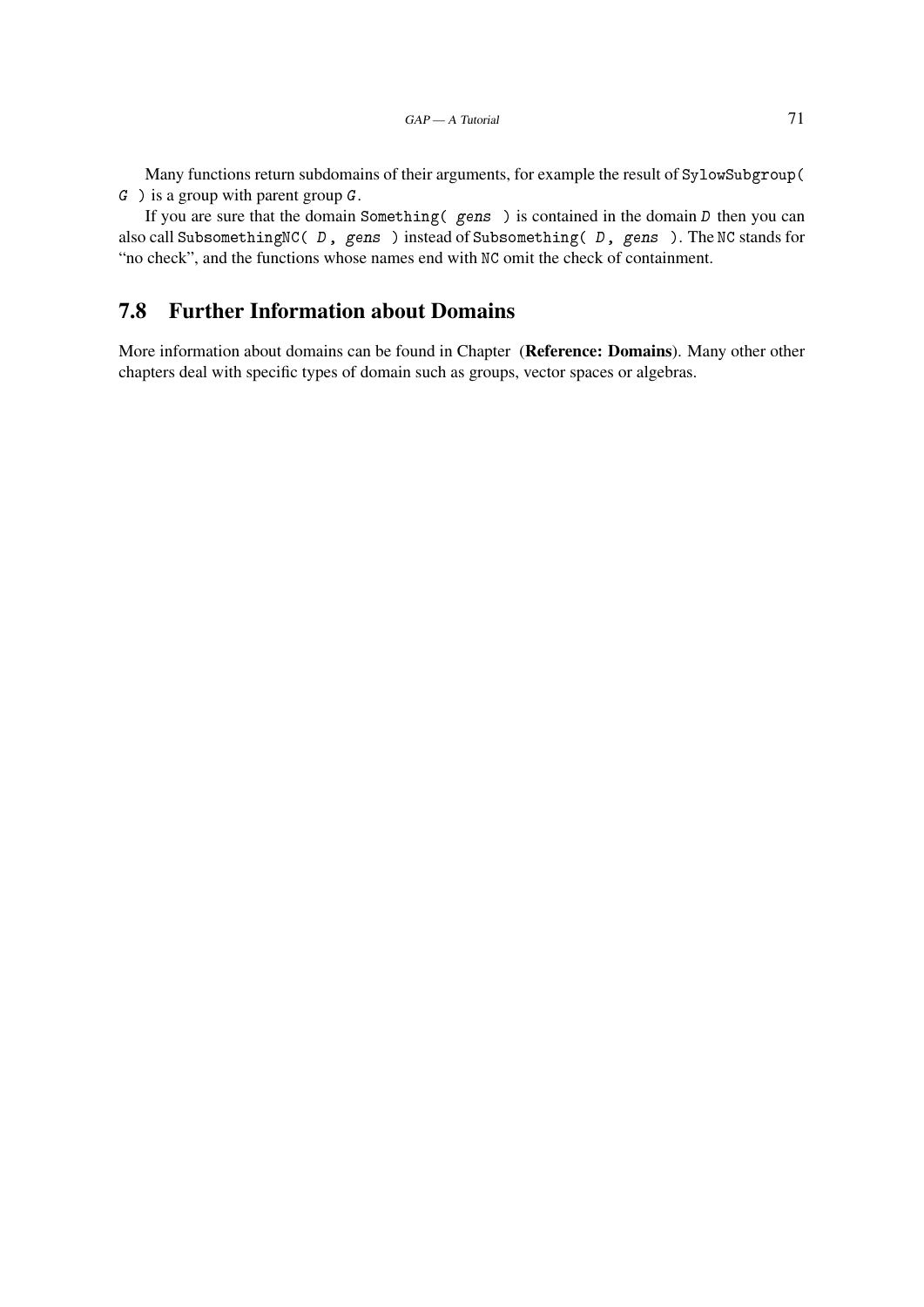Many functions return subdomains of their arguments, for example the result of `SylowSubgroup( G )` is a group with parent group `G`.

If you are sure that the domain `Something( gens )` is contained in the domain `D` then you can also call `SubsomethingNC( D, gens )` instead of `Subsomething( D, gens )`. The `NC` stands for "no check", and the functions whose names end with `NC` omit the check of containment.

## 7.8 Further Information about Domains

More information about domains can be found in Chapter (**Reference: Domains**). Many other other chapters deal with specific types of domain such as groups, vector spaces or algebras.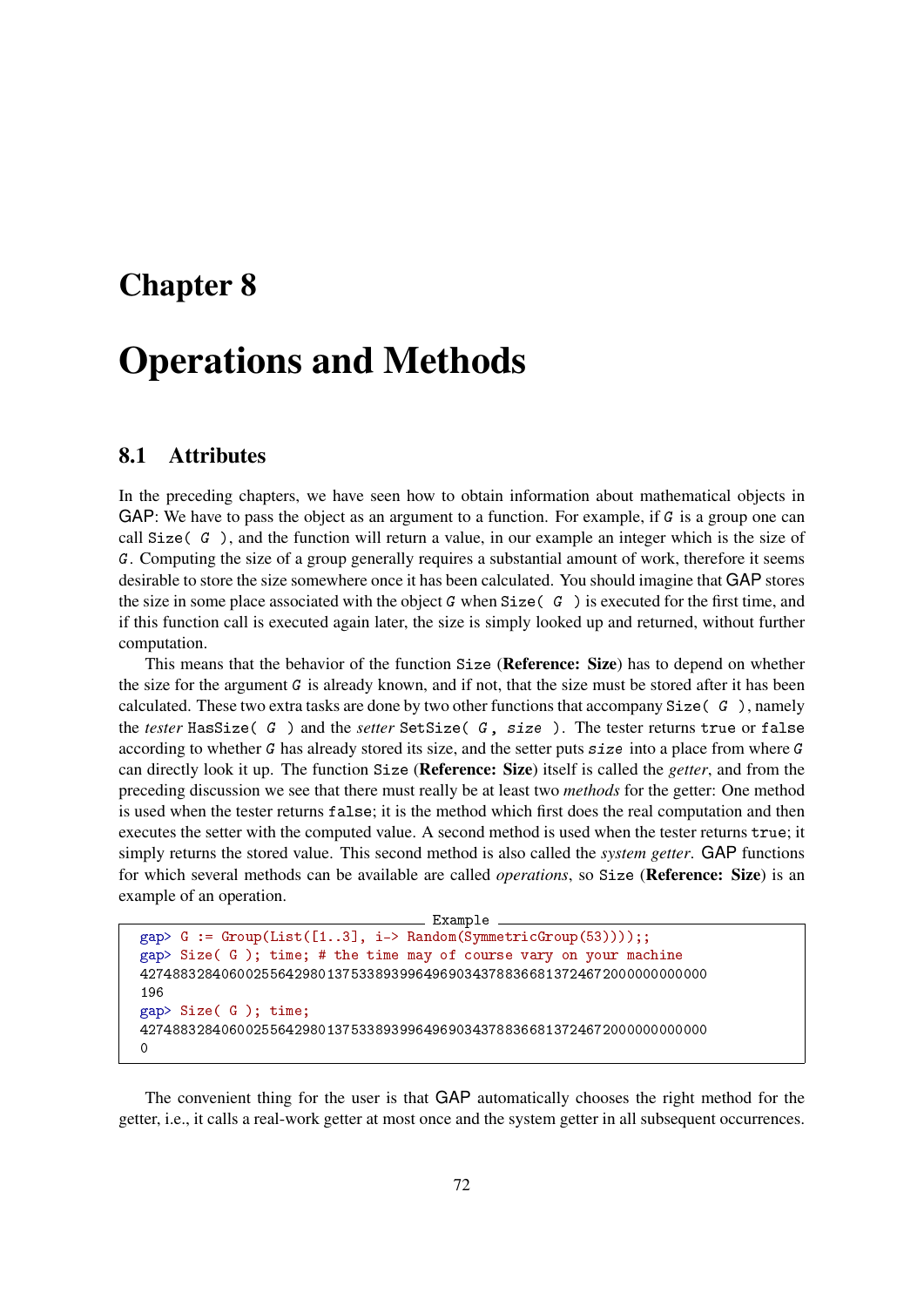# Chapter 8

# Operations and Methods

## 8.1 Attributes

In the preceding chapters, we have seen how to obtain information about mathematical objects in GAP: We have to pass the object as an argument to a function. For example, if *G* is a group one can call `Size( G )`, and the function will return a value, in our example an integer which is the size of *G*. Computing the size of a group generally requires a substantial amount of work, therefore it seems desirable to store the size somewhere once it has been calculated. You should imagine that GAP stores the size in some place associated with the object *G* when `Size( G )` is executed for the first time, and if this function call is executed again later, the size is simply looked up and returned, without further computation.

This means that the behavior of the function `Size` (**Reference: Size**) has to depend on whether the size for the argument *G* is already known, and if not, that the size must be stored after it has been calculated. These two extra tasks are done by two other functions that accompany `Size( G )`, namely the *tester* `HasSize( G )` and the *setter* `SetSize( G, size )`. The tester returns `true` or `false` according to whether *G* has already stored its size, and the setter puts *size* into a place from where *G* can directly look it up. The function `Size` (**Reference: Size**) itself is called the *getter*, and from the preceding discussion we see that there must really be at least two *methods* for the getter: One method is used when the tester returns `false`; it is the method which first does the real computation and then executes the setter with the computed value. A second method is used when the tester returns `true`; it simply returns the stored value. This second method is also called the *system getter*. GAP functions for which several methods can be available are called *operations*, so `Size` (**Reference: Size**) is an example of an operation.

```
gap> G := Group(List([1..3], i-> Random(SymmetricGroup(53))));;
gap> Size( G ); time; # the time may of course vary on your machine
4274883284060025564298013753389399649690343788366813724672000000000000
196
gap> Size( G ); time;
4274883284060025564298013753389399649690343788366813724672000000000000
0
```

The convenient thing for the user is that GAP automatically chooses the right method for the getter, i.e., it calls a real-work getter at most once and the system getter in all subsequent occurrences.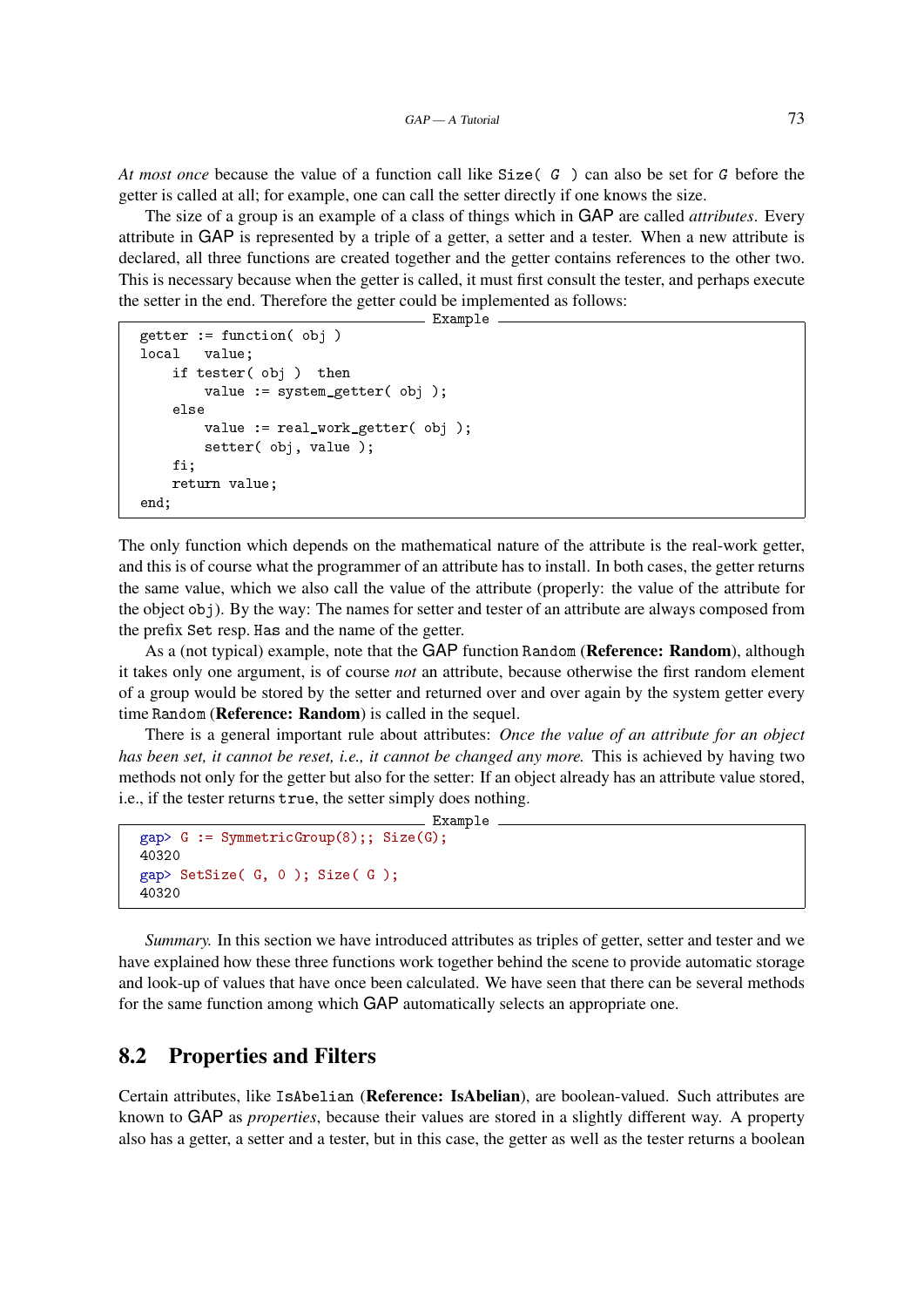*At most once* because the value of a function call like `Size( G )` can also be set for *G* before the getter is called at all; for example, one can call the setter directly if one knows the size.

The size of a group is an example of a class of things which in GAP are called *attributes*. Every attribute in GAP is represented by a triple of a getter, a setter and a tester. When a new attribute is declared, all three functions are created together and the getter contains references to the other two. This is necessary because when the getter is called, it must first consult the tester, and perhaps execute the setter in the end. Therefore the getter could be implemented as follows:

```
getter := function( obj )
local   value;
    if tester( obj )  then
        value := system_getter( obj );
    else
        value := real_work_getter( obj );
        setter( obj, value );
    fi;
    return value;
end;
```

The only function which depends on the mathematical nature of the attribute is the real-work getter, and this is of course what the programmer of an attribute has to install. In both cases, the getter returns the same value, which we also call the value of the attribute (properly: the value of the attribute for the object `obj`). By the way: The names for setter and tester of an attribute are always composed from the prefix `Set` resp. `Has` and the name of the getter.

As a (not typical) example, note that the GAP function `Random` (**Reference: Random**), although it takes only one argument, is of course *not* an attribute, because otherwise the first random element of a group would be stored by the setter and returned over and over again by the system getter every time `Random` (**Reference: Random**) is called in the sequel.

There is a general important rule about attributes: *Once the value of an attribute for an object has been set, it cannot be reset, i.e., it cannot be changed any more.* This is achieved by having two methods not only for the getter but also for the setter: If an object already has an attribute value stored, i.e., if the tester returns `true`, the setter simply does nothing.

```
gap> G := SymmetricGroup(8);; Size(G);
40320
gap> SetSize( G, 0 ); Size( G );
40320
```

*Summary.* In this section we have introduced attributes as triples of getter, setter and tester and we have explained how these three functions work together behind the scene to provide automatic storage and look-up of values that have once been calculated. We have seen that there can be several methods for the same function among which GAP automatically selects an appropriate one.

## 8.2 Properties and Filters

Certain attributes, like `IsAbelian` (**Reference: IsAbelian**), are boolean-valued. Such attributes are known to GAP as *properties*, because their values are stored in a slightly different way. A property also has a getter, a setter and a tester, but in this case, the getter as well as the tester returns a boolean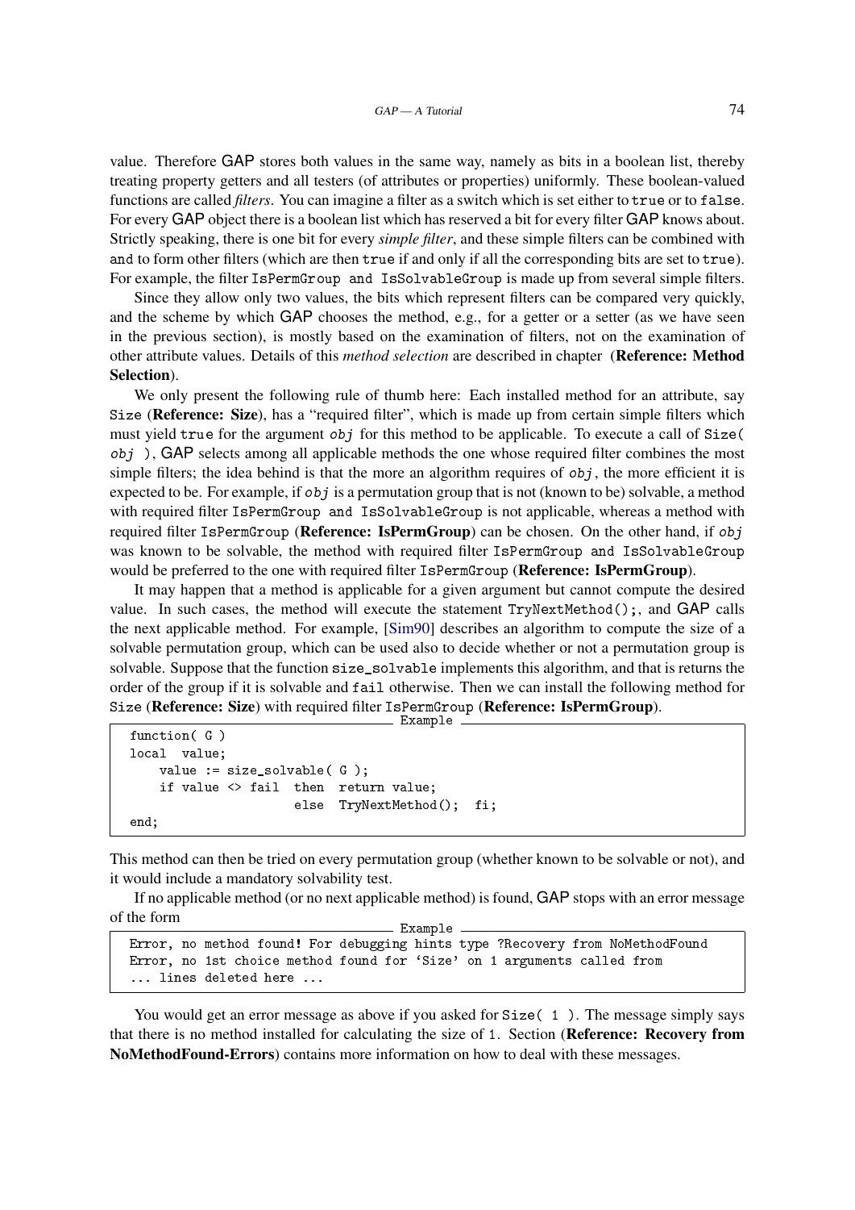value. Therefore GAP stores both values in the same way, namely as bits in a boolean list, thereby treating property getters and all testers (of attributes or properties) uniformly. These boolean-valued functions are called *filters*. You can imagine a filter as a switch which is set either to `true` or to `false`. For every GAP object there is a boolean list which has reserved a bit for every filter GAP knows about. Strictly speaking, there is one bit for every *simple filter*, and these simple filters can be combined with `and` to form other filters (which are then `true` if and only if all the corresponding bits are set to `true`). For example, the filter `IsPermGroup and IsSolvableGroup` is made up from several simple filters.

Since they allow only two values, the bits which represent filters can be compared very quickly, and the scheme by which GAP chooses the method, e.g., for a getter or a setter (as we have seen in the previous section), is mostly based on the examination of filters, not on the examination of other attribute values. Details of this *method selection* are described in chapter (**Reference: Method Selection**).

We only present the following rule of thumb here: Each installed method for an attribute, say `Size` (**Reference: Size**), has a "required filter", which is made up from certain simple filters which must yield `true` for the argument *obj* for this method to be applicable. To execute a call of `Size( obj )`, GAP selects among all applicable methods the one whose required filter combines the most simple filters; the idea behind is that the more an algorithm requires of *obj*, the more efficient it is expected to be. For example, if *obj* is a permutation group that is not (known to be) solvable, a method with required filter `IsPermGroup and IsSolvableGroup` is not applicable, whereas a method with required filter `IsPermGroup` (**Reference: IsPermGroup**) can be chosen. On the other hand, if *obj* was known to be solvable, the method with required filter `IsPermGroup and IsSolvableGroup` would be preferred to the one with required filter `IsPermGroup` (**Reference: IsPermGroup**).

It may happen that a method is applicable for a given argument but cannot compute the desired value. In such cases, the method will execute the statement `TryNextMethod();`, and GAP calls the next applicable method. For example, [Sim90] describes an algorithm to compute the size of a solvable permutation group, which can be used also to decide whether or not a permutation group is solvable. Suppose that the function `size_solvable` implements this algorithm, and that is returns the order of the group if it is solvable and `fail` otherwise. Then we can install the following method for `Size` (**Reference: Size**) with required filter `IsPermGroup` (**Reference: IsPermGroup**).

```
function( G )
local  value;
    value := size_solvable( G );
    if value <> fail  then  return value;
                      else  TryNextMethod();  fi;
end;
```

This method can then be tried on every permutation group (whether known to be solvable or not), and it would include a mandatory solvability test.

If no applicable method (or no next applicable method) is found, GAP stops with an error message of the form

```
Error, no method found! For debugging hints type ?Recovery from NoMethodFound
Error, no 1st choice method found for `Size' on 1 arguments called from
... lines deleted here ...
```

You would get an error message as above if you asked for `Size( 1 )`. The message simply says that there is no method installed for calculating the size of `1`. Section (**Reference: Recovery from NoMethodFound-Errors**) contains more information on how to deal with these messages.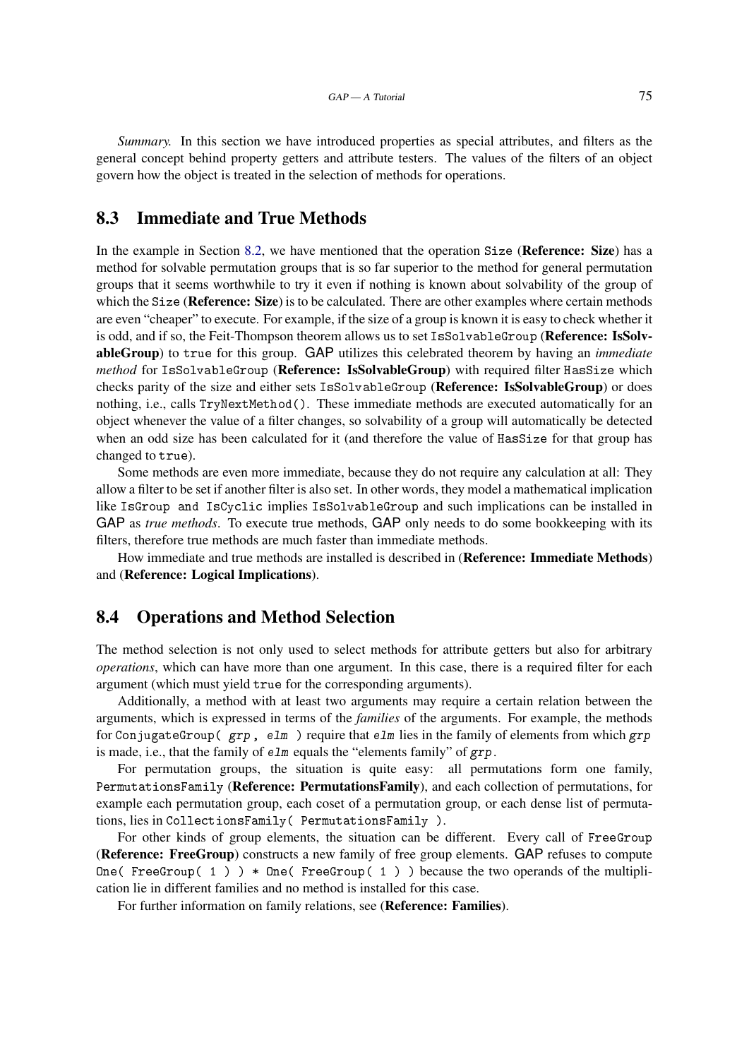*Summary.* In this section we have introduced properties as special attributes, and filters as the general concept behind property getters and attribute testers. The values of the filters of an object govern how the object is treated in the selection of methods for operations.

## 8.3 Immediate and True Methods

In the example in Section 8.2, we have mentioned that the operation `Size` (**Reference: Size**) has a method for solvable permutation groups that is so far superior to the method for general permutation groups that it seems worthwhile to try it even if nothing is known about solvability of the group of which the `Size` (**Reference: Size**) is to be calculated. There are other examples where certain methods are even "cheaper" to execute. For example, if the size of a group is known it is easy to check whether it is odd, and if so, the Feit-Thompson theorem allows us to set `IsSolvableGroup` (**Reference: IsSolvableGroup**) to `true` for this group. GAP utilizes this celebrated theorem by having an *immediate method* for `IsSolvableGroup` (**Reference: IsSolvableGroup**) with required filter `HasSize` which checks parity of the size and either sets `IsSolvableGroup` (**Reference: IsSolvableGroup**) or does nothing, i.e., calls `TryNextMethod()`. These immediate methods are executed automatically for an object whenever the value of a filter changes, so solvability of a group will automatically be detected when an odd size has been calculated for it (and therefore the value of `HasSize` for that group has changed to `true`).

Some methods are even more immediate, because they do not require any calculation at all: They allow a filter to be set if another filter is also set. In other words, they model a mathematical implication like `IsGroup and IsCyclic` implies `IsSolvableGroup` and such implications can be installed in GAP as *true methods*. To execute true methods, GAP only needs to do some bookkeeping with its filters, therefore true methods are much faster than immediate methods.

How immediate and true methods are installed is described in (**Reference: Immediate Methods**) and (**Reference: Logical Implications**).

## 8.4 Operations and Method Selection

The method selection is not only used to select methods for attribute getters but also for arbitrary *operations*, which can have more than one argument. In this case, there is a required filter for each argument (which must yield `true` for the corresponding arguments).

Additionally, a method with at least two arguments may require a certain relation between the arguments, which is expressed in terms of the *families* of the arguments. For example, the methods for `ConjugateGroup( grp, elm )` require that *elm* lies in the family of elements from which *grp* is made, i.e., that the family of *elm* equals the "elements family" of *grp*.

For permutation groups, the situation is quite easy: all permutations form one family, `PermutationsFamily` (**Reference: PermutationsFamily**), and each collection of permutations, for example each permutation group, each coset of a permutation group, or each dense list of permutations, lies in `CollectionsFamily( PermutationsFamily )`.

For other kinds of group elements, the situation can be different. Every call of `FreeGroup` (**Reference: FreeGroup**) constructs a new family of free group elements. GAP refuses to compute `One( FreeGroup( 1 ) ) * One( FreeGroup( 1 ) )` because the two operands of the multiplication lie in different families and no method is installed for this case.

For further information on family relations, see (**Reference: Families**).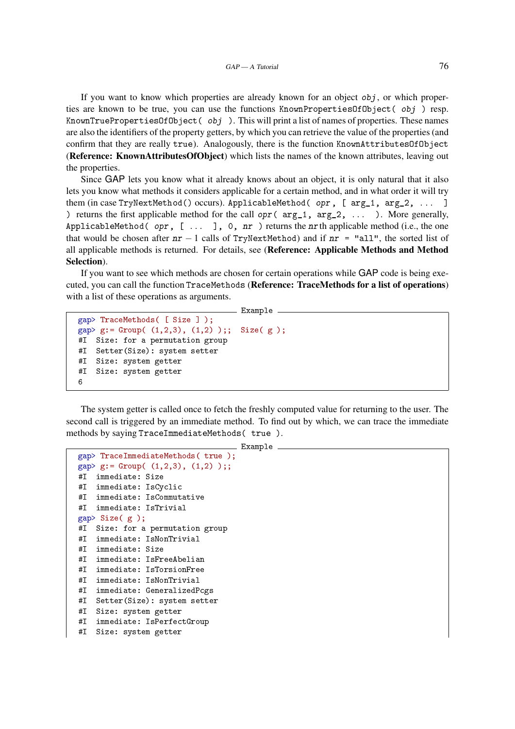If you want to know which properties are already known for an object *obj*, or which properties are known to be true, you can use the functions `KnownPropertiesOfObject( obj )` resp. `KnownTruePropertiesOfObject( obj )`. This will print a list of names of properties. These names are also the identifiers of the property getters, by which you can retrieve the value of the properties (and confirm that they are really `true`). Analogously, there is the function `KnownAttributesOfObject` (**Reference: KnownAttributesOfObject**) which lists the names of the known attributes, leaving out the properties.

Since GAP lets you know what it already knows about an object, it is only natural that it also lets you know what methods it considers applicable for a certain method, and in what order it will try them (in case `TryNextMethod()` occurs). `ApplicableMethod( opr, [ arg_1, arg_2, ... ] )` returns the first applicable method for the call `opr( arg_1, arg_2, ... )`. More generally, `ApplicableMethod( opr, [ ... ], 0, nr )` returns the *nr*th applicable method (i.e., the one that would be chosen after $nr - 1$ calls of `TryNextMethod`) and if `nr = "all"`, the sorted list of all applicable methods is returned. For details, see (**Reference: Applicable Methods and Method Selection**).

If you want to see which methods are chosen for certain operations while GAP code is being executed, you can call the function `TraceMethods` (**Reference: TraceMethods for a list of operations**) with a list of these operations as arguments.

```
gap> TraceMethods( [ Size ] );
gap> g:= Group( (1,2,3), (1,2) );;  Size( g );
#I  Size: for a permutation group
#I  Setter(Size): system setter
#I  Size: system getter
#I  Size: system getter
6
```

The system getter is called once to fetch the freshly computed value for returning to the user. The second call is triggered by an immediate method. To find out by which, we can trace the immediate methods by saying `TraceImmediateMethods( true )`.

```
gap> TraceImmediateMethods( true );
gap> g:= Group( (1,2,3), (1,2) );;
#I  immediate: Size
#I  immediate: IsCyclic
#I  immediate: IsCommutative
#I  immediate: IsTrivial
gap> Size( g );
#I  Size: for a permutation group
#I  immediate: IsNonTrivial
#I  immediate: Size
#I  immediate: IsFreeAbelian
#I  immediate: IsTorsionFree
#I  immediate: IsNonTrivial
#I  immediate: GeneralizedPcgs
#I  Setter(Size): system setter
#I  Size: system getter
#I  immediate: IsPerfectGroup
#I  Size: system getter
```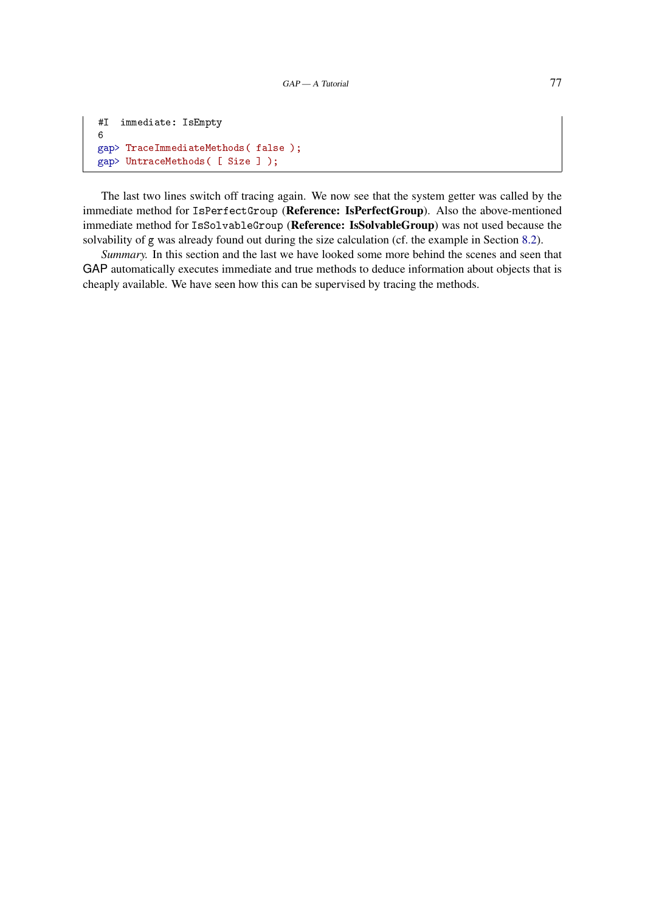```
#I  immediate: IsEmpty
6
gap> TraceImmediateMethods( false );
gap> UntraceMethods( [ Size ] );
```

The last two lines switch off tracing again. We now see that the system getter was called by the immediate method for `IsPerfectGroup` (**Reference: IsPerfectGroup**). Also the above-mentioned immediate method for `IsSolvableGroup` (**Reference: IsSolvableGroup**) was not used because the solvability of `g` was already found out during the size calculation (cf. the example in Section 8.2).

*Summary.* In this section and the last we have looked some more behind the scenes and seen that GAP automatically executes immediate and true methods to deduce information about objects that is cheaply available. We have seen how this can be supervised by tracing the methods.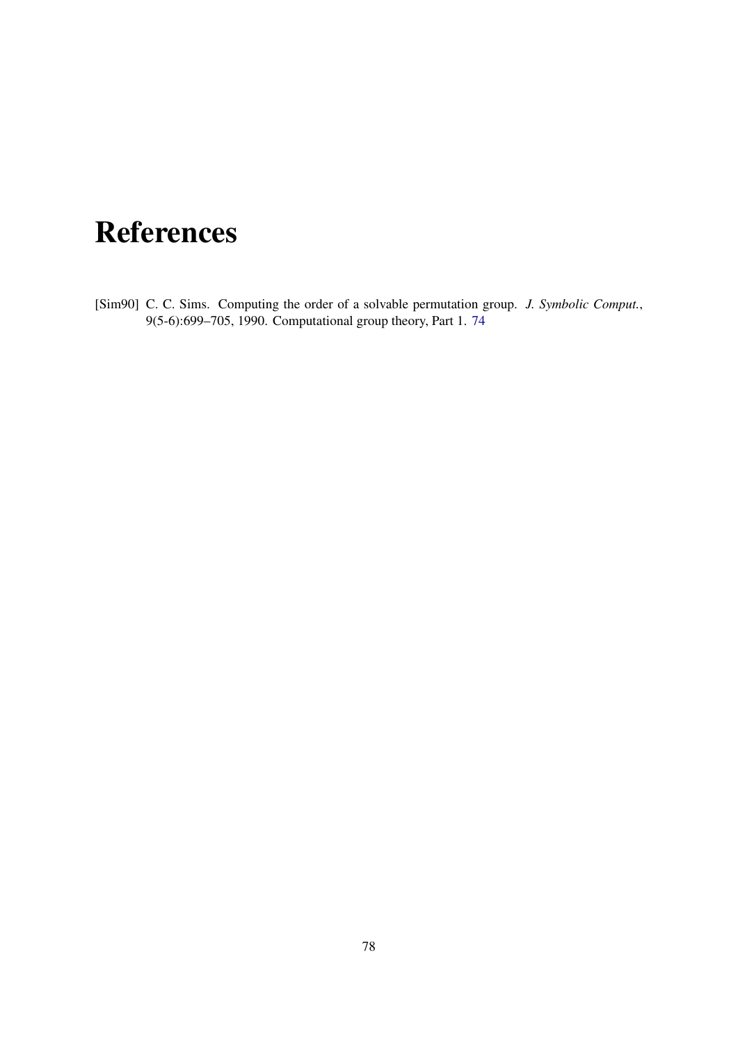# References

[Sim90] C. C. Sims. Computing the order of a solvable permutation group. *J. Symbolic Comput.*, 9(5-6):699–705, 1990. Computational group theory, Part 1. 74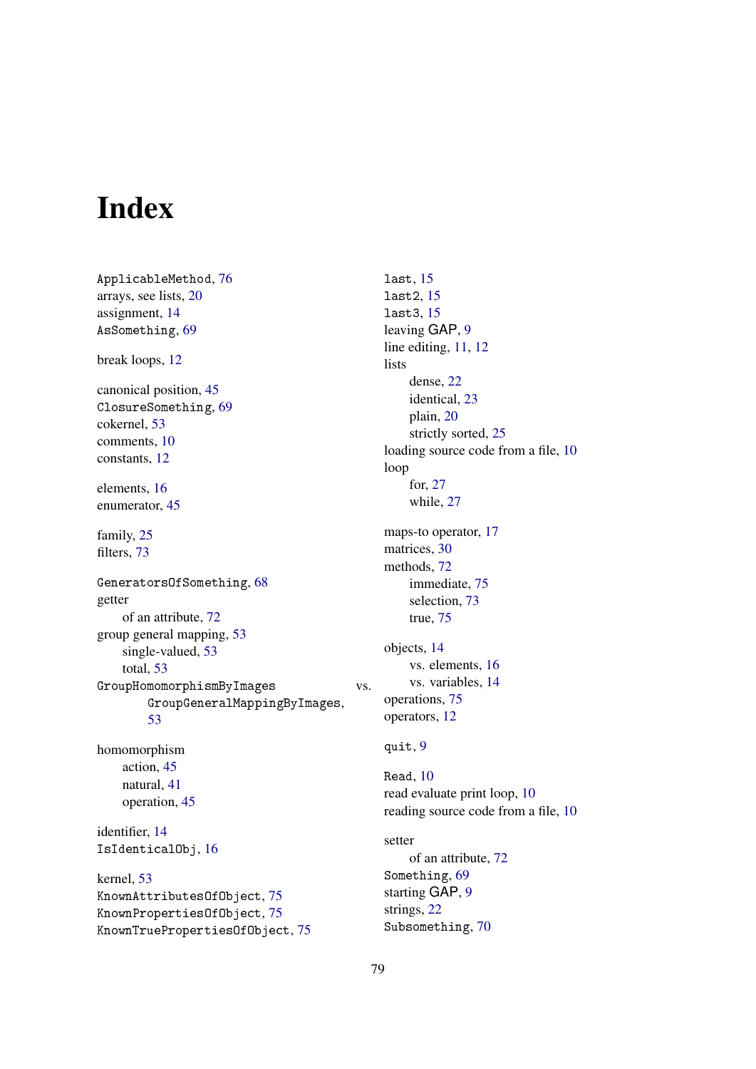# Index

`ApplicableMethod`, 76
arrays, see lists, 20
assignment, 14
`AsSomething`, 69

break loops, 12

canonical position, 45
`ClosureSomething`, 69
cokernel, 53
comments, 10
constants, 12

elements, 16
enumerator, 45

family, 25
filters, 73

`GeneratorsOfSomething`, 68
getter
    of an attribute, 72
group general mapping, 53
    single-valued, 53
    total, 53
`GroupHomomorphismByImages` vs.
        `GroupGeneralMappingByImages`,
        53

homomorphism
    action, 45
    natural, 41
    operation, 45

identifier, 14
`IsIdenticalObj`, 16

kernel, 53
`KnownAttributesOfObject`, 75
`KnownPropertiesOfObject`, 75
`KnownTruePropertiesOfObject`, 75

`last`, 15
`last2`, 15
`last3`, 15
leaving GAP, 9
line editing, 11, 12
lists
    dense, 22
    identical, 23
    plain, 20
    strictly sorted, 25
loading source code from a file, 10
loop
    for, 27
    while, 27

maps-to operator, 17
matrices, 30
methods, 72
    immediate, 75
    selection, 73
    true, 75

objects, 14
    vs. elements, 16
    vs. variables, 14
operations, 75
operators, 12

`quit`, 9

`Read`, 10
read evaluate print loop, 10
reading source code from a file, 10

setter
    of an attribute, 72
`Something`, 69
starting GAP, 9
strings, 22
`Subsomething`, 70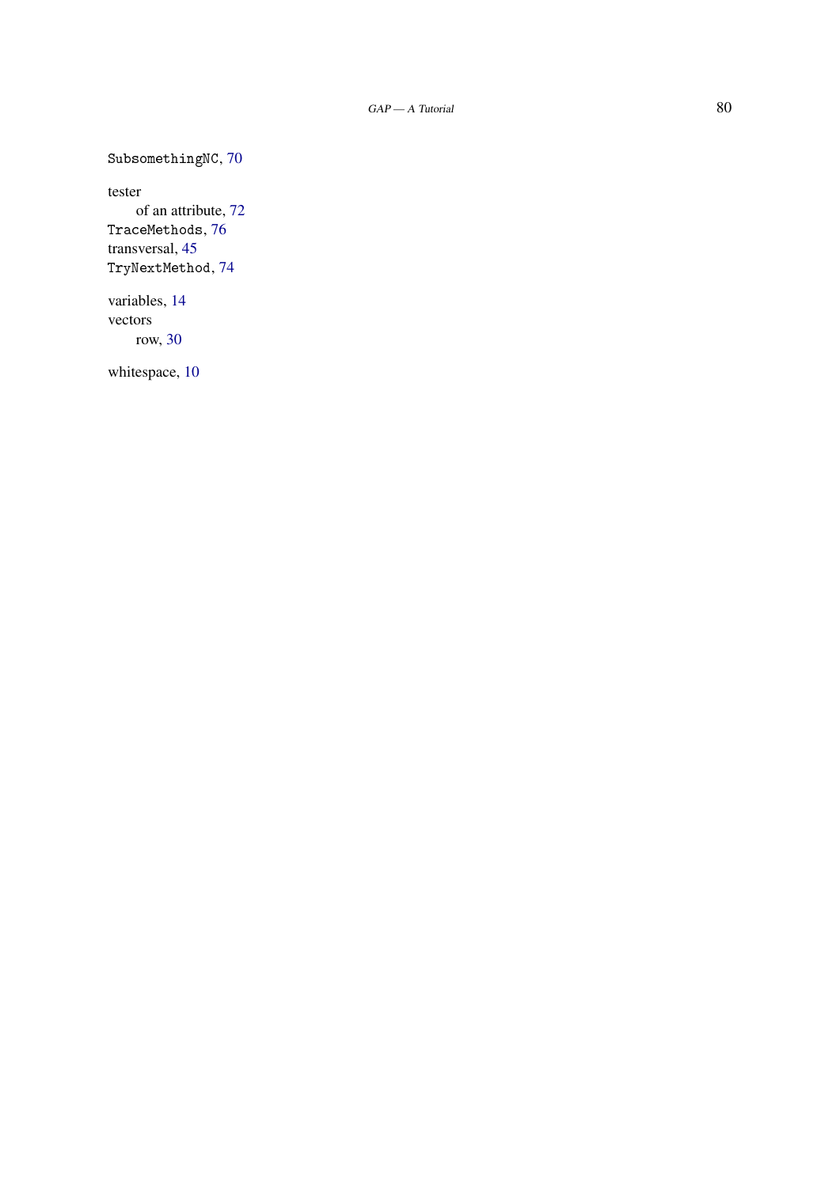`SubsomethingNC`, 70

tester
  of an attribute, 72
`TraceMethods`, 76
transversal, 45
`TryNextMethod`, 74

variables, 14
vectors
  row, 30

whitespace, 10